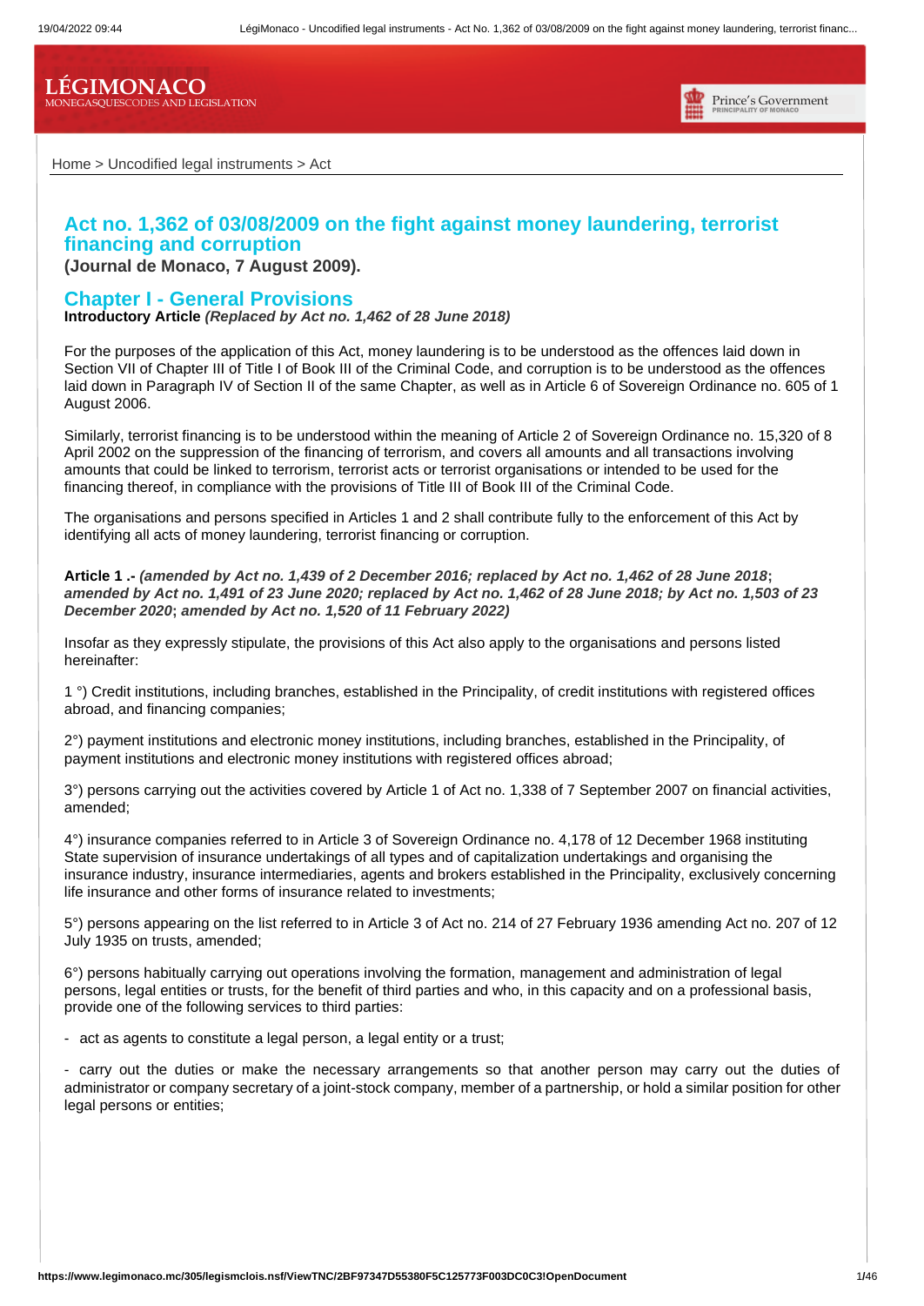Home > Uncodified legal instruments > Act

# Act no. 1,362 of 03/08/2009 on the fight against money laundering, terrorist financing and corruption

**(Journal de Monaco, 7 August 2009).**

## Chapter I - General Provisions

**Introductory Article** ***(Replaced by Act no. 1,462 of 28 June 2018)***

For the purposes of the application of this Act, money laundering is to be understood as the offences laid down in Section VII of Chapter III of Title I of Book III of the Criminal Code, and corruption is to be understood as the offences laid down in Paragraph IV of Section II of the same Chapter, as well as in Article 6 of Sovereign Ordinance no. 605 of 1 August 2006.

Similarly, terrorist financing is to be understood within the meaning of Article 2 of Sovereign Ordinance no. 15,320 of 8 April 2002 on the suppression of the financing of terrorism, and covers all amounts and all transactions involving amounts that could be linked to terrorism, terrorist acts or terrorist organisations or intended to be used for the financing thereof, in compliance with the provisions of Title III of Book III of the Criminal Code.

The organisations and persons specified in Articles 1 and 2 shall contribute fully to the enforcement of this Act by identifying all acts of money laundering, terrorist financing or corruption.

**Article 1 .-** ***(amended by Act no. 1,439 of 2 December 2016; replaced by Act no. 1,462 of 28 June 2018*****;** ***amended by Act no. 1,491 of 23 June 2020; replaced by Act no. 1,462 of 28 June 2018; by Act no. 1,503 of 23 December 2020*****;** ***amended by Act no. 1,520 of 11 February 2022)***

Insofar as they expressly stipulate, the provisions of this Act also apply to the organisations and persons listed hereinafter:

1 °) Credit institutions, including branches, established in the Principality, of credit institutions with registered offices abroad, and financing companies;

2°) payment institutions and electronic money institutions, including branches, established in the Principality, of payment institutions and electronic money institutions with registered offices abroad;

3°) persons carrying out the activities covered by Article 1 of Act no. 1,338 of 7 September 2007 on financial activities, amended;

4°) insurance companies referred to in Article 3 of Sovereign Ordinance no. 4,178 of 12 December 1968 instituting State supervision of insurance undertakings of all types and of capitalization undertakings and organising the insurance industry, insurance intermediaries, agents and brokers established in the Principality, exclusively concerning life insurance and other forms of insurance related to investments;

5°) persons appearing on the list referred to in Article 3 of Act no. 214 of 27 February 1936 amending Act no. 207 of 12 July 1935 on trusts, amended;

6°) persons habitually carrying out operations involving the formation, management and administration of legal persons, legal entities or trusts, for the benefit of third parties and who, in this capacity and on a professional basis, provide one of the following services to third parties:

- act as agents to constitute a legal person, a legal entity or a trust;

- carry out the duties or make the necessary arrangements so that another person may carry out the duties of administrator or company secretary of a joint-stock company, member of a partnership, or hold a similar position for other legal persons or entities;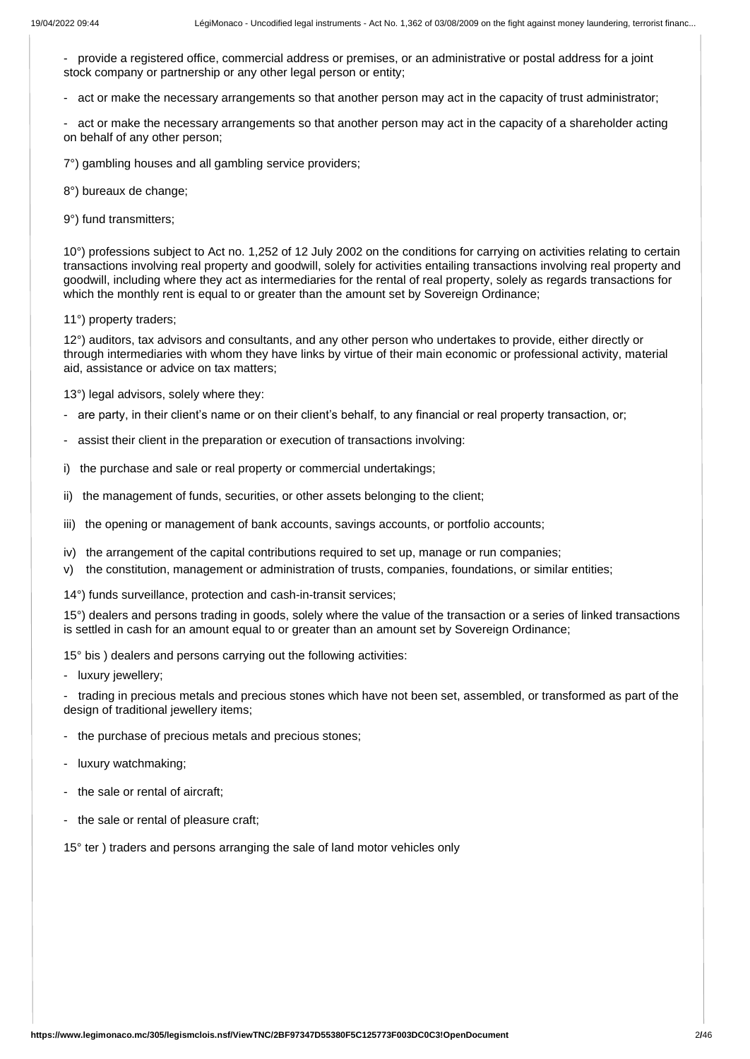- provide a registered office, commercial address or premises, or an administrative or postal address for a joint stock company or partnership or any other legal person or entity;

- act or make the necessary arrangements so that another person may act in the capacity of trust administrator;

- act or make the necessary arrangements so that another person may act in the capacity of a shareholder acting on behalf of any other person;

7°) gambling houses and all gambling service providers;

8°) bureaux de change;

9°) fund transmitters;

10°) professions subject to Act no. 1,252 of 12 July 2002 on the conditions for carrying on activities relating to certain transactions involving real property and goodwill, solely for activities entailing transactions involving real property and goodwill, including where they act as intermediaries for the rental of real property, solely as regards transactions for which the monthly rent is equal to or greater than the amount set by Sovereign Ordinance;

11°) property traders;

12°) auditors, tax advisors and consultants, and any other person who undertakes to provide, either directly or through intermediaries with whom they have links by virtue of their main economic or professional activity, material aid, assistance or advice on tax matters;

13°) legal advisors, solely where they:

- are party, in their client's name or on their client's behalf, to any financial or real property transaction, or;

- assist their client in the preparation or execution of transactions involving:

i) the purchase and sale or real property or commercial undertakings;

ii) the management of funds, securities, or other assets belonging to the client;

iii) the opening or management of bank accounts, savings accounts, or portfolio accounts;

iv) the arrangement of the capital contributions required to set up, manage or run companies;

v) the constitution, management or administration of trusts, companies, foundations, or similar entities;

14°) funds surveillance, protection and cash-in-transit services;

15°) dealers and persons trading in goods, solely where the value of the transaction or a series of linked transactions is settled in cash for an amount equal to or greater than an amount set by Sovereign Ordinance;

15° bis ) dealers and persons carrying out the following activities:

- luxury jewellery;

- trading in precious metals and precious stones which have not been set, assembled, or transformed as part of the design of traditional jewellery items;

- the purchase of precious metals and precious stones;

- luxury watchmaking;

- the sale or rental of aircraft;

- the sale or rental of pleasure craft;

15° ter ) traders and persons arranging the sale of land motor vehicles only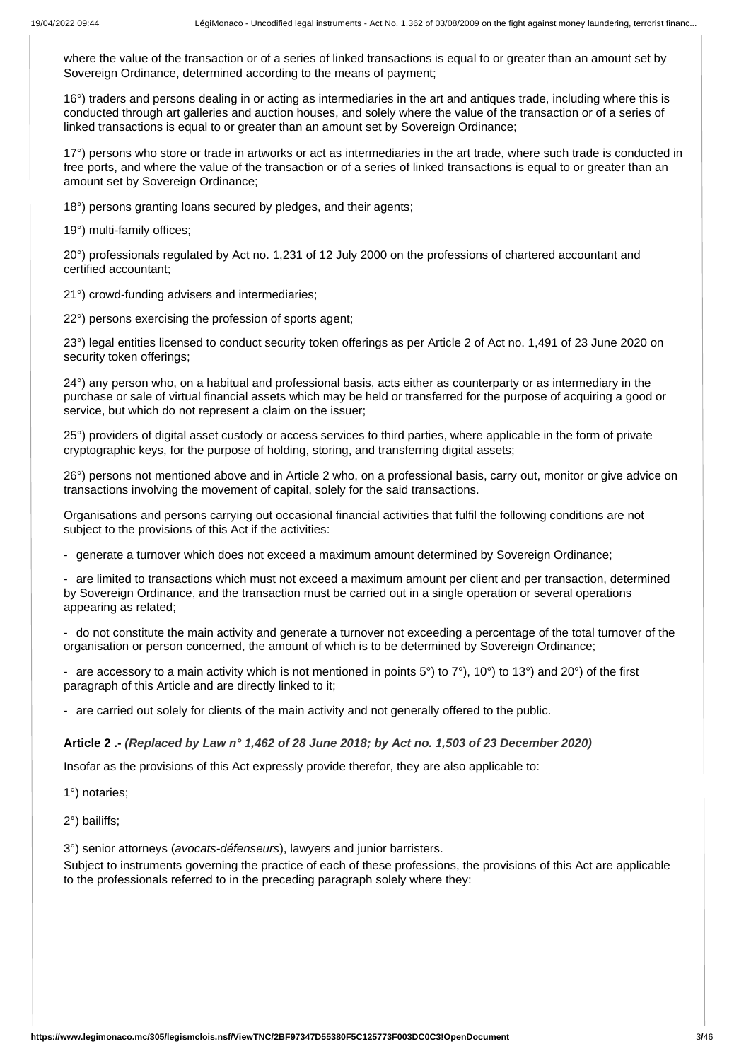where the value of the transaction or of a series of linked transactions is equal to or greater than an amount set by Sovereign Ordinance, determined according to the means of payment;

16°) traders and persons dealing in or acting as intermediaries in the art and antiques trade, including where this is conducted through art galleries and auction houses, and solely where the value of the transaction or of a series of linked transactions is equal to or greater than an amount set by Sovereign Ordinance;

17°) persons who store or trade in artworks or act as intermediaries in the art trade, where such trade is conducted in free ports, and where the value of the transaction or of a series of linked transactions is equal to or greater than an amount set by Sovereign Ordinance;

18°) persons granting loans secured by pledges, and their agents;

19°) multi-family offices;

20°) professionals regulated by Act no. 1,231 of 12 July 2000 on the professions of chartered accountant and certified accountant;

21°) crowd-funding advisers and intermediaries;

22°) persons exercising the profession of sports agent;

23°) legal entities licensed to conduct security token offerings as per Article 2 of Act no. 1,491 of 23 June 2020 on security token offerings;

24°) any person who, on a habitual and professional basis, acts either as counterparty or as intermediary in the purchase or sale of virtual financial assets which may be held or transferred for the purpose of acquiring a good or service, but which do not represent a claim on the issuer;

25°) providers of digital asset custody or access services to third parties, where applicable in the form of private cryptographic keys, for the purpose of holding, storing, and transferring digital assets;

26°) persons not mentioned above and in Article 2 who, on a professional basis, carry out, monitor or give advice on transactions involving the movement of capital, solely for the said transactions.

Organisations and persons carrying out occasional financial activities that fulfil the following conditions are not subject to the provisions of this Act if the activities:

- generate a turnover which does not exceed a maximum amount determined by Sovereign Ordinance;

- are limited to transactions which must not exceed a maximum amount per client and per transaction, determined by Sovereign Ordinance, and the transaction must be carried out in a single operation or several operations appearing as related;

- do not constitute the main activity and generate a turnover not exceeding a percentage of the total turnover of the organisation or person concerned, the amount of which is to be determined by Sovereign Ordinance;

- are accessory to a main activity which is not mentioned in points 5°) to 7°), 10°) to 13°) and 20°) of the first paragraph of this Article and are directly linked to it;

- are carried out solely for clients of the main activity and not generally offered to the public.

**Article 2 .-** ***(Replaced by Law n° 1,462 of 28 June 2018; by Act no. 1,503 of 23 December 2020)***

Insofar as the provisions of this Act expressly provide therefor, they are also applicable to:

1°) notaries;

2°) bailiffs;

3°) senior attorneys (*avocats-défenseurs*), lawyers and junior barristers.

Subject to instruments governing the practice of each of these professions, the provisions of this Act are applicable to the professionals referred to in the preceding paragraph solely where they: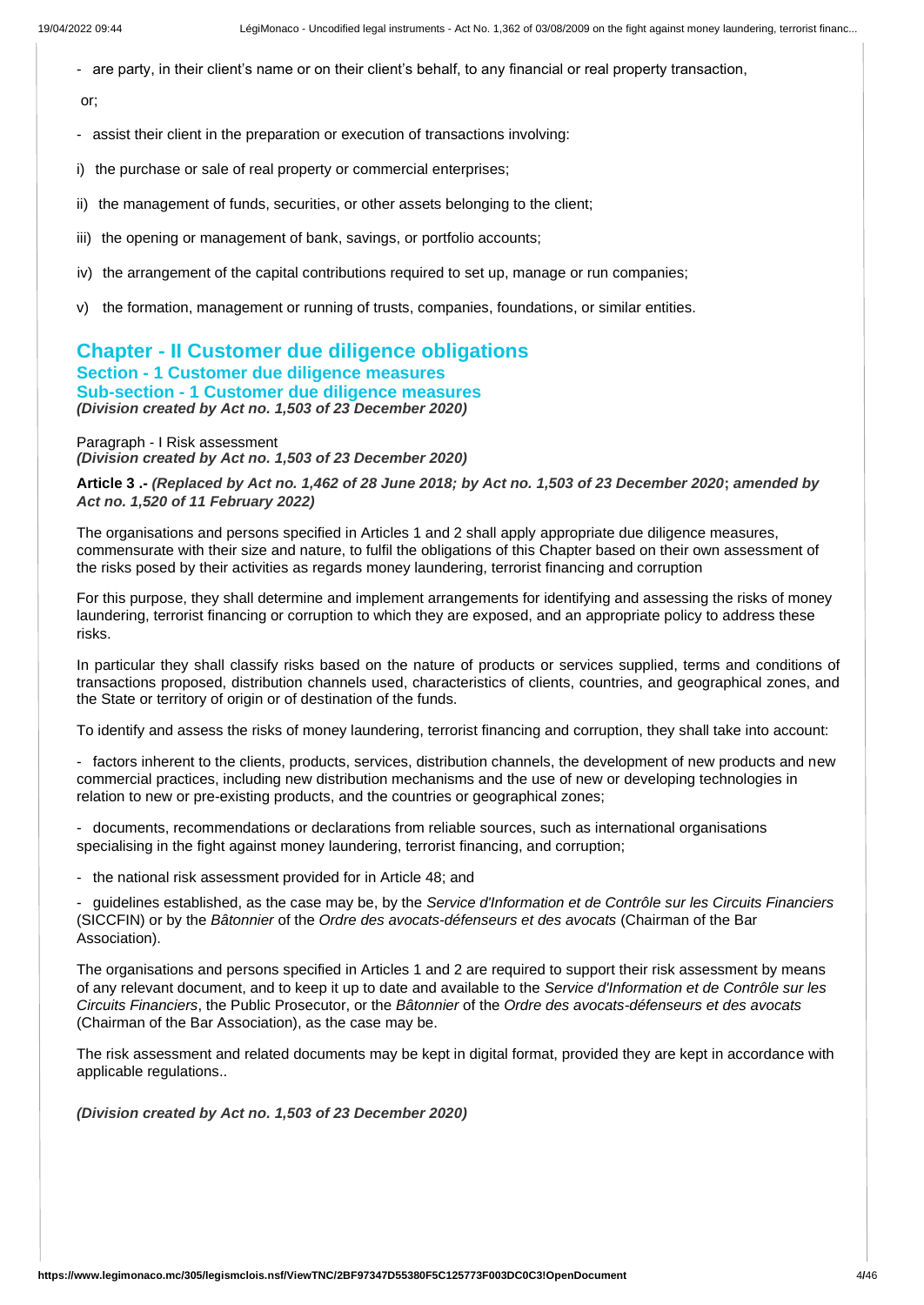- are party, in their client's name or on their client's behalf, to any financial or real property transaction,

or;

- assist their client in the preparation or execution of transactions involving:

i) the purchase or sale of real property or commercial enterprises;

ii) the management of funds, securities, or other assets belonging to the client;

iii) the opening or management of bank, savings, or portfolio accounts;

iv) the arrangement of the capital contributions required to set up, manage or run companies;

v) the formation, management or running of trusts, companies, foundations, or similar entities.

## Chapter - II Customer due diligence obligations

### Section - 1 Customer due diligence measures

### Sub-section - 1 Customer due diligence measures

***(Division created by Act no. 1,503 of 23 December 2020)***

Paragraph - I Risk assessment

***(Division created by Act no. 1,503 of 23 December 2020)***

**Article 3 .-** ***(Replaced by Act no. 1,462 of 28 June 2018; by Act no. 1,503 of 23 December 2020*****;** ***amended by Act no. 1,520 of 11 February 2022)***

The organisations and persons specified in Articles 1 and 2 shall apply appropriate due diligence measures, commensurate with their size and nature, to fulfil the obligations of this Chapter based on their own assessment of the risks posed by their activities as regards money laundering, terrorist financing and corruption

For this purpose, they shall determine and implement arrangements for identifying and assessing the risks of money laundering, terrorist financing or corruption to which they are exposed, and an appropriate policy to address these risks.

In particular they shall classify risks based on the nature of products or services supplied, terms and conditions of transactions proposed, distribution channels used, characteristics of clients, countries, and geographical zones, and the State or territory of origin or of destination of the funds.

To identify and assess the risks of money laundering, terrorist financing and corruption, they shall take into account:

- factors inherent to the clients, products, services, distribution channels, the development of new products and new commercial practices, including new distribution mechanisms and the use of new or developing technologies in relation to new or pre-existing products, and the countries or geographical zones;

- documents, recommendations or declarations from reliable sources, such as international organisations specialising in the fight against money laundering, terrorist financing, and corruption;

- the national risk assessment provided for in Article 48; and

- guidelines established, as the case may be, by the *Service d'Information et de Contrôle sur les Circuits Financiers* (SICCFIN) or by the *Bâtonnier* of the *Ordre des avocats-défenseurs et des avocats* (Chairman of the Bar Association).

The organisations and persons specified in Articles 1 and 2 are required to support their risk assessment by means of any relevant document, and to keep it up to date and available to the *Service d'Information et de Contrôle sur les Circuits Financiers*, the Public Prosecutor, or the *Bâtonnier* of the *Ordre des avocats-défenseurs et des avocats* (Chairman of the Bar Association), as the case may be.

The risk assessment and related documents may be kept in digital format, provided they are kept in accordance with applicable regulations..

***(Division created by Act no. 1,503 of 23 December 2020)***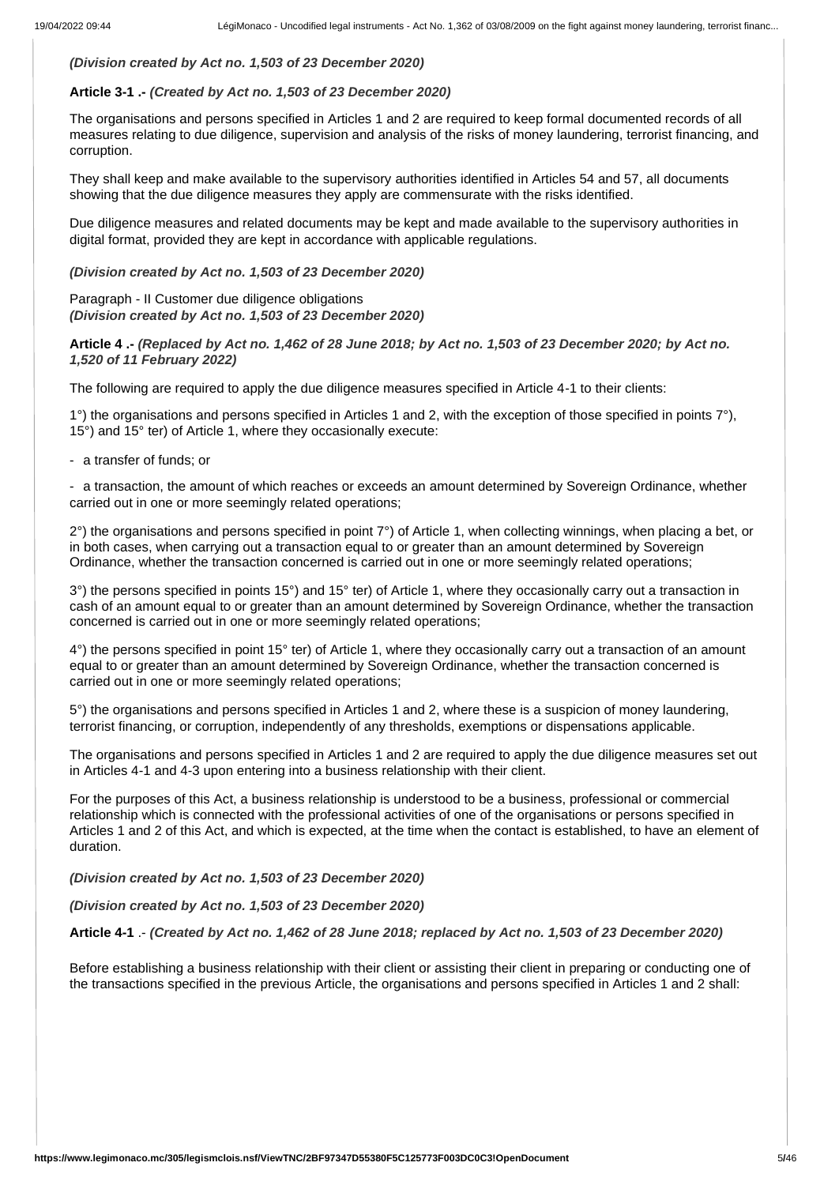*(Division created by Act no. 1,503 of 23 December 2020)*

**Article 3-1 .-** ***(Created by Act no. 1,503 of 23 December 2020)***

The organisations and persons specified in Articles 1 and 2 are required to keep formal documented records of all measures relating to due diligence, supervision and analysis of the risks of money laundering, terrorist financing, and corruption.

They shall keep and make available to the supervisory authorities identified in Articles 54 and 57, all documents showing that the due diligence measures they apply are commensurate with the risks identified.

Due diligence measures and related documents may be kept and made available to the supervisory authorities in digital format, provided they are kept in accordance with applicable regulations.

***(Division created by Act no. 1,503 of 23 December 2020)***

Paragraph - II Customer due diligence obligations
***(Division created by Act no. 1,503 of 23 December 2020)***

**Article 4 .-** ***(Replaced by Act no. 1,462 of 28 June 2018; by Act no. 1,503 of 23 December 2020; by Act no. 1,520 of 11 February 2022)***

The following are required to apply the due diligence measures specified in Article 4-1 to their clients:

1°) the organisations and persons specified in Articles 1 and 2, with the exception of those specified in points 7°), 15°) and 15° ter) of Article 1, where they occasionally execute:

- a transfer of funds; or

- a transaction, the amount of which reaches or exceeds an amount determined by Sovereign Ordinance, whether carried out in one or more seemingly related operations;

2°) the organisations and persons specified in point 7°) of Article 1, when collecting winnings, when placing a bet, or in both cases, when carrying out a transaction equal to or greater than an amount determined by Sovereign Ordinance, whether the transaction concerned is carried out in one or more seemingly related operations;

3°) the persons specified in points 15°) and 15° ter) of Article 1, where they occasionally carry out a transaction in cash of an amount equal to or greater than an amount determined by Sovereign Ordinance, whether the transaction concerned is carried out in one or more seemingly related operations;

4°) the persons specified in point 15° ter) of Article 1, where they occasionally carry out a transaction of an amount equal to or greater than an amount determined by Sovereign Ordinance, whether the transaction concerned is carried out in one or more seemingly related operations;

5°) the organisations and persons specified in Articles 1 and 2, where these is a suspicion of money laundering, terrorist financing, or corruption, independently of any thresholds, exemptions or dispensations applicable.

The organisations and persons specified in Articles 1 and 2 are required to apply the due diligence measures set out in Articles 4-1 and 4-3 upon entering into a business relationship with their client.

For the purposes of this Act, a business relationship is understood to be a business, professional or commercial relationship which is connected with the professional activities of one of the organisations or persons specified in Articles 1 and 2 of this Act, and which is expected, at the time when the contact is established, to have an element of duration.

***(Division created by Act no. 1,503 of 23 December 2020)***

***(Division created by Act no. 1,503 of 23 December 2020)***

**Article 4-1** .- ***(Created by Act no. 1,462 of 28 June 2018; replaced by Act no. 1,503 of 23 December 2020)***

Before establishing a business relationship with their client or assisting their client in preparing or conducting one of the transactions specified in the previous Article, the organisations and persons specified in Articles 1 and 2 shall: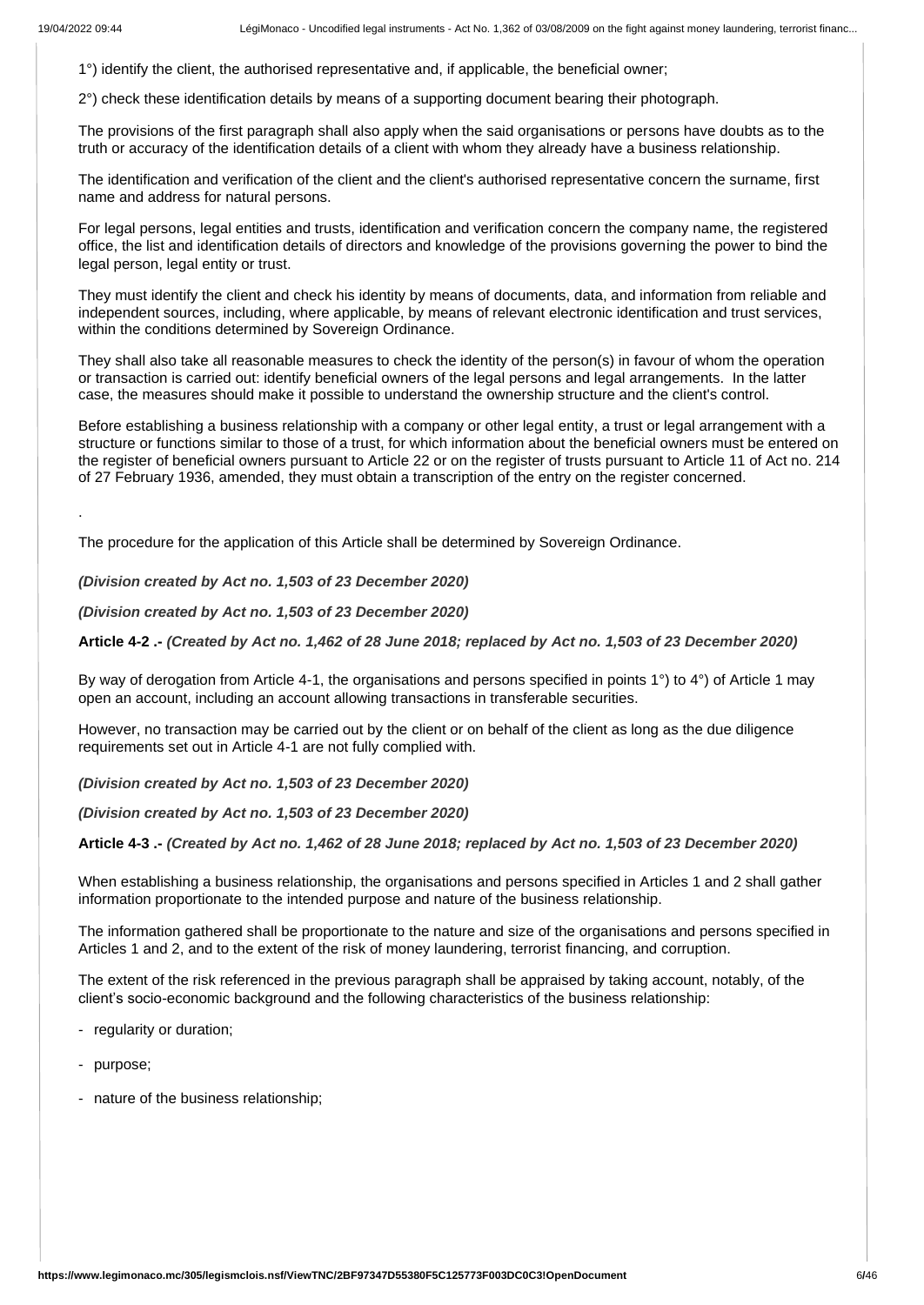1°) identify the client, the authorised representative and, if applicable, the beneficial owner;

2°) check these identification details by means of a supporting document bearing their photograph.

The provisions of the first paragraph shall also apply when the said organisations or persons have doubts as to the truth or accuracy of the identification details of a client with whom they already have a business relationship.

The identification and verification of the client and the client's authorised representative concern the surname, first name and address for natural persons.

For legal persons, legal entities and trusts, identification and verification concern the company name, the registered office, the list and identification details of directors and knowledge of the provisions governing the power to bind the legal person, legal entity or trust.

They must identify the client and check his identity by means of documents, data, and information from reliable and independent sources, including, where applicable, by means of relevant electronic identification and trust services, within the conditions determined by Sovereign Ordinance.

They shall also take all reasonable measures to check the identity of the person(s) in favour of whom the operation or transaction is carried out: identify beneficial owners of the legal persons and legal arrangements. In the latter case, the measures should make it possible to understand the ownership structure and the client's control.

Before establishing a business relationship with a company or other legal entity, a trust or legal arrangement with a structure or functions similar to those of a trust, for which information about the beneficial owners must be entered on the register of beneficial owners pursuant to Article 22 or on the register of trusts pursuant to Article 11 of Act no. 214 of 27 February 1936, amended, they must obtain a transcription of the entry on the register concerned.

.

The procedure for the application of this Article shall be determined by Sovereign Ordinance.

***(Division created by Act no. 1,503 of 23 December 2020)***

***(Division created by Act no. 1,503 of 23 December 2020)***

**Article 4-2 .-** ***(Created by Act no. 1,462 of 28 June 2018; replaced by Act no. 1,503 of 23 December 2020)***

By way of derogation from Article 4-1, the organisations and persons specified in points 1°) to 4°) of Article 1 may open an account, including an account allowing transactions in transferable securities.

However, no transaction may be carried out by the client or on behalf of the client as long as the due diligence requirements set out in Article 4-1 are not fully complied with.

***(Division created by Act no. 1,503 of 23 December 2020)***

***(Division created by Act no. 1,503 of 23 December 2020)***

**Article 4-3 .-** ***(Created by Act no. 1,462 of 28 June 2018; replaced by Act no. 1,503 of 23 December 2020)***

When establishing a business relationship, the organisations and persons specified in Articles 1 and 2 shall gather information proportionate to the intended purpose and nature of the business relationship.

The information gathered shall be proportionate to the nature and size of the organisations and persons specified in Articles 1 and 2, and to the extent of the risk of money laundering, terrorist financing, and corruption.

The extent of the risk referenced in the previous paragraph shall be appraised by taking account, notably, of the client's socio-economic background and the following characteristics of the business relationship:

- regularity or duration;
- purpose;
- nature of the business relationship;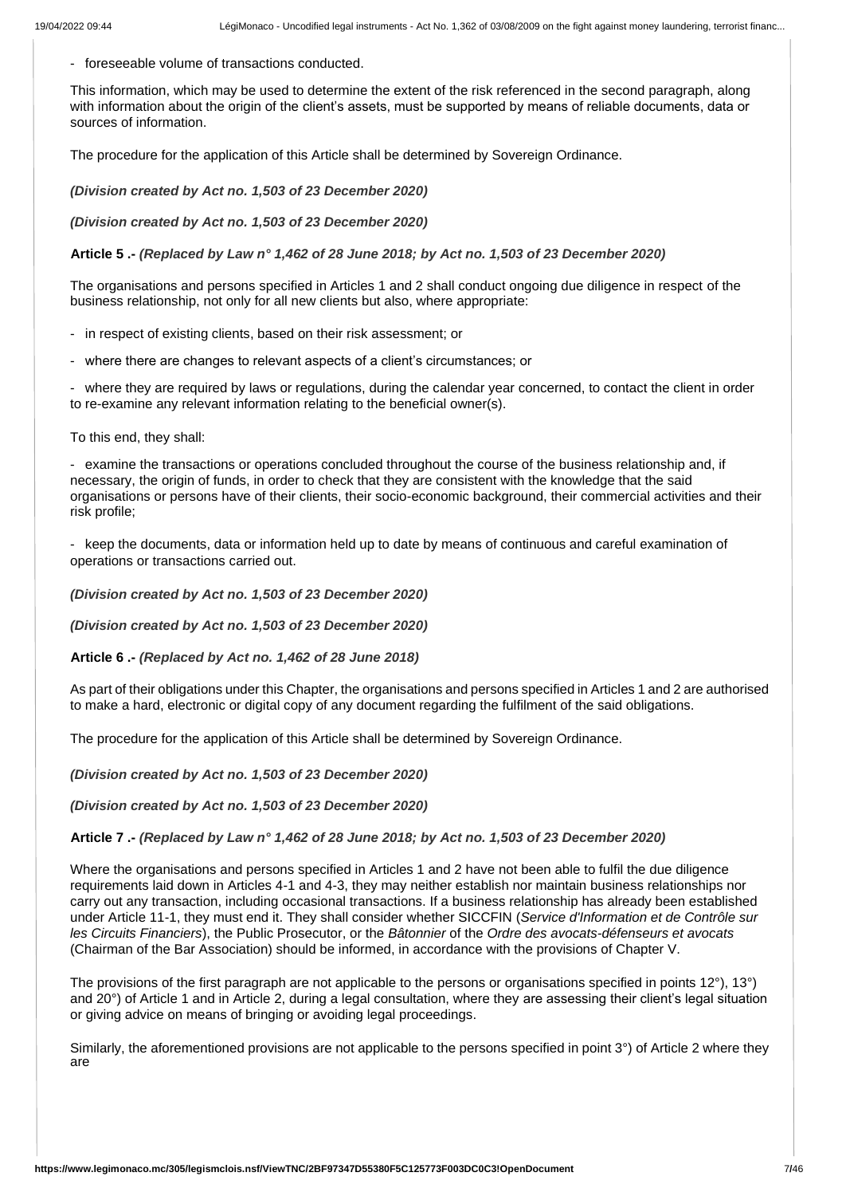- foreseeable volume of transactions conducted.

This information, which may be used to determine the extent of the risk referenced in the second paragraph, along with information about the origin of the client's assets, must be supported by means of reliable documents, data or sources of information.

The procedure for the application of this Article shall be determined by Sovereign Ordinance.

***(Division created by Act no. 1,503 of 23 December 2020)***

***(Division created by Act no. 1,503 of 23 December 2020)***

**Article 5 .-** ***(Replaced by Law n° 1,462 of 28 June 2018; by Act no. 1,503 of 23 December 2020)***

The organisations and persons specified in Articles 1 and 2 shall conduct ongoing due diligence in respect of the business relationship, not only for all new clients but also, where appropriate:

- in respect of existing clients, based on their risk assessment; or

- where there are changes to relevant aspects of a client's circumstances; or

- where they are required by laws or regulations, during the calendar year concerned, to contact the client in order to re-examine any relevant information relating to the beneficial owner(s).

To this end, they shall:

- examine the transactions or operations concluded throughout the course of the business relationship and, if necessary, the origin of funds, in order to check that they are consistent with the knowledge that the said organisations or persons have of their clients, their socio-economic background, their commercial activities and their risk profile;

- keep the documents, data or information held up to date by means of continuous and careful examination of operations or transactions carried out.

***(Division created by Act no. 1,503 of 23 December 2020)***

***(Division created by Act no. 1,503 of 23 December 2020)***

**Article 6 .-** ***(Replaced by Act no. 1,462 of 28 June 2018)***

As part of their obligations under this Chapter, the organisations and persons specified in Articles 1 and 2 are authorised to make a hard, electronic or digital copy of any document regarding the fulfilment of the said obligations.

The procedure for the application of this Article shall be determined by Sovereign Ordinance.

***(Division created by Act no. 1,503 of 23 December 2020)***

***(Division created by Act no. 1,503 of 23 December 2020)***

**Article 7 .-** ***(Replaced by Law n° 1,462 of 28 June 2018; by Act no. 1,503 of 23 December 2020)***

Where the organisations and persons specified in Articles 1 and 2 have not been able to fulfil the due diligence requirements laid down in Articles 4-1 and 4-3, they may neither establish nor maintain business relationships nor carry out any transaction, including occasional transactions. If a business relationship has already been established under Article 11-1, they must end it. They shall consider whether SICCFIN (*Service d'Information et de Contrôle sur les Circuits Financiers*), the Public Prosecutor, or the *Bâtonnier* of the *Ordre des avocats-défenseurs et avocats* (Chairman of the Bar Association) should be informed, in accordance with the provisions of Chapter V.

The provisions of the first paragraph are not applicable to the persons or organisations specified in points 12°), 13°) and 20°) of Article 1 and in Article 2, during a legal consultation, where they are assessing their client's legal situation or giving advice on means of bringing or avoiding legal proceedings.

Similarly, the aforementioned provisions are not applicable to the persons specified in point 3°) of Article 2 where they are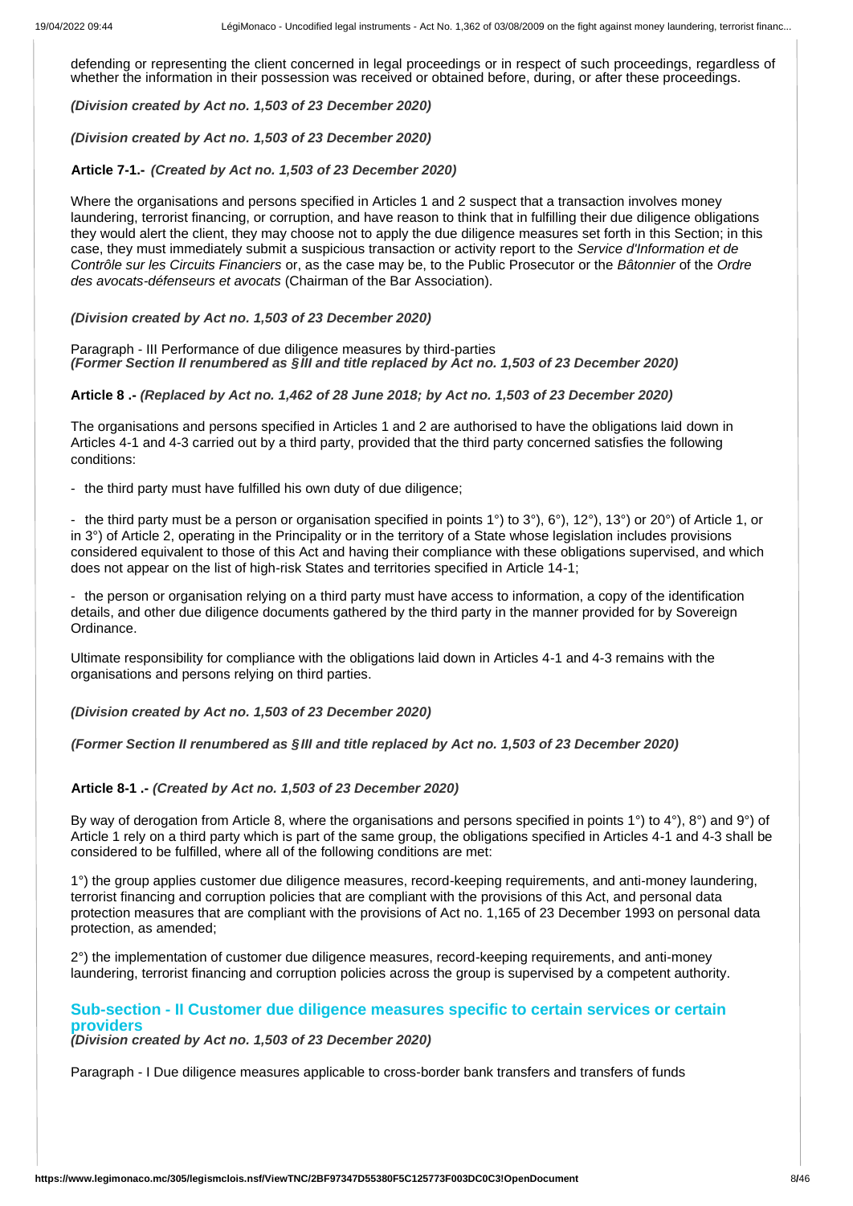defending or representing the client concerned in legal proceedings or in respect of such proceedings, regardless of whether the information in their possession was received or obtained before, during, or after these proceedings.

*(Division created by Act no. 1,503 of 23 December 2020)*

*(Division created by Act no. 1,503 of 23 December 2020)*

**Article 7-1.-** ***(Created by Act no. 1,503 of 23 December 2020)***

Where the organisations and persons specified in Articles 1 and 2 suspect that a transaction involves money laundering, terrorist financing, or corruption, and have reason to think that in fulfilling their due diligence obligations they would alert the client, they may choose not to apply the due diligence measures set forth in this Section; in this case, they must immediately submit a suspicious transaction or activity report to the *Service d'Information et de Contrôle sur les Circuits Financiers* or, as the case may be, to the Public Prosecutor or the *Bâtonnier* of the *Ordre des avocats-défenseurs et avocats* (Chairman of the Bar Association).

*(Division created by Act no. 1,503 of 23 December 2020)*

Paragraph - III Performance of due diligence measures by third-parties
***(Former Section II renumbered as §III and title replaced by Act no. 1,503 of 23 December 2020)***

**Article 8 .-** ***(Replaced by Act no. 1,462 of 28 June 2018; by Act no. 1,503 of 23 December 2020)***

The organisations and persons specified in Articles 1 and 2 are authorised to have the obligations laid down in Articles 4-1 and 4-3 carried out by a third party, provided that the third party concerned satisfies the following conditions:

- the third party must have fulfilled his own duty of due diligence;

- the third party must be a person or organisation specified in points 1°) to 3°), 6°), 12°), 13°) or 20°) of Article 1, or in 3°) of Article 2, operating in the Principality or in the territory of a State whose legislation includes provisions considered equivalent to those of this Act and having their compliance with these obligations supervised, and which does not appear on the list of high-risk States and territories specified in Article 14-1;

- the person or organisation relying on a third party must have access to information, a copy of the identification details, and other due diligence documents gathered by the third party in the manner provided for by Sovereign Ordinance.

Ultimate responsibility for compliance with the obligations laid down in Articles 4-1 and 4-3 remains with the organisations and persons relying on third parties.

*(Division created by Act no. 1,503 of 23 December 2020)*

***(Former Section II renumbered as §III and title replaced by Act no. 1,503 of 23 December 2020)***

**Article 8-1 .-** ***(Created by Act no. 1,503 of 23 December 2020)***

By way of derogation from Article 8, where the organisations and persons specified in points 1°) to 4°), 8°) and 9°) of Article 1 rely on a third party which is part of the same group, the obligations specified in Articles 4-1 and 4-3 shall be considered to be fulfilled, where all of the following conditions are met:

1°) the group applies customer due diligence measures, record-keeping requirements, and anti-money laundering, terrorist financing and corruption policies that are compliant with the provisions of this Act, and personal data protection measures that are compliant with the provisions of Act no. 1,165 of 23 December 1993 on personal data protection, as amended;

2°) the implementation of customer due diligence measures, record-keeping requirements, and anti-money laundering, terrorist financing and corruption policies across the group is supervised by a competent authority.

### Sub-section - II Customer due diligence measures specific to certain services or certain providers
***(Division created by Act no. 1,503 of 23 December 2020)***

Paragraph - I Due diligence measures applicable to cross-border bank transfers and transfers of funds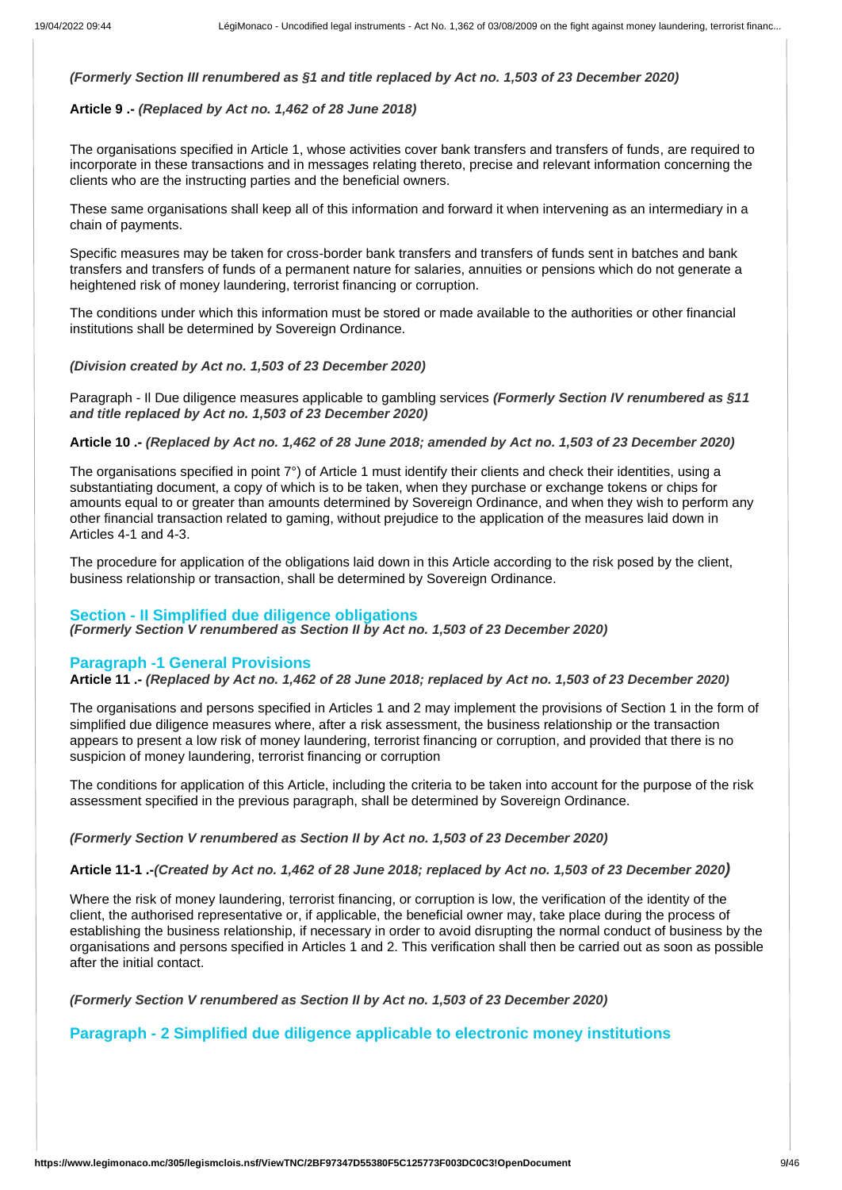*(Formerly Section III renumbered as §1 and title replaced by Act no. 1,503 of 23 December 2020)*

**Article 9 .-** ***(Replaced by Act no. 1,462 of 28 June 2018)***

The organisations specified in Article 1, whose activities cover bank transfers and transfers of funds, are required to incorporate in these transactions and in messages relating thereto, precise and relevant information concerning the clients who are the instructing parties and the beneficial owners.

These same organisations shall keep all of this information and forward it when intervening as an intermediary in a chain of payments.

Specific measures may be taken for cross-border bank transfers and transfers of funds sent in batches and bank transfers and transfers of funds of a permanent nature for salaries, annuities or pensions which do not generate a heightened risk of money laundering, terrorist financing or corruption.

The conditions under which this information must be stored or made available to the authorities or other financial institutions shall be determined by Sovereign Ordinance.

*(Division created by Act no. 1,503 of 23 December 2020)*

Paragraph - II Due diligence measures applicable to gambling services ***(Formerly Section IV renumbered as §11 and title replaced by Act no. 1,503 of 23 December 2020)***

**Article 10 .-** ***(Replaced by Act no. 1,462 of 28 June 2018; amended by Act no. 1,503 of 23 December 2020)***

The organisations specified in point 7°) of Article 1 must identify their clients and check their identities, using a substantiating document, a copy of which is to be taken, when they purchase or exchange tokens or chips for amounts equal to or greater than amounts determined by Sovereign Ordinance, and when they wish to perform any other financial transaction related to gaming, without prejudice to the application of the measures laid down in Articles 4-1 and 4-3.

The procedure for application of the obligations laid down in this Article according to the risk posed by the client, business relationship or transaction, shall be determined by Sovereign Ordinance.

## Section - II Simplified due diligence obligations

*(Formerly Section V renumbered as Section II by Act no. 1,503 of 23 December 2020)*

### Paragraph -1 General Provisions

**Article 11 .-** ***(Replaced by Act no. 1,462 of 28 June 2018; replaced by Act no. 1,503 of 23 December 2020)***

The organisations and persons specified in Articles 1 and 2 may implement the provisions of Section 1 in the form of simplified due diligence measures where, after a risk assessment, the business relationship or the transaction appears to present a low risk of money laundering, terrorist financing or corruption, and provided that there is no suspicion of money laundering, terrorist financing or corruption

The conditions for application of this Article, including the criteria to be taken into account for the purpose of the risk assessment specified in the previous paragraph, shall be determined by Sovereign Ordinance.

*(Formerly Section V renumbered as Section II by Act no. 1,503 of 23 December 2020)*

**Article 11-1 .-*****(Created by Act no. 1,462 of 28 June 2018; replaced by Act no. 1,503 of 23 December 2020)***

Where the risk of money laundering, terrorist financing, or corruption is low, the verification of the identity of the client, the authorised representative or, if applicable, the beneficial owner may, take place during the process of establishing the business relationship, if necessary in order to avoid disrupting the normal conduct of business by the organisations and persons specified in Articles 1 and 2. This verification shall then be carried out as soon as possible after the initial contact.

*(Formerly Section V renumbered as Section II by Act no. 1,503 of 23 December 2020)*

### Paragraph - 2 Simplified due diligence applicable to electronic money institutions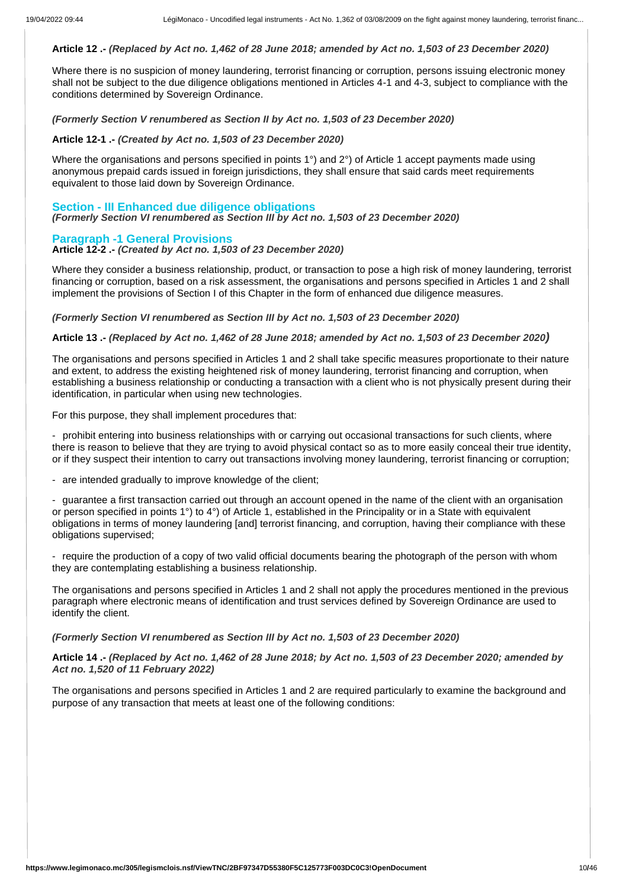**Article 12 .-** ***(Replaced by Act no. 1,462 of 28 June 2018; amended by Act no. 1,503 of 23 December 2020)***

Where there is no suspicion of money laundering, terrorist financing or corruption, persons issuing electronic money shall not be subject to the due diligence obligations mentioned in Articles 4-1 and 4-3, subject to compliance with the conditions determined by Sovereign Ordinance.

***(Formerly Section V renumbered as Section II by Act no. 1,503 of 23 December 2020)***

**Article 12-1 .-** ***(Created by Act no. 1,503 of 23 December 2020)***

Where the organisations and persons specified in points 1°) and 2°) of Article 1 accept payments made using anonymous prepaid cards issued in foreign jurisdictions, they shall ensure that said cards meet requirements equivalent to those laid down by Sovereign Ordinance.

## Section - III Enhanced due diligence obligations

***(Formerly Section VI renumbered as Section III by Act no. 1,503 of 23 December 2020)***

### Paragraph -1 General Provisions

**Article 12-2 .-** ***(Created by Act no. 1,503 of 23 December 2020)***

Where they consider a business relationship, product, or transaction to pose a high risk of money laundering, terrorist financing or corruption, based on a risk assessment, the organisations and persons specified in Articles 1 and 2 shall implement the provisions of Section I of this Chapter in the form of enhanced due diligence measures.

***(Formerly Section VI renumbered as Section III by Act no. 1,503 of 23 December 2020)***

**Article 13 .-** ***(Replaced by Act no. 1,462 of 28 June 2018; amended by Act no. 1,503 of 23 December 2020)***

The organisations and persons specified in Articles 1 and 2 shall take specific measures proportionate to their nature and extent, to address the existing heightened risk of money laundering, terrorist financing and corruption, when establishing a business relationship or conducting a transaction with a client who is not physically present during their identification, in particular when using new technologies.

For this purpose, they shall implement procedures that:

- prohibit entering into business relationships with or carrying out occasional transactions for such clients, where there is reason to believe that they are trying to avoid physical contact so as to more easily conceal their true identity, or if they suspect their intention to carry out transactions involving money laundering, terrorist financing or corruption;
- are intended gradually to improve knowledge of the client;
- guarantee a first transaction carried out through an account opened in the name of the client with an organisation or person specified in points 1°) to 4°) of Article 1, established in the Principality or in a State with equivalent obligations in terms of money laundering [and] terrorist financing, and corruption, having their compliance with these obligations supervised;
- require the production of a copy of two valid official documents bearing the photograph of the person with whom they are contemplating establishing a business relationship.

The organisations and persons specified in Articles 1 and 2 shall not apply the procedures mentioned in the previous paragraph where electronic means of identification and trust services defined by Sovereign Ordinance are used to identify the client.

***(Formerly Section VI renumbered as Section III by Act no. 1,503 of 23 December 2020)***

**Article 14 .-** ***(Replaced by Act no. 1,462 of 28 June 2018; by Act no. 1,503 of 23 December 2020; amended by Act no. 1,520 of 11 February 2022)***

The organisations and persons specified in Articles 1 and 2 are required particularly to examine the background and purpose of any transaction that meets at least one of the following conditions: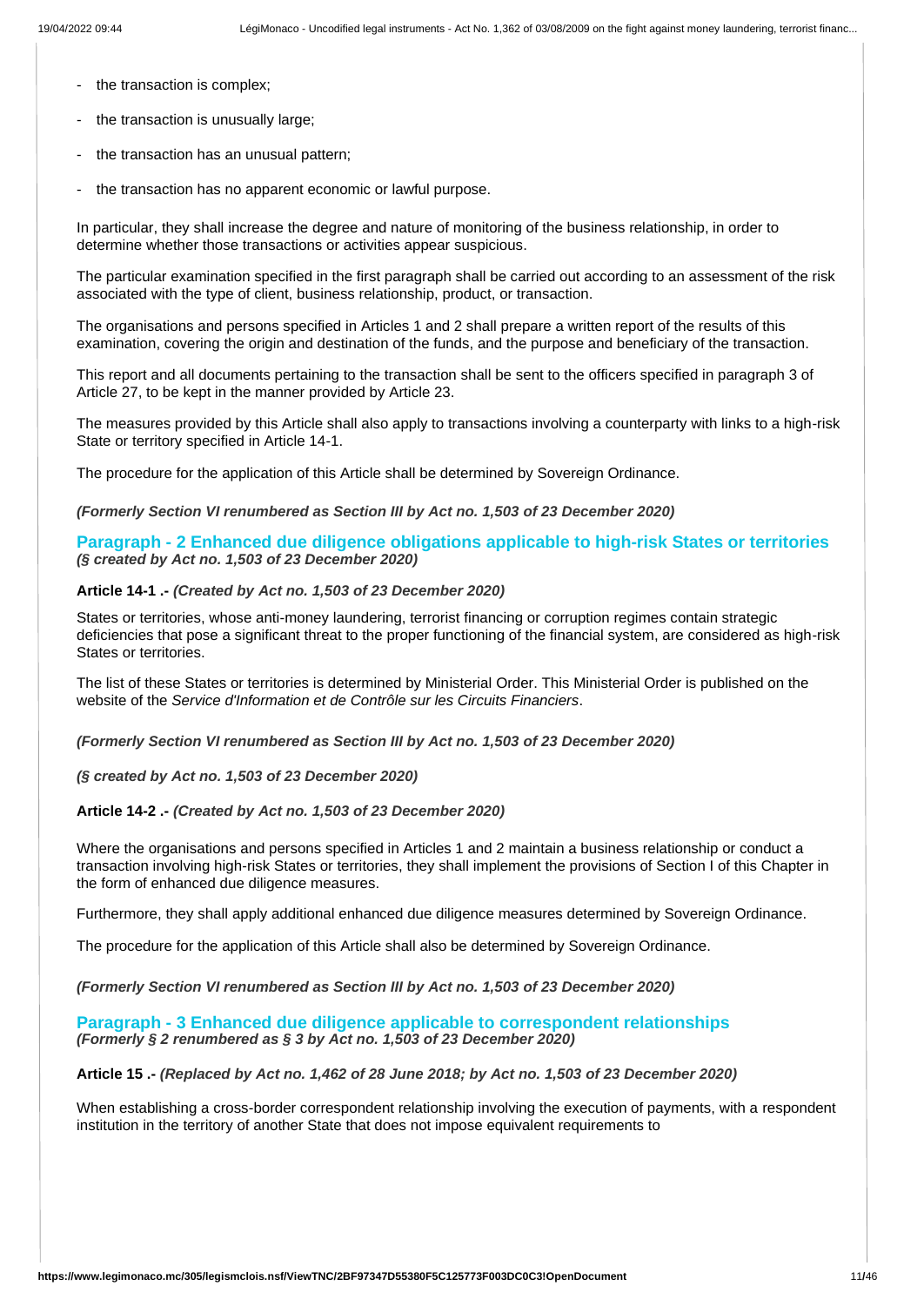- the transaction is complex;
- the transaction is unusually large;
- the transaction has an unusual pattern;
- the transaction has no apparent economic or lawful purpose.

In particular, they shall increase the degree and nature of monitoring of the business relationship, in order to determine whether those transactions or activities appear suspicious.

The particular examination specified in the first paragraph shall be carried out according to an assessment of the risk associated with the type of client, business relationship, product, or transaction.

The organisations and persons specified in Articles 1 and 2 shall prepare a written report of the results of this examination, covering the origin and destination of the funds, and the purpose and beneficiary of the transaction.

This report and all documents pertaining to the transaction shall be sent to the officers specified in paragraph 3 of Article 27, to be kept in the manner provided by Article 23.

The measures provided by this Article shall also apply to transactions involving a counterparty with links to a high-risk State or territory specified in Article 14-1.

The procedure for the application of this Article shall be determined by Sovereign Ordinance.

***(Formerly Section VI renumbered as Section III by Act no. 1,503 of 23 December 2020)***

## Paragraph - 2 Enhanced due diligence obligations applicable to high-risk States or territories

***(§ created by Act no. 1,503 of 23 December 2020)***

**Article 14-1 .-** ***(Created by Act no. 1,503 of 23 December 2020)***

States or territories, whose anti-money laundering, terrorist financing or corruption regimes contain strategic deficiencies that pose a significant threat to the proper functioning of the financial system, are considered as high-risk States or territories.

The list of these States or territories is determined by Ministerial Order. This Ministerial Order is published on the website of the *Service d'Information et de Contrôle sur les Circuits Financiers*.

***(Formerly Section VI renumbered as Section III by Act no. 1,503 of 23 December 2020)***

***(§ created by Act no. 1,503 of 23 December 2020)***

**Article 14-2 .-** ***(Created by Act no. 1,503 of 23 December 2020)***

Where the organisations and persons specified in Articles 1 and 2 maintain a business relationship or conduct a transaction involving high-risk States or territories, they shall implement the provisions of Section I of this Chapter in the form of enhanced due diligence measures.

Furthermore, they shall apply additional enhanced due diligence measures determined by Sovereign Ordinance.

The procedure for the application of this Article shall also be determined by Sovereign Ordinance.

***(Formerly Section VI renumbered as Section III by Act no. 1,503 of 23 December 2020)***

## Paragraph - 3 Enhanced due diligence applicable to correspondent relationships

***(Formerly § 2 renumbered as § 3 by Act no. 1,503 of 23 December 2020)***

**Article 15 .-** ***(Replaced by Act no. 1,462 of 28 June 2018; by Act no. 1,503 of 23 December 2020)***

When establishing a cross-border correspondent relationship involving the execution of payments, with a respondent institution in the territory of another State that does not impose equivalent requirements to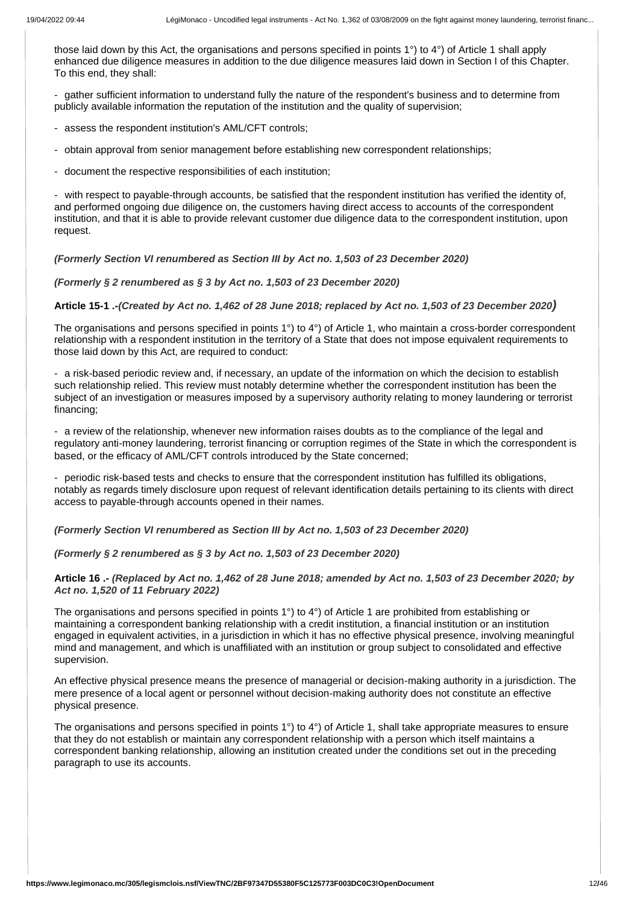those laid down by this Act, the organisations and persons specified in points 1°) to 4°) of Article 1 shall apply enhanced due diligence measures in addition to the due diligence measures laid down in Section I of this Chapter. To this end, they shall:

- gather sufficient information to understand fully the nature of the respondent's business and to determine from publicly available information the reputation of the institution and the quality of supervision;

- assess the respondent institution's AML/CFT controls;

- obtain approval from senior management before establishing new correspondent relationships;

- document the respective responsibilities of each institution;

- with respect to payable-through accounts, be satisfied that the respondent institution has verified the identity of, and performed ongoing due diligence on, the customers having direct access to accounts of the correspondent institution, and that it is able to provide relevant customer due diligence data to the correspondent institution, upon request.

***(Formerly Section VI renumbered as Section III by Act no. 1,503 of 23 December 2020)***

***(Formerly § 2 renumbered as § 3 by Act no. 1,503 of 23 December 2020)***

**Article 15-1 .-*(Created by Act no. 1,462 of 28 June 2018; replaced by Act no. 1,503 of 23 December 2020)***

The organisations and persons specified in points 1°) to 4°) of Article 1, who maintain a cross-border correspondent relationship with a respondent institution in the territory of a State that does not impose equivalent requirements to those laid down by this Act, are required to conduct:

- a risk-based periodic review and, if necessary, an update of the information on which the decision to establish such relationship relied. This review must notably determine whether the correspondent institution has been the subject of an investigation or measures imposed by a supervisory authority relating to money laundering or terrorist financing;

- a review of the relationship, whenever new information raises doubts as to the compliance of the legal and regulatory anti-money laundering, terrorist financing or corruption regimes of the State in which the correspondent is based, or the efficacy of AML/CFT controls introduced by the State concerned;

- periodic risk-based tests and checks to ensure that the correspondent institution has fulfilled its obligations, notably as regards timely disclosure upon request of relevant identification details pertaining to its clients with direct access to payable-through accounts opened in their names.

***(Formerly Section VI renumbered as Section III by Act no. 1,503 of 23 December 2020)***

***(Formerly § 2 renumbered as § 3 by Act no. 1,503 of 23 December 2020)***

**Article 16 .- *(Replaced by Act no. 1,462 of 28 June 2018; amended by Act no. 1,503 of 23 December 2020; by Act no. 1,520 of 11 February 2022)***

The organisations and persons specified in points 1°) to 4°) of Article 1 are prohibited from establishing or maintaining a correspondent banking relationship with a credit institution, a financial institution or an institution engaged in equivalent activities, in a jurisdiction in which it has no effective physical presence, involving meaningful mind and management, and which is unaffiliated with an institution or group subject to consolidated and effective supervision.

An effective physical presence means the presence of managerial or decision-making authority in a jurisdiction. The mere presence of a local agent or personnel without decision-making authority does not constitute an effective physical presence.

The organisations and persons specified in points 1°) to 4°) of Article 1, shall take appropriate measures to ensure that they do not establish or maintain any correspondent relationship with a person which itself maintains a correspondent banking relationship, allowing an institution created under the conditions set out in the preceding paragraph to use its accounts.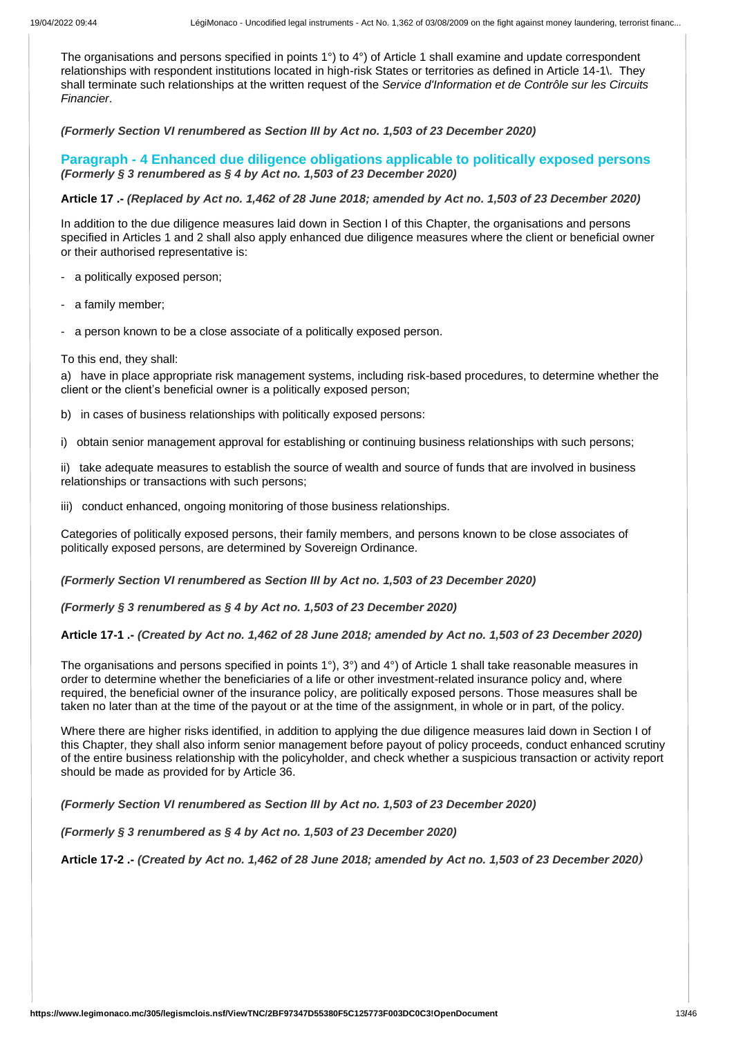The organisations and persons specified in points 1°) to 4°) of Article 1 shall examine and update correspondent relationships with respondent institutions located in high-risk States or territories as defined in Article 14-1\. They shall terminate such relationships at the written request of the *Service d'Information et de Contrôle sur les Circuits Financier*.

***(Formerly Section VI renumbered as Section III by Act no. 1,503 of 23 December 2020)***

## Paragraph - 4 Enhanced due diligence obligations applicable to politically exposed persons

***(Formerly § 3 renumbered as § 4 by Act no. 1,503 of 23 December 2020)***

**Article 17 .-** ***(Replaced by Act no. 1,462 of 28 June 2018; amended by Act no. 1,503 of 23 December 2020)***

In addition to the due diligence measures laid down in Section I of this Chapter, the organisations and persons specified in Articles 1 and 2 shall also apply enhanced due diligence measures where the client or beneficial owner or their authorised representative is:

- a politically exposed person;
- a family member;
- a person known to be a close associate of a politically exposed person.

To this end, they shall:

a) have in place appropriate risk management systems, including risk-based procedures, to determine whether the client or the client's beneficial owner is a politically exposed person;

b) in cases of business relationships with politically exposed persons:

i) obtain senior management approval for establishing or continuing business relationships with such persons;

ii) take adequate measures to establish the source of wealth and source of funds that are involved in business relationships or transactions with such persons;

iii) conduct enhanced, ongoing monitoring of those business relationships.

Categories of politically exposed persons, their family members, and persons known to be close associates of politically exposed persons, are determined by Sovereign Ordinance.

***(Formerly Section VI renumbered as Section III by Act no. 1,503 of 23 December 2020)***

***(Formerly § 3 renumbered as § 4 by Act no. 1,503 of 23 December 2020)***

**Article 17-1 .-** ***(Created by Act no. 1,462 of 28 June 2018; amended by Act no. 1,503 of 23 December 2020)***

The organisations and persons specified in points 1°), 3°) and 4°) of Article 1 shall take reasonable measures in order to determine whether the beneficiaries of a life or other investment-related insurance policy and, where required, the beneficial owner of the insurance policy, are politically exposed persons. Those measures shall be taken no later than at the time of the payout or at the time of the assignment, in whole or in part, of the policy.

Where there are higher risks identified, in addition to applying the due diligence measures laid down in Section I of this Chapter, they shall also inform senior management before payout of policy proceeds, conduct enhanced scrutiny of the entire business relationship with the policyholder, and check whether a suspicious transaction or activity report should be made as provided for by Article 36.

***(Formerly Section VI renumbered as Section III by Act no. 1,503 of 23 December 2020)***

***(Formerly § 3 renumbered as § 4 by Act no. 1,503 of 23 December 2020)***

**Article 17-2 .-** ***(Created by Act no. 1,462 of 28 June 2018; amended by Act no. 1,503 of 23 December 2020)***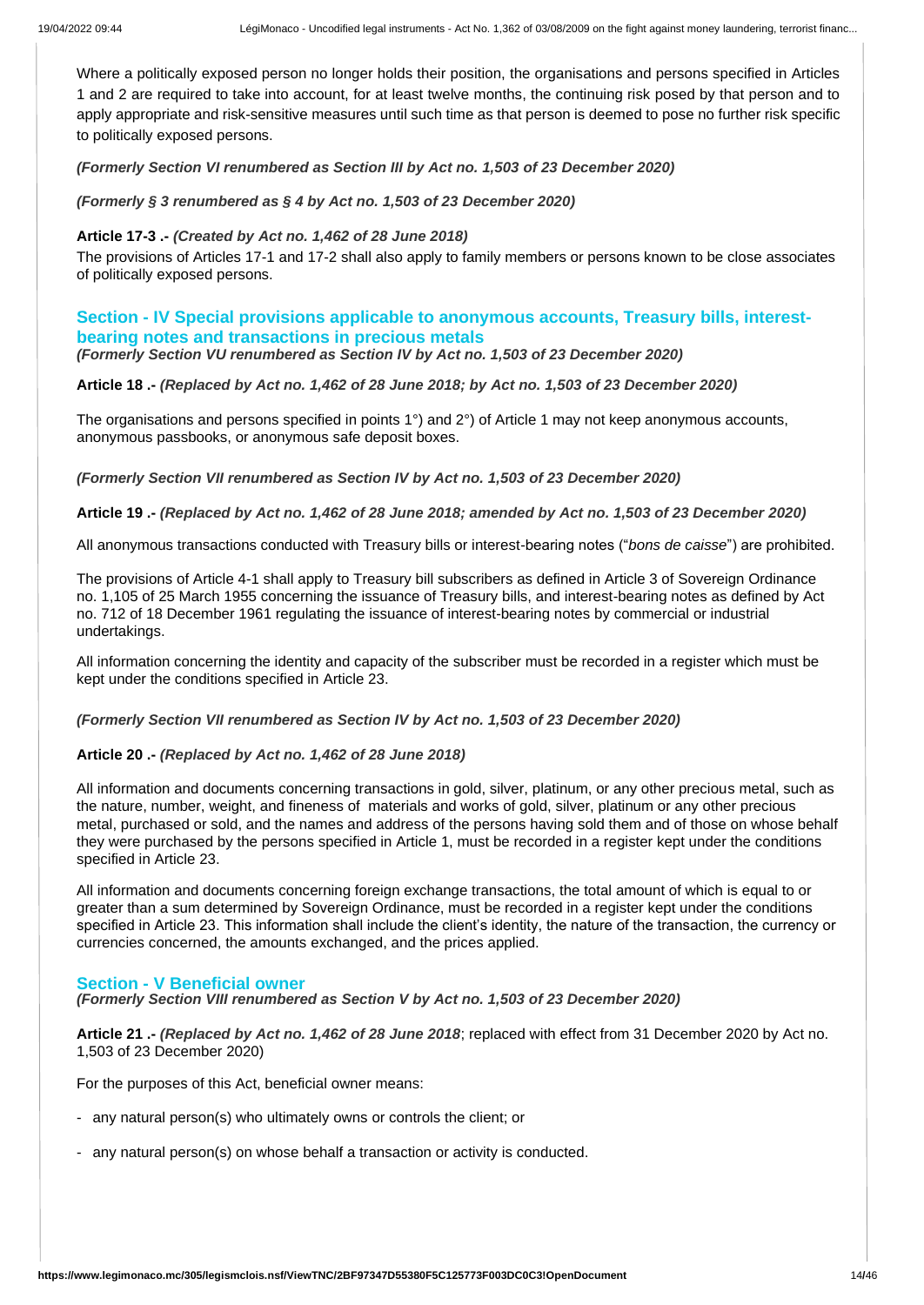Where a politically exposed person no longer holds their position, the organisations and persons specified in Articles 1 and 2 are required to take into account, for at least twelve months, the continuing risk posed by that person and to apply appropriate and risk-sensitive measures until such time as that person is deemed to pose no further risk specific to politically exposed persons.

***(Formerly Section VI renumbered as Section III by Act no. 1,503 of 23 December 2020)***

***(Formerly § 3 renumbered as § 4 by Act no. 1,503 of 23 December 2020)***

**Article 17-3 .-** ***(Created by Act no. 1,462 of 28 June 2018)***

The provisions of Articles 17-1 and 17-2 shall also apply to family members or persons known to be close associates of politically exposed persons.

## Section - IV Special provisions applicable to anonymous accounts, Treasury bills, interest-bearing notes and transactions in precious metals

***(Formerly Section VU renumbered as Section IV by Act no. 1,503 of 23 December 2020)***

**Article 18 .-** ***(Replaced by Act no. 1,462 of 28 June 2018; by Act no. 1,503 of 23 December 2020)***

The organisations and persons specified in points 1°) and 2°) of Article 1 may not keep anonymous accounts, anonymous passbooks, or anonymous safe deposit boxes.

***(Formerly Section VII renumbered as Section IV by Act no. 1,503 of 23 December 2020)***

**Article 19 .-** ***(Replaced by Act no. 1,462 of 28 June 2018; amended by Act no. 1,503 of 23 December 2020)***

All anonymous transactions conducted with Treasury bills or interest-bearing notes ("*bons de caisse*") are prohibited.

The provisions of Article 4-1 shall apply to Treasury bill subscribers as defined in Article 3 of Sovereign Ordinance no. 1,105 of 25 March 1955 concerning the issuance of Treasury bills, and interest-bearing notes as defined by Act no. 712 of 18 December 1961 regulating the issuance of interest-bearing notes by commercial or industrial undertakings.

All information concerning the identity and capacity of the subscriber must be recorded in a register which must be kept under the conditions specified in Article 23.

***(Formerly Section VII renumbered as Section IV by Act no. 1,503 of 23 December 2020)***

**Article 20 .-** ***(Replaced by Act no. 1,462 of 28 June 2018)***

All information and documents concerning transactions in gold, silver, platinum, or any other precious metal, such as the nature, number, weight, and fineness of materials and works of gold, silver, platinum or any other precious metal, purchased or sold, and the names and address of the persons having sold them and of those on whose behalf they were purchased by the persons specified in Article 1, must be recorded in a register kept under the conditions specified in Article 23.

All information and documents concerning foreign exchange transactions, the total amount of which is equal to or greater than a sum determined by Sovereign Ordinance, must be recorded in a register kept under the conditions specified in Article 23. This information shall include the client's identity, the nature of the transaction, the currency or currencies concerned, the amounts exchanged, and the prices applied.

## Section - V Beneficial owner

***(Formerly Section VIII renumbered as Section V by Act no. 1,503 of 23 December 2020)***

**Article 21 .-** ***(Replaced by Act no. 1,462 of 28 June 2018***; replaced with effect from 31 December 2020 by Act no. 1,503 of 23 December 2020)

For the purposes of this Act, beneficial owner means:

- any natural person(s) who ultimately owns or controls the client; or
- any natural person(s) on whose behalf a transaction or activity is conducted.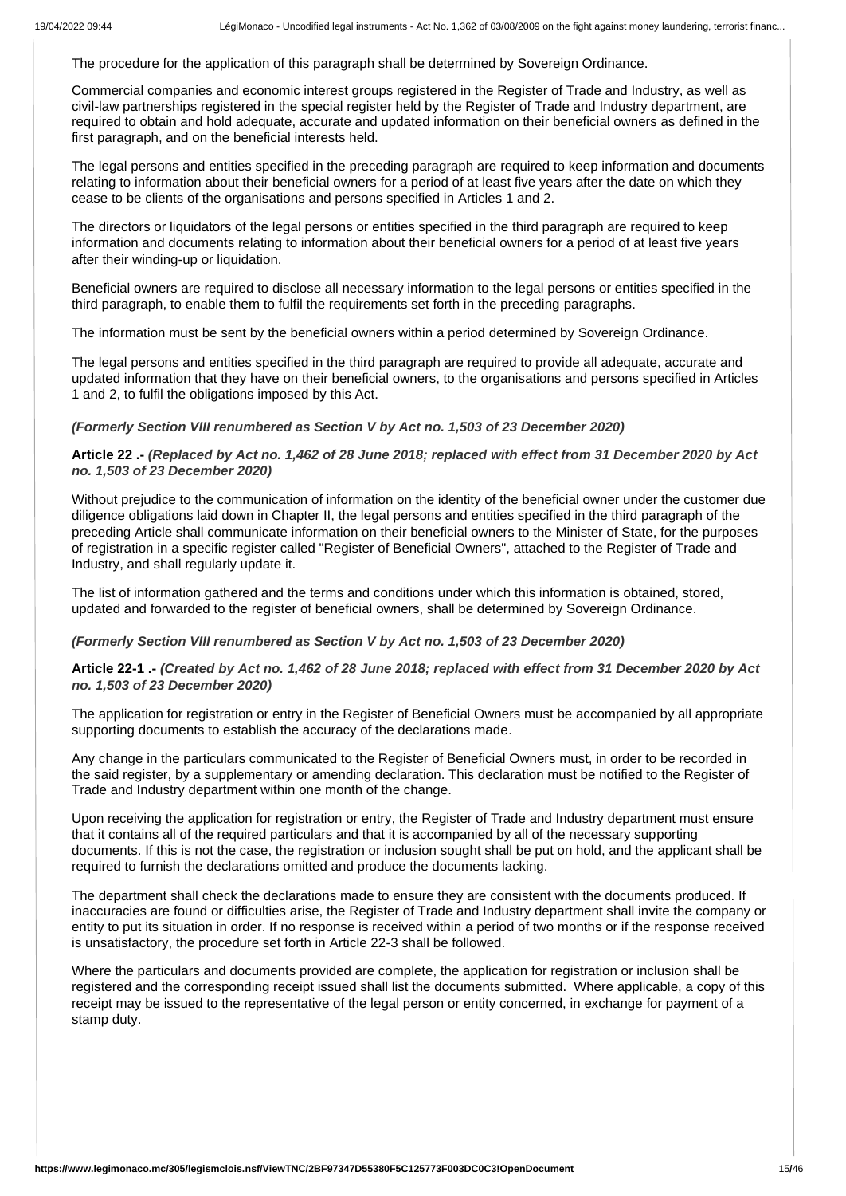The procedure for the application of this paragraph shall be determined by Sovereign Ordinance.

Commercial companies and economic interest groups registered in the Register of Trade and Industry, as well as civil-law partnerships registered in the special register held by the Register of Trade and Industry department, are required to obtain and hold adequate, accurate and updated information on their beneficial owners as defined in the first paragraph, and on the beneficial interests held.

The legal persons and entities specified in the preceding paragraph are required to keep information and documents relating to information about their beneficial owners for a period of at least five years after the date on which they cease to be clients of the organisations and persons specified in Articles 1 and 2.

The directors or liquidators of the legal persons or entities specified in the third paragraph are required to keep information and documents relating to information about their beneficial owners for a period of at least five years after their winding-up or liquidation.

Beneficial owners are required to disclose all necessary information to the legal persons or entities specified in the third paragraph, to enable them to fulfil the requirements set forth in the preceding paragraphs.

The information must be sent by the beneficial owners within a period determined by Sovereign Ordinance.

The legal persons and entities specified in the third paragraph are required to provide all adequate, accurate and updated information that they have on their beneficial owners, to the organisations and persons specified in Articles 1 and 2, to fulfil the obligations imposed by this Act.

***(Formerly Section VIII renumbered as Section V by Act no. 1,503 of 23 December 2020)***

**Article 22 .-** ***(Replaced by Act no. 1,462 of 28 June 2018; replaced with effect from 31 December 2020 by Act no. 1,503 of 23 December 2020)***

Without prejudice to the communication of information on the identity of the beneficial owner under the customer due diligence obligations laid down in Chapter II, the legal persons and entities specified in the third paragraph of the preceding Article shall communicate information on their beneficial owners to the Minister of State, for the purposes of registration in a specific register called "Register of Beneficial Owners", attached to the Register of Trade and Industry, and shall regularly update it.

The list of information gathered and the terms and conditions under which this information is obtained, stored, updated and forwarded to the register of beneficial owners, shall be determined by Sovereign Ordinance.

***(Formerly Section VIII renumbered as Section V by Act no. 1,503 of 23 December 2020)***

**Article 22-1 .-** ***(Created by Act no. 1,462 of 28 June 2018; replaced with effect from 31 December 2020 by Act no. 1,503 of 23 December 2020)***

The application for registration or entry in the Register of Beneficial Owners must be accompanied by all appropriate supporting documents to establish the accuracy of the declarations made.

Any change in the particulars communicated to the Register of Beneficial Owners must, in order to be recorded in the said register, by a supplementary or amending declaration. This declaration must be notified to the Register of Trade and Industry department within one month of the change.

Upon receiving the application for registration or entry, the Register of Trade and Industry department must ensure that it contains all of the required particulars and that it is accompanied by all of the necessary supporting documents. If this is not the case, the registration or inclusion sought shall be put on hold, and the applicant shall be required to furnish the declarations omitted and produce the documents lacking.

The department shall check the declarations made to ensure they are consistent with the documents produced. If inaccuracies are found or difficulties arise, the Register of Trade and Industry department shall invite the company or entity to put its situation in order. If no response is received within a period of two months or if the response received is unsatisfactory, the procedure set forth in Article 22-3 shall be followed.

Where the particulars and documents provided are complete, the application for registration or inclusion shall be registered and the corresponding receipt issued shall list the documents submitted. Where applicable, a copy of this receipt may be issued to the representative of the legal person or entity concerned, in exchange for payment of a stamp duty.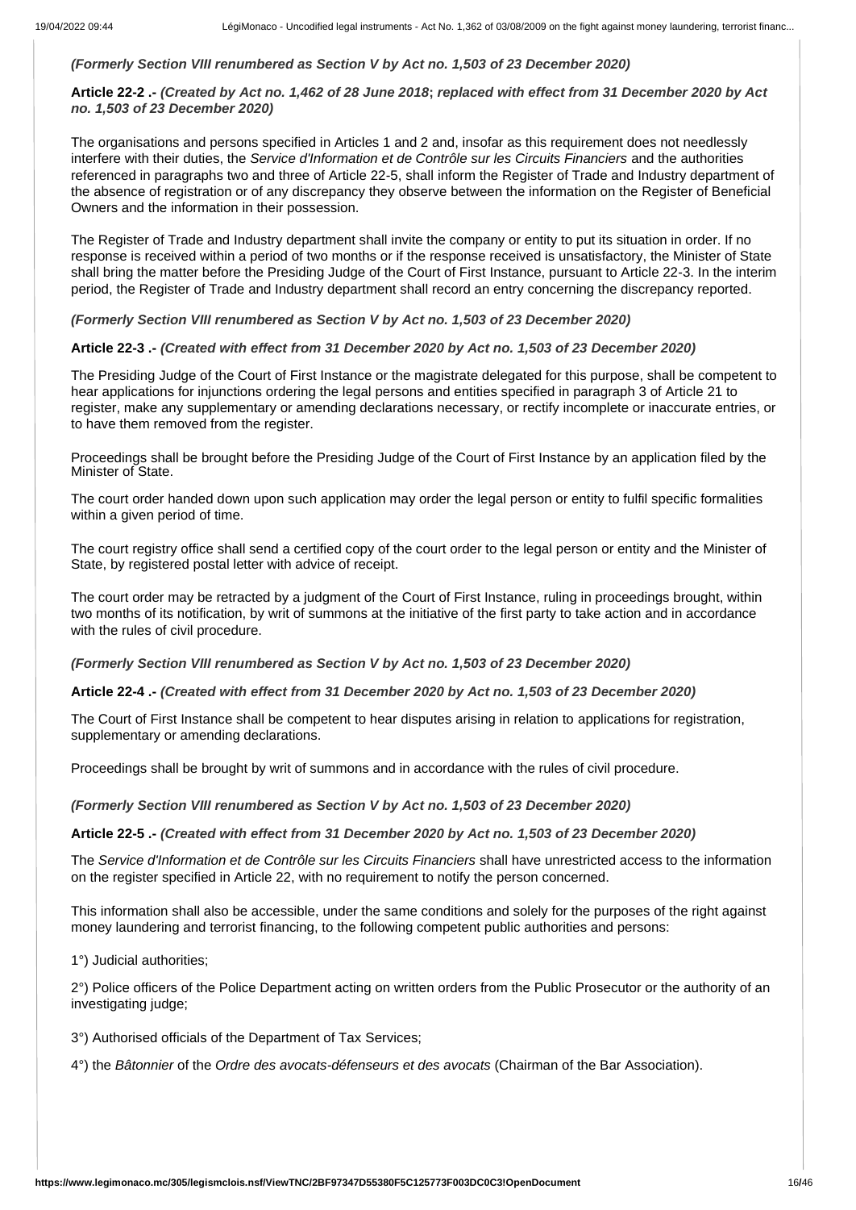*(Formerly Section VIII renumbered as Section V by Act no. 1,503 of 23 December 2020)*

**Article 22-2 .-** ***(Created by Act no. 1,462 of 28 June 2018*; *replaced with effect from 31 December 2020 by Act no. 1,503 of 23 December 2020)***

The organisations and persons specified in Articles 1 and 2 and, insofar as this requirement does not needlessly interfere with their duties, the *Service d'Information et de Contrôle sur les Circuits Financiers* and the authorities referenced in paragraphs two and three of Article 22-5, shall inform the Register of Trade and Industry department of the absence of registration or of any discrepancy they observe between the information on the Register of Beneficial Owners and the information in their possession.

The Register of Trade and Industry department shall invite the company or entity to put its situation in order. If no response is received within a period of two months or if the response received is unsatisfactory, the Minister of State shall bring the matter before the Presiding Judge of the Court of First Instance, pursuant to Article 22-3. In the interim period, the Register of Trade and Industry department shall record an entry concerning the discrepancy reported.

*(Formerly Section VIII renumbered as Section V by Act no. 1,503 of 23 December 2020)*

**Article 22-3 .-** ***(Created with effect from 31 December 2020 by Act no. 1,503 of 23 December 2020)***

The Presiding Judge of the Court of First Instance or the magistrate delegated for this purpose, shall be competent to hear applications for injunctions ordering the legal persons and entities specified in paragraph 3 of Article 21 to register, make any supplementary or amending declarations necessary, or rectify incomplete or inaccurate entries, or to have them removed from the register.

Proceedings shall be brought before the Presiding Judge of the Court of First Instance by an application filed by the Minister of State.

The court order handed down upon such application may order the legal person or entity to fulfil specific formalities within a given period of time.

The court registry office shall send a certified copy of the court order to the legal person or entity and the Minister of State, by registered postal letter with advice of receipt.

The court order may be retracted by a judgment of the Court of First Instance, ruling in proceedings brought, within two months of its notification, by writ of summons at the initiative of the first party to take action and in accordance with the rules of civil procedure.

*(Formerly Section VIII renumbered as Section V by Act no. 1,503 of 23 December 2020)*

**Article 22-4 .-** ***(Created with effect from 31 December 2020 by Act no. 1,503 of 23 December 2020)***

The Court of First Instance shall be competent to hear disputes arising in relation to applications for registration, supplementary or amending declarations.

Proceedings shall be brought by writ of summons and in accordance with the rules of civil procedure.

*(Formerly Section VIII renumbered as Section V by Act no. 1,503 of 23 December 2020)*

**Article 22-5 .-** ***(Created with effect from 31 December 2020 by Act no. 1,503 of 23 December 2020)***

The *Service d'Information et de Contrôle sur les Circuits Financiers* shall have unrestricted access to the information on the register specified in Article 22, with no requirement to notify the person concerned.

This information shall also be accessible, under the same conditions and solely for the purposes of the right against money laundering and terrorist financing, to the following competent public authorities and persons:

1°) Judicial authorities;

2°) Police officers of the Police Department acting on written orders from the Public Prosecutor or the authority of an investigating judge;

3°) Authorised officials of the Department of Tax Services;

4°) the *Bâtonnier* of the *Ordre des avocats-défenseurs et des avocats* (Chairman of the Bar Association).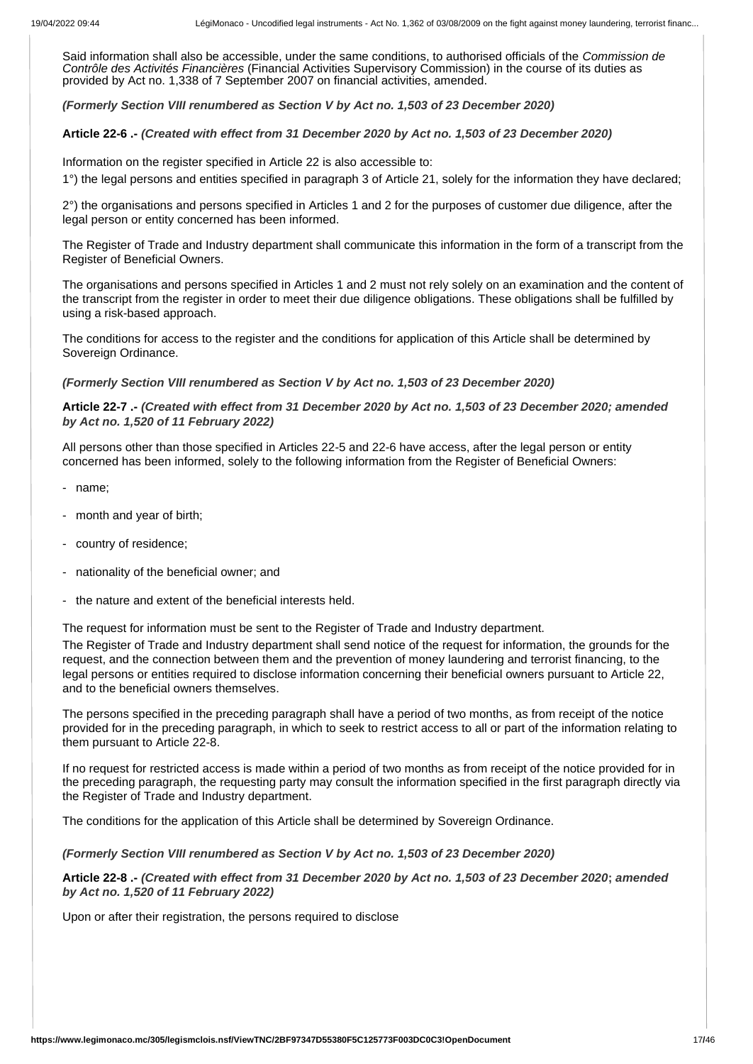Said information shall also be accessible, under the same conditions, to authorised officials of the *Commission de Contrôle des Activités Financières* (Financial Activities Supervisory Commission) in the course of its duties as provided by Act no. 1,338 of 7 September 2007 on financial activities, amended.

***(Formerly Section VIII renumbered as Section V by Act no. 1,503 of 23 December 2020)***

**Article 22-6 .-** ***(Created with effect from 31 December 2020 by Act no. 1,503 of 23 December 2020)***

Information on the register specified in Article 22 is also accessible to:

1°) the legal persons and entities specified in paragraph 3 of Article 21, solely for the information they have declared;

2°) the organisations and persons specified in Articles 1 and 2 for the purposes of customer due diligence, after the legal person or entity concerned has been informed.

The Register of Trade and Industry department shall communicate this information in the form of a transcript from the Register of Beneficial Owners.

The organisations and persons specified in Articles 1 and 2 must not rely solely on an examination and the content of the transcript from the register in order to meet their due diligence obligations. These obligations shall be fulfilled by using a risk-based approach.

The conditions for access to the register and the conditions for application of this Article shall be determined by Sovereign Ordinance.

***(Formerly Section VIII renumbered as Section V by Act no. 1,503 of 23 December 2020)***

**Article 22-7 .-** ***(Created with effect from 31 December 2020 by Act no. 1,503 of 23 December 2020; amended by Act no. 1,520 of 11 February 2022)***

All persons other than those specified in Articles 22-5 and 22-6 have access, after the legal person or entity concerned has been informed, solely to the following information from the Register of Beneficial Owners:

- name;
- month and year of birth;
- country of residence;
- nationality of the beneficial owner; and
- the nature and extent of the beneficial interests held.

The request for information must be sent to the Register of Trade and Industry department.

The Register of Trade and Industry department shall send notice of the request for information, the grounds for the request, and the connection between them and the prevention of money laundering and terrorist financing, to the legal persons or entities required to disclose information concerning their beneficial owners pursuant to Article 22, and to the beneficial owners themselves.

The persons specified in the preceding paragraph shall have a period of two months, as from receipt of the notice provided for in the preceding paragraph, in which to seek to restrict access to all or part of the information relating to them pursuant to Article 22-8.

If no request for restricted access is made within a period of two months as from receipt of the notice provided for in the preceding paragraph, the requesting party may consult the information specified in the first paragraph directly via the Register of Trade and Industry department.

The conditions for the application of this Article shall be determined by Sovereign Ordinance.

***(Formerly Section VIII renumbered as Section V by Act no. 1,503 of 23 December 2020)***

**Article 22-8 .-** ***(Created with effect from 31 December 2020 by Act no. 1,503 of 23 December 2020; amended by Act no. 1,520 of 11 February 2022)***

Upon or after their registration, the persons required to disclose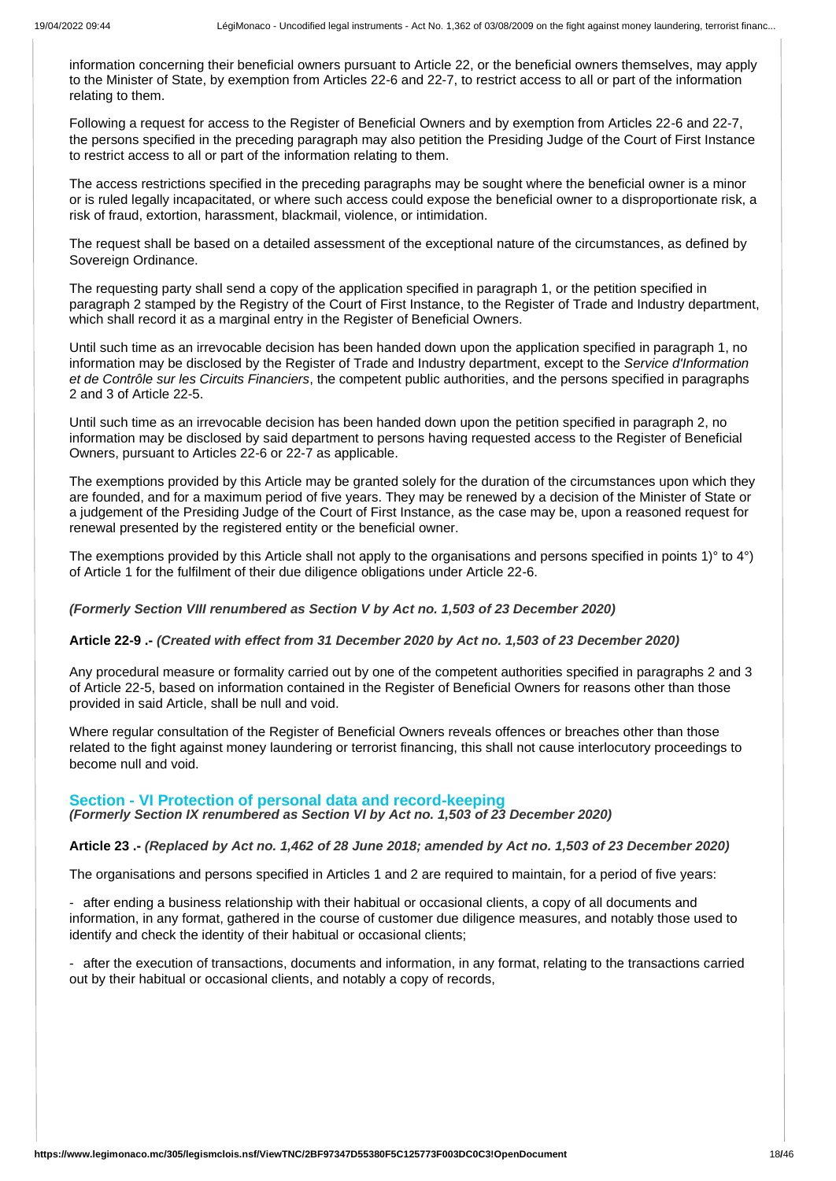information concerning their beneficial owners pursuant to Article 22, or the beneficial owners themselves, may apply to the Minister of State, by exemption from Articles 22-6 and 22-7, to restrict access to all or part of the information relating to them.

Following a request for access to the Register of Beneficial Owners and by exemption from Articles 22-6 and 22-7, the persons specified in the preceding paragraph may also petition the Presiding Judge of the Court of First Instance to restrict access to all or part of the information relating to them.

The access restrictions specified in the preceding paragraphs may be sought where the beneficial owner is a minor or is ruled legally incapacitated, or where such access could expose the beneficial owner to a disproportionate risk, a risk of fraud, extortion, harassment, blackmail, violence, or intimidation.

The request shall be based on a detailed assessment of the exceptional nature of the circumstances, as defined by Sovereign Ordinance.

The requesting party shall send a copy of the application specified in paragraph 1, or the petition specified in paragraph 2 stamped by the Registry of the Court of First Instance, to the Register of Trade and Industry department, which shall record it as a marginal entry in the Register of Beneficial Owners.

Until such time as an irrevocable decision has been handed down upon the application specified in paragraph 1, no information may be disclosed by the Register of Trade and Industry department, except to the *Service d'Information et de Contrôle sur les Circuits Financiers*, the competent public authorities, and the persons specified in paragraphs 2 and 3 of Article 22-5.

Until such time as an irrevocable decision has been handed down upon the petition specified in paragraph 2, no information may be disclosed by said department to persons having requested access to the Register of Beneficial Owners, pursuant to Articles 22-6 or 22-7 as applicable.

The exemptions provided by this Article may be granted solely for the duration of the circumstances upon which they are founded, and for a maximum period of five years. They may be renewed by a decision of the Minister of State or a judgement of the Presiding Judge of the Court of First Instance, as the case may be, upon a reasoned request for renewal presented by the registered entity or the beneficial owner.

The exemptions provided by this Article shall not apply to the organisations and persons specified in points 1)° to 4°) of Article 1 for the fulfilment of their due diligence obligations under Article 22-6.

***(Formerly Section VIII renumbered as Section V by Act no. 1,503 of 23 December 2020)***

**Article 22-9 .-** ***(Created with effect from 31 December 2020 by Act no. 1,503 of 23 December 2020)***

Any procedural measure or formality carried out by one of the competent authorities specified in paragraphs 2 and 3 of Article 22-5, based on information contained in the Register of Beneficial Owners for reasons other than those provided in said Article, shall be null and void.

Where regular consultation of the Register of Beneficial Owners reveals offences or breaches other than those related to the fight against money laundering or terrorist financing, this shall not cause interlocutory proceedings to become null and void.

## Section - VI Protection of personal data and record-keeping

***(Formerly Section IX renumbered as Section VI by Act no. 1,503 of 23 December 2020)***

**Article 23 .-** ***(Replaced by Act no. 1,462 of 28 June 2018; amended by Act no. 1,503 of 23 December 2020)***

The organisations and persons specified in Articles 1 and 2 are required to maintain, for a period of five years:

- after ending a business relationship with their habitual or occasional clients, a copy of all documents and information, in any format, gathered in the course of customer due diligence measures, and notably those used to identify and check the identity of their habitual or occasional clients;

- after the execution of transactions, documents and information, in any format, relating to the transactions carried out by their habitual or occasional clients, and notably a copy of records,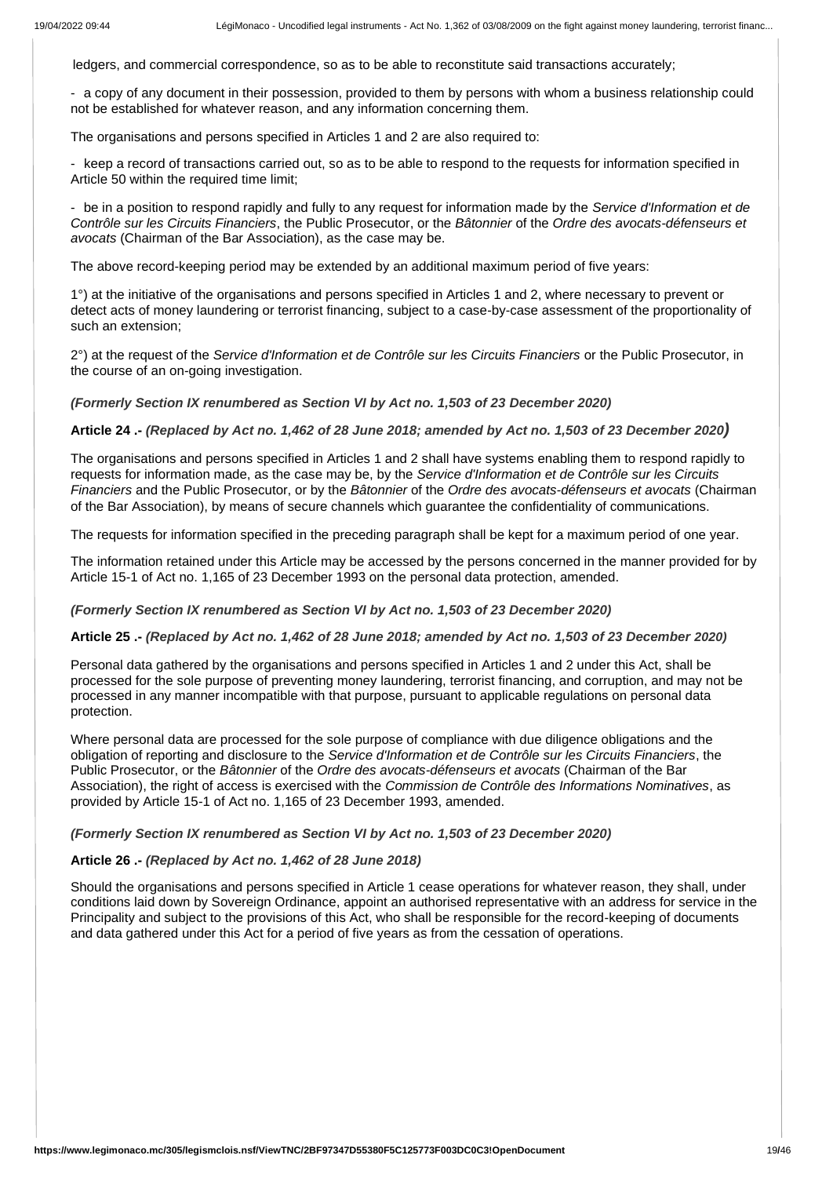ledgers, and commercial correspondence, so as to be able to reconstitute said transactions accurately;

- a copy of any document in their possession, provided to them by persons with whom a business relationship could not be established for whatever reason, and any information concerning them.

The organisations and persons specified in Articles 1 and 2 are also required to:

- keep a record of transactions carried out, so as to be able to respond to the requests for information specified in Article 50 within the required time limit;

- be in a position to respond rapidly and fully to any request for information made by the *Service d'Information et de Contrôle sur les Circuits Financiers*, the Public Prosecutor, or the *Bâtonnier* of the *Ordre des avocats-défenseurs et avocats* (Chairman of the Bar Association), as the case may be.

The above record-keeping period may be extended by an additional maximum period of five years:

1°) at the initiative of the organisations and persons specified in Articles 1 and 2, where necessary to prevent or detect acts of money laundering or terrorist financing, subject to a case-by-case assessment of the proportionality of such an extension;

2°) at the request of the *Service d'Information et de Contrôle sur les Circuits Financiers* or the Public Prosecutor, in the course of an on-going investigation.

***(Formerly Section IX renumbered as Section VI by Act no. 1,503 of 23 December 2020)***

**Article 24 .-** ***(Replaced by Act no. 1,462 of 28 June 2018; amended by Act no. 1,503 of 23 December 2020)***

The organisations and persons specified in Articles 1 and 2 shall have systems enabling them to respond rapidly to requests for information made, as the case may be, by the *Service d'Information et de Contrôle sur les Circuits Financiers* and the Public Prosecutor, or by the *Bâtonnier* of the *Ordre des avocats-défenseurs et avocats* (Chairman of the Bar Association), by means of secure channels which guarantee the confidentiality of communications.

The requests for information specified in the preceding paragraph shall be kept for a maximum period of one year.

The information retained under this Article may be accessed by the persons concerned in the manner provided for by Article 15-1 of Act no. 1,165 of 23 December 1993 on the personal data protection, amended.

***(Formerly Section IX renumbered as Section VI by Act no. 1,503 of 23 December 2020)***

**Article 25 .-** ***(Replaced by Act no. 1,462 of 28 June 2018; amended by Act no. 1,503 of 23 December 2020)***

Personal data gathered by the organisations and persons specified in Articles 1 and 2 under this Act, shall be processed for the sole purpose of preventing money laundering, terrorist financing, and corruption, and may not be processed in any manner incompatible with that purpose, pursuant to applicable regulations on personal data protection.

Where personal data are processed for the sole purpose of compliance with due diligence obligations and the obligation of reporting and disclosure to the *Service d'Information et de Contrôle sur les Circuits Financiers*, the Public Prosecutor, or the *Bâtonnier* of the *Ordre des avocats-défenseurs et avocats* (Chairman of the Bar Association), the right of access is exercised with the *Commission de Contrôle des Informations Nominatives*, as provided by Article 15-1 of Act no. 1,165 of 23 December 1993, amended.

***(Formerly Section IX renumbered as Section VI by Act no. 1,503 of 23 December 2020)***

**Article 26 .-** ***(Replaced by Act no. 1,462 of 28 June 2018)***

Should the organisations and persons specified in Article 1 cease operations for whatever reason, they shall, under conditions laid down by Sovereign Ordinance, appoint an authorised representative with an address for service in the Principality and subject to the provisions of this Act, who shall be responsible for the record-keeping of documents and data gathered under this Act for a period of five years as from the cessation of operations.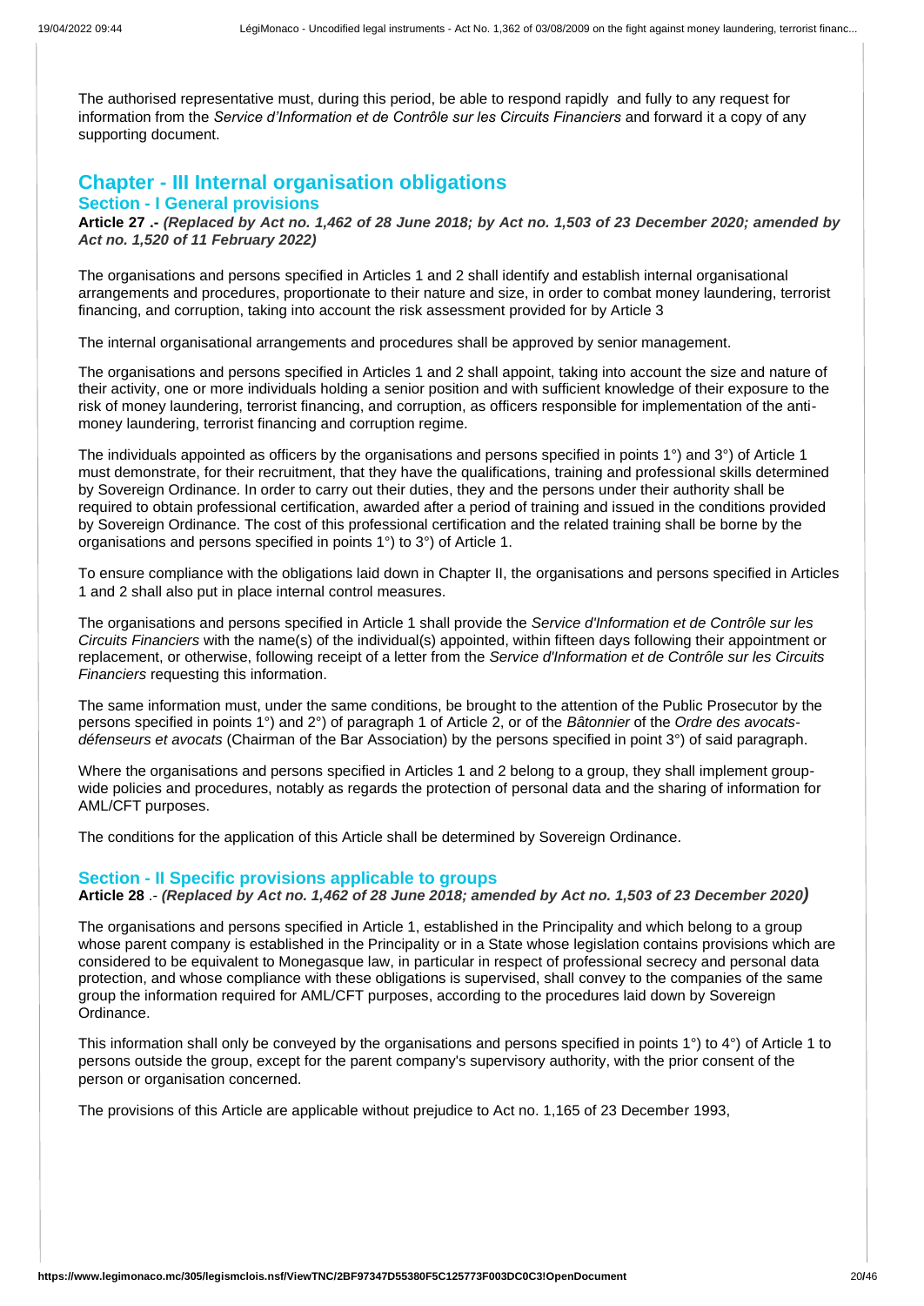The authorised representative must, during this period, be able to respond rapidly and fully to any request for information from the *Service d'Information et de Contrôle sur les Circuits Financiers* and forward it a copy of any supporting document.

## Chapter - III Internal organisation obligations

### Section - I General provisions

**Article 27 .-** ***(Replaced by Act no. 1,462 of 28 June 2018; by Act no. 1,503 of 23 December 2020; amended by Act no. 1,520 of 11 February 2022)***

The organisations and persons specified in Articles 1 and 2 shall identify and establish internal organisational arrangements and procedures, proportionate to their nature and size, in order to combat money laundering, terrorist financing, and corruption, taking into account the risk assessment provided for by Article 3

The internal organisational arrangements and procedures shall be approved by senior management.

The organisations and persons specified in Articles 1 and 2 shall appoint, taking into account the size and nature of their activity, one or more individuals holding a senior position and with sufficient knowledge of their exposure to the risk of money laundering, terrorist financing, and corruption, as officers responsible for implementation of the anti-money laundering, terrorist financing and corruption regime.

The individuals appointed as officers by the organisations and persons specified in points 1°) and 3°) of Article 1 must demonstrate, for their recruitment, that they have the qualifications, training and professional skills determined by Sovereign Ordinance. In order to carry out their duties, they and the persons under their authority shall be required to obtain professional certification, awarded after a period of training and issued in the conditions provided by Sovereign Ordinance. The cost of this professional certification and the related training shall be borne by the organisations and persons specified in points 1°) to 3°) of Article 1.

To ensure compliance with the obligations laid down in Chapter II, the organisations and persons specified in Articles 1 and 2 shall also put in place internal control measures.

The organisations and persons specified in Article 1 shall provide the *Service d'Information et de Contrôle sur les Circuits Financiers* with the name(s) of the individual(s) appointed, within fifteen days following their appointment or replacement, or otherwise, following receipt of a letter from the *Service d'Information et de Contrôle sur les Circuits Financiers* requesting this information.

The same information must, under the same conditions, be brought to the attention of the Public Prosecutor by the persons specified in points 1°) and 2°) of paragraph 1 of Article 2, or of the *Bâtonnier* of the *Ordre des avocats-défenseurs et avocats* (Chairman of the Bar Association) by the persons specified in point 3°) of said paragraph.

Where the organisations and persons specified in Articles 1 and 2 belong to a group, they shall implement group-wide policies and procedures, notably as regards the protection of personal data and the sharing of information for AML/CFT purposes.

The conditions for the application of this Article shall be determined by Sovereign Ordinance.

### Section - II Specific provisions applicable to groups

**Article 28** .- ***(Replaced by Act no. 1,462 of 28 June 2018; amended by Act no. 1,503 of 23 December 2020)***

The organisations and persons specified in Article 1, established in the Principality and which belong to a group whose parent company is established in the Principality or in a State whose legislation contains provisions which are considered to be equivalent to Monegasque law, in particular in respect of professional secrecy and personal data protection, and whose compliance with these obligations is supervised, shall convey to the companies of the same group the information required for AML/CFT purposes, according to the procedures laid down by Sovereign Ordinance.

This information shall only be conveyed by the organisations and persons specified in points 1°) to 4°) of Article 1 to persons outside the group, except for the parent company's supervisory authority, with the prior consent of the person or organisation concerned.

The provisions of this Article are applicable without prejudice to Act no. 1,165 of 23 December 1993,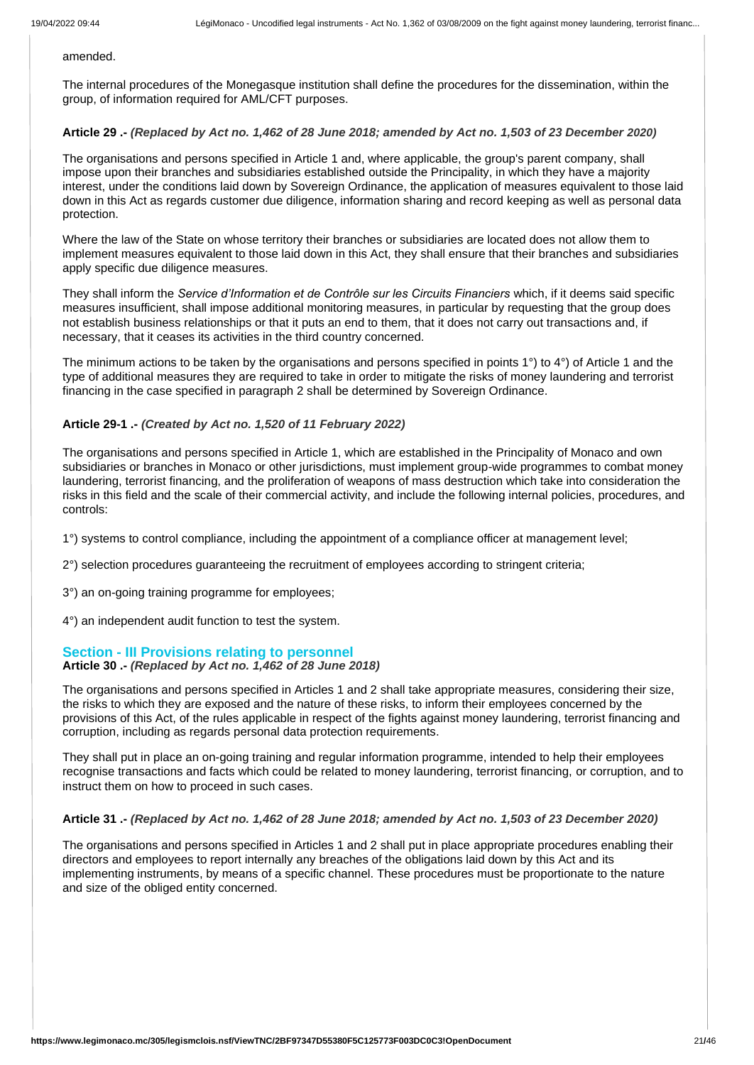amended.

The internal procedures of the Monegasque institution shall define the procedures for the dissemination, within the group, of information required for AML/CFT purposes.

**Article 29 .-** ***(Replaced by Act no. 1,462 of 28 June 2018; amended by Act no. 1,503 of 23 December 2020)***

The organisations and persons specified in Article 1 and, where applicable, the group's parent company, shall impose upon their branches and subsidiaries established outside the Principality, in which they have a majority interest, under the conditions laid down by Sovereign Ordinance, the application of measures equivalent to those laid down in this Act as regards customer due diligence, information sharing and record keeping as well as personal data protection.

Where the law of the State on whose territory their branches or subsidiaries are located does not allow them to implement measures equivalent to those laid down in this Act, they shall ensure that their branches and subsidiaries apply specific due diligence measures.

They shall inform the *Service d'Information et de Contrôle sur les Circuits Financiers* which, if it deems said specific measures insufficient, shall impose additional monitoring measures, in particular by requesting that the group does not establish business relationships or that it puts an end to them, that it does not carry out transactions and, if necessary, that it ceases its activities in the third country concerned.

The minimum actions to be taken by the organisations and persons specified in points 1°) to 4°) of Article 1 and the type of additional measures they are required to take in order to mitigate the risks of money laundering and terrorist financing in the case specified in paragraph 2 shall be determined by Sovereign Ordinance.

**Article 29-1 .-** ***(Created by Act no. 1,520 of 11 February 2022)***

The organisations and persons specified in Article 1, which are established in the Principality of Monaco and own subsidiaries or branches in Monaco or other jurisdictions, must implement group-wide programmes to combat money laundering, terrorist financing, and the proliferation of weapons of mass destruction which take into consideration the risks in this field and the scale of their commercial activity, and include the following internal policies, procedures, and controls:

1°) systems to control compliance, including the appointment of a compliance officer at management level;

2°) selection procedures guaranteeing the recruitment of employees according to stringent criteria;

3°) an on-going training programme for employees;

4°) an independent audit function to test the system.

## Section - III Provisions relating to personnel

**Article 30 .-** ***(Replaced by Act no. 1,462 of 28 June 2018)***

The organisations and persons specified in Articles 1 and 2 shall take appropriate measures, considering their size, the risks to which they are exposed and the nature of these risks, to inform their employees concerned by the provisions of this Act, of the rules applicable in respect of the fights against money laundering, terrorist financing and corruption, including as regards personal data protection requirements.

They shall put in place an on-going training and regular information programme, intended to help their employees recognise transactions and facts which could be related to money laundering, terrorist financing, or corruption, and to instruct them on how to proceed in such cases.

**Article 31 .-** ***(Replaced by Act no. 1,462 of 28 June 2018; amended by Act no. 1,503 of 23 December 2020)***

The organisations and persons specified in Articles 1 and 2 shall put in place appropriate procedures enabling their directors and employees to report internally any breaches of the obligations laid down by this Act and its implementing instruments, by means of a specific channel. These procedures must be proportionate to the nature and size of the obliged entity concerned.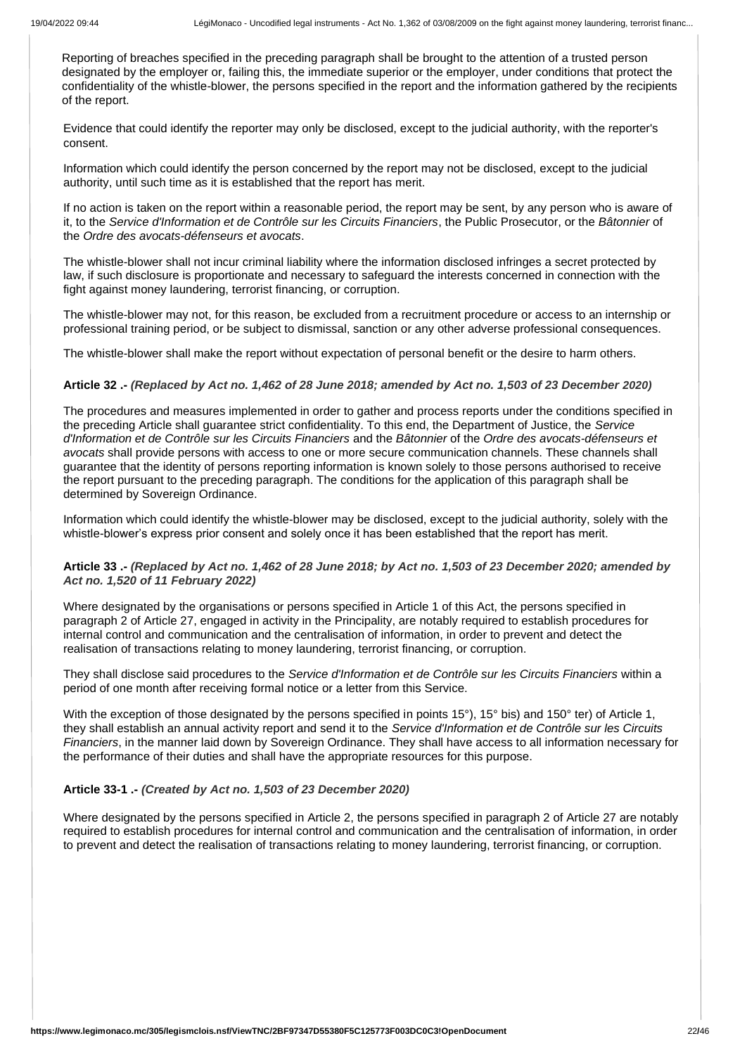Reporting of breaches specified in the preceding paragraph shall be brought to the attention of a trusted person designated by the employer or, failing this, the immediate superior or the employer, under conditions that protect the confidentiality of the whistle-blower, the persons specified in the report and the information gathered by the recipients of the report.

Evidence that could identify the reporter may only be disclosed, except to the judicial authority, with the reporter's consent.

Information which could identify the person concerned by the report may not be disclosed, except to the judicial authority, until such time as it is established that the report has merit.

If no action is taken on the report within a reasonable period, the report may be sent, by any person who is aware of it, to the *Service d'Information et de Contrôle sur les Circuits Financiers*, the Public Prosecutor, or the *Bâtonnier* of the *Ordre des avocats-défenseurs et avocats*.

The whistle-blower shall not incur criminal liability where the information disclosed infringes a secret protected by law, if such disclosure is proportionate and necessary to safeguard the interests concerned in connection with the fight against money laundering, terrorist financing, or corruption.

The whistle-blower may not, for this reason, be excluded from a recruitment procedure or access to an internship or professional training period, or be subject to dismissal, sanction or any other adverse professional consequences.

The whistle-blower shall make the report without expectation of personal benefit or the desire to harm others.

**Article 32 .-** ***(Replaced by Act no. 1,462 of 28 June 2018; amended by Act no. 1,503 of 23 December 2020)***

The procedures and measures implemented in order to gather and process reports under the conditions specified in the preceding Article shall guarantee strict confidentiality. To this end, the Department of Justice, the *Service d'Information et de Contrôle sur les Circuits Financiers* and the *Bâtonnier* of the *Ordre des avocats-défenseurs et avocats* shall provide persons with access to one or more secure communication channels. These channels shall guarantee that the identity of persons reporting information is known solely to those persons authorised to receive the report pursuant to the preceding paragraph. The conditions for the application of this paragraph shall be determined by Sovereign Ordinance.

Information which could identify the whistle-blower may be disclosed, except to the judicial authority, solely with the whistle-blower's express prior consent and solely once it has been established that the report has merit.

**Article 33 .-** ***(Replaced by Act no. 1,462 of 28 June 2018; by Act no. 1,503 of 23 December 2020; amended by Act no. 1,520 of 11 February 2022)***

Where designated by the organisations or persons specified in Article 1 of this Act, the persons specified in paragraph 2 of Article 27, engaged in activity in the Principality, are notably required to establish procedures for internal control and communication and the centralisation of information, in order to prevent and detect the realisation of transactions relating to money laundering, terrorist financing, or corruption.

They shall disclose said procedures to the *Service d'Information et de Contrôle sur les Circuits Financiers* within a period of one month after receiving formal notice or a letter from this Service.

With the exception of those designated by the persons specified in points 15°), 15° bis) and 150° ter) of Article 1, they shall establish an annual activity report and send it to the *Service d'Information et de Contrôle sur les Circuits Financiers*, in the manner laid down by Sovereign Ordinance. They shall have access to all information necessary for the performance of their duties and shall have the appropriate resources for this purpose.

**Article 33-1 .-** ***(Created by Act no. 1,503 of 23 December 2020)***

Where designated by the persons specified in Article 2, the persons specified in paragraph 2 of Article 27 are notably required to establish procedures for internal control and communication and the centralisation of information, in order to prevent and detect the realisation of transactions relating to money laundering, terrorist financing, or corruption.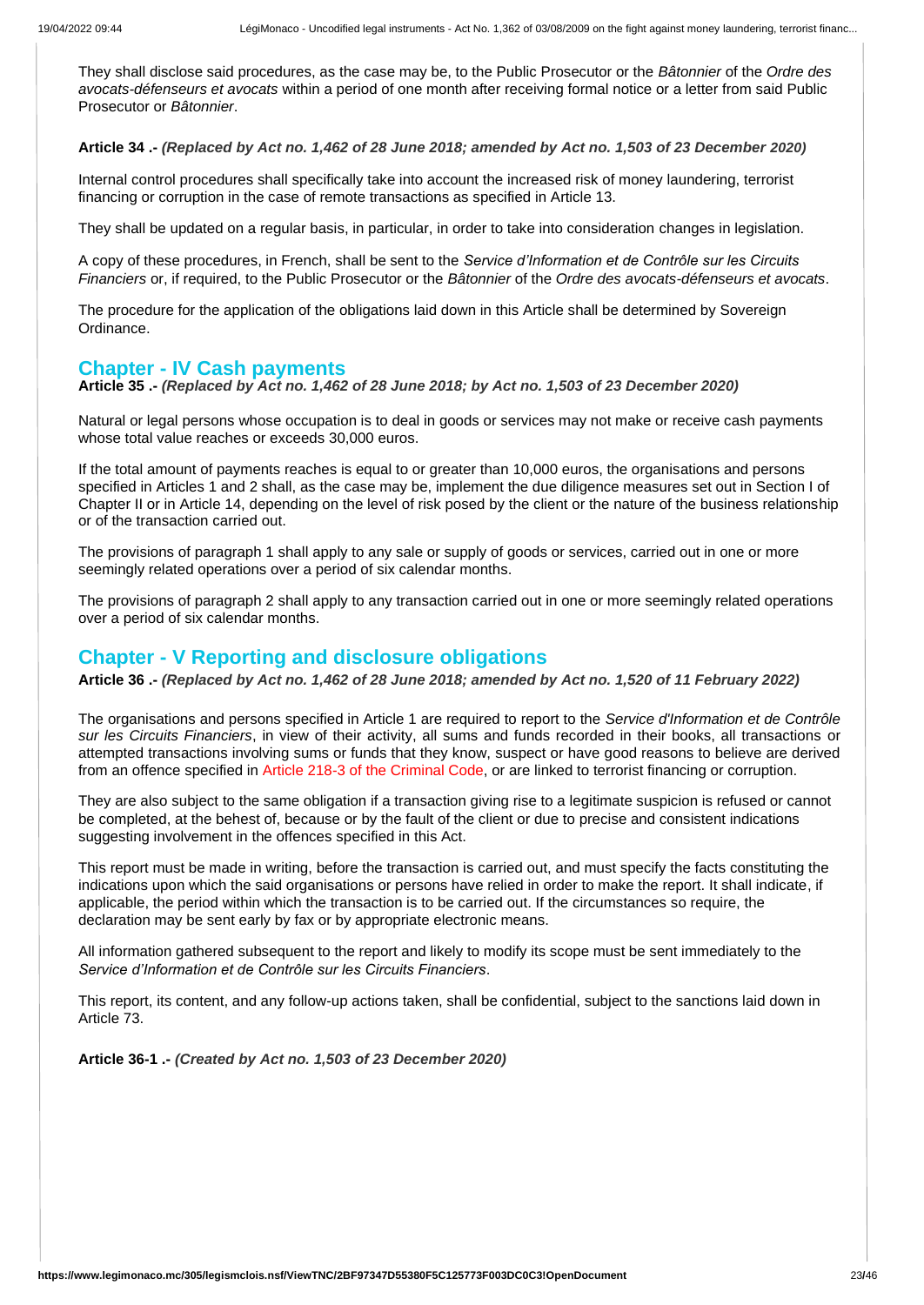They shall disclose said procedures, as the case may be, to the Public Prosecutor or the *Bâtonnier* of the *Ordre des avocats-défenseurs et avocats* within a period of one month after receiving formal notice or a letter from said Public Prosecutor or *Bâtonnier*.

**Article 34 .-** ***(Replaced by Act no. 1,462 of 28 June 2018; amended by Act no. 1,503 of 23 December 2020)***

Internal control procedures shall specifically take into account the increased risk of money laundering, terrorist financing or corruption in the case of remote transactions as specified in Article 13.

They shall be updated on a regular basis, in particular, in order to take into consideration changes in legislation.

A copy of these procedures, in French, shall be sent to the *Service d'Information et de Contrôle sur les Circuits Financiers* or, if required, to the Public Prosecutor or the *Bâtonnier* of the *Ordre des avocats-défenseurs et avocats*.

The procedure for the application of the obligations laid down in this Article shall be determined by Sovereign Ordinance.

## Chapter - IV Cash payments

**Article 35 .-** ***(Replaced by Act no. 1,462 of 28 June 2018; by Act no. 1,503 of 23 December 2020)***

Natural or legal persons whose occupation is to deal in goods or services may not make or receive cash payments whose total value reaches or exceeds 30,000 euros.

If the total amount of payments reaches is equal to or greater than 10,000 euros, the organisations and persons specified in Articles 1 and 2 shall, as the case may be, implement the due diligence measures set out in Section I of Chapter II or in Article 14, depending on the level of risk posed by the client or the nature of the business relationship or of the transaction carried out.

The provisions of paragraph 1 shall apply to any sale or supply of goods or services, carried out in one or more seemingly related operations over a period of six calendar months.

The provisions of paragraph 2 shall apply to any transaction carried out in one or more seemingly related operations over a period of six calendar months.

## Chapter - V Reporting and disclosure obligations

**Article 36 .-** ***(Replaced by Act no. 1,462 of 28 June 2018; amended by Act no. 1,520 of 11 February 2022)***

The organisations and persons specified in Article 1 are required to report to the *Service d'Information et de Contrôle sur les Circuits Financiers*, in view of their activity, all sums and funds recorded in their books, all transactions or attempted transactions involving sums or funds that they know, suspect or have good reasons to believe are derived from an offence specified in Article 218-3 of the Criminal Code, or are linked to terrorist financing or corruption.

They are also subject to the same obligation if a transaction giving rise to a legitimate suspicion is refused or cannot be completed, at the behest of, because or by the fault of the client or due to precise and consistent indications suggesting involvement in the offences specified in this Act.

This report must be made in writing, before the transaction is carried out, and must specify the facts constituting the indications upon which the said organisations or persons have relied in order to make the report. It shall indicate, if applicable, the period within which the transaction is to be carried out. If the circumstances so require, the declaration may be sent early by fax or by appropriate electronic means.

All information gathered subsequent to the report and likely to modify its scope must be sent immediately to the *Service d'Information et de Contrôle sur les Circuits Financiers*.

This report, its content, and any follow-up actions taken, shall be confidential, subject to the sanctions laid down in Article 73.

**Article 36-1 .-** ***(Created by Act no. 1,503 of 23 December 2020)***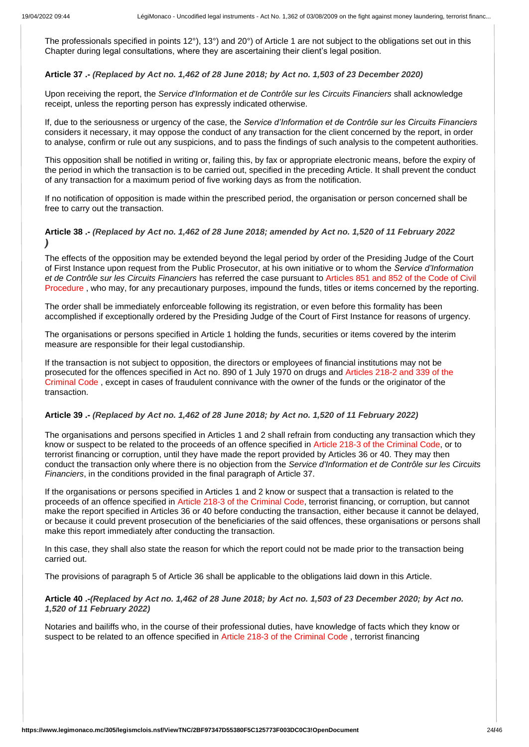The professionals specified in points 12°), 13°) and 20°) of Article 1 are not subject to the obligations set out in this Chapter during legal consultations, where they are ascertaining their client's legal position.

**Article 37 .-** ***(Replaced by Act no. 1,462 of 28 June 2018; by Act no. 1,503 of 23 December 2020)***

Upon receiving the report, the *Service d'Information et de Contrôle sur les Circuits Financiers* shall acknowledge receipt, unless the reporting person has expressly indicated otherwise.

If, due to the seriousness or urgency of the case, the *Service d'Information et de Contrôle sur les Circuits Financiers* considers it necessary, it may oppose the conduct of any transaction for the client concerned by the report, in order to analyse, confirm or rule out any suspicions, and to pass the findings of such analysis to the competent authorities.

This opposition shall be notified in writing or, failing this, by fax or appropriate electronic means, before the expiry of the period in which the transaction is to be carried out, specified in the preceding Article. It shall prevent the conduct of any transaction for a maximum period of five working days as from the notification.

If no notification of opposition is made within the prescribed period, the organisation or person concerned shall be free to carry out the transaction.

**Article 38 .-** ***(Replaced by Act no. 1,462 of 28 June 2018; amended by Act no. 1,520 of 11 February 2022 )***

The effects of the opposition may be extended beyond the legal period by order of the Presiding Judge of the Court of First Instance upon request from the Public Prosecutor, at his own initiative or to whom the *Service d'Information et de Contrôle sur les Circuits Financiers* has referred the case pursuant to Articles 851 and 852 of the Code of Civil Procedure , who may, for any precautionary purposes, impound the funds, titles or items concerned by the reporting.

The order shall be immediately enforceable following its registration, or even before this formality has been accomplished if exceptionally ordered by the Presiding Judge of the Court of First Instance for reasons of urgency.

The organisations or persons specified in Article 1 holding the funds, securities or items covered by the interim measure are responsible for their legal custodianship.

If the transaction is not subject to opposition, the directors or employees of financial institutions may not be prosecuted for the offences specified in Act no. 890 of 1 July 1970 on drugs and Articles 218-2 and 339 of the Criminal Code , except in cases of fraudulent connivance with the owner of the funds or the originator of the transaction.

**Article 39 .-** ***(Replaced by Act no. 1,462 of 28 June 2018; by Act no. 1,520 of 11 February 2022)***

The organisations and persons specified in Articles 1 and 2 shall refrain from conducting any transaction which they know or suspect to be related to the proceeds of an offence specified in Article 218-3 of the Criminal Code, or to terrorist financing or corruption, until they have made the report provided by Articles 36 or 40. They may then conduct the transaction only where there is no objection from the *Service d'Information et de Contrôle sur les Circuits Financiers*, in the conditions provided in the final paragraph of Article 37.

If the organisations or persons specified in Articles 1 and 2 know or suspect that a transaction is related to the proceeds of an offence specified in Article 218-3 of the Criminal Code, terrorist financing, or corruption, but cannot make the report specified in Articles 36 or 40 before conducting the transaction, either because it cannot be delayed, or because it could prevent prosecution of the beneficiaries of the said offences, these organisations or persons shall make this report immediately after conducting the transaction.

In this case, they shall also state the reason for which the report could not be made prior to the transaction being carried out.

The provisions of paragraph 5 of Article 36 shall be applicable to the obligations laid down in this Article.

**Article 40 .-*****(Replaced by Act no. 1,462 of 28 June 2018; by Act no. 1,503 of 23 December 2020; by Act no. 1,520 of 11 February 2022)***

Notaries and bailiffs who, in the course of their professional duties, have knowledge of facts which they know or suspect to be related to an offence specified in Article 218-3 of the Criminal Code , terrorist financing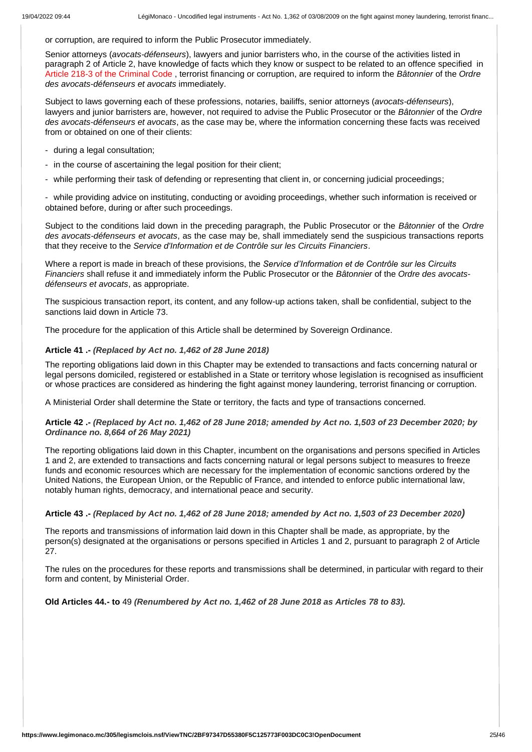or corruption, are required to inform the Public Prosecutor immediately.

Senior attorneys (*avocats-défenseurs*), lawyers and junior barristers who, in the course of the activities listed in paragraph 2 of Article 2, have knowledge of facts which they know or suspect to be related to an offence specified in Article 218-3 of the Criminal Code , terrorist financing or corruption, are required to inform the *Bâtonnier* of the *Ordre des avocats-défenseurs et avocats* immediately.

Subject to laws governing each of these professions, notaries, bailiffs, senior attorneys (*avocats-défenseurs*), lawyers and junior barristers are, however, not required to advise the Public Prosecutor or the *Bâtonnier* of the *Ordre des avocats-défenseurs et avocats*, as the case may be, where the information concerning these facts was received from or obtained on one of their clients:

- during a legal consultation;
- in the course of ascertaining the legal position for their client;
- while performing their task of defending or representing that client in, or concerning judicial proceedings;
- while providing advice on instituting, conducting or avoiding proceedings, whether such information is received or obtained before, during or after such proceedings.

Subject to the conditions laid down in the preceding paragraph, the Public Prosecutor or the *Bâtonnier* of the *Ordre des avocats-défenseurs et avocats*, as the case may be, shall immediately send the suspicious transactions reports that they receive to the *Service d'Information et de Contrôle sur les Circuits Financiers*.

Where a report is made in breach of these provisions, the *Service d'Information et de Contrôle sur les Circuits Financiers* shall refuse it and immediately inform the Public Prosecutor or the *Bâtonnier* of the *Ordre des avocats-défenseurs et avocats*, as appropriate.

The suspicious transaction report, its content, and any follow-up actions taken, shall be confidential, subject to the sanctions laid down in Article 73.

The procedure for the application of this Article shall be determined by Sovereign Ordinance.

**Article 41 .-** ***(Replaced by Act no. 1,462 of 28 June 2018)***

The reporting obligations laid down in this Chapter may be extended to transactions and facts concerning natural or legal persons domiciled, registered or established in a State or territory whose legislation is recognised as insufficient or whose practices are considered as hindering the fight against money laundering, terrorist financing or corruption.

A Ministerial Order shall determine the State or territory, the facts and type of transactions concerned.

**Article 42 .-** ***(Replaced by Act no. 1,462 of 28 June 2018; amended by Act no. 1,503 of 23 December 2020; by Ordinance no. 8,664 of 26 May 2021)***

The reporting obligations laid down in this Chapter, incumbent on the organisations and persons specified in Articles 1 and 2, are extended to transactions and facts concerning natural or legal persons subject to measures to freeze funds and economic resources which are necessary for the implementation of economic sanctions ordered by the United Nations, the European Union, or the Republic of France, and intended to enforce public international law, notably human rights, democracy, and international peace and security.

**Article 43 .-** ***(Replaced by Act no. 1,462 of 28 June 2018; amended by Act no. 1,503 of 23 December 2020)***

The reports and transmissions of information laid down in this Chapter shall be made, as appropriate, by the person(s) designated at the organisations or persons specified in Articles 1 and 2, pursuant to paragraph 2 of Article 27.

The rules on the procedures for these reports and transmissions shall be determined, in particular with regard to their form and content, by Ministerial Order.

**Old Articles 44.- to** 49 ***(Renumbered by Act no. 1,462 of 28 June 2018 as Articles 78 to 83).***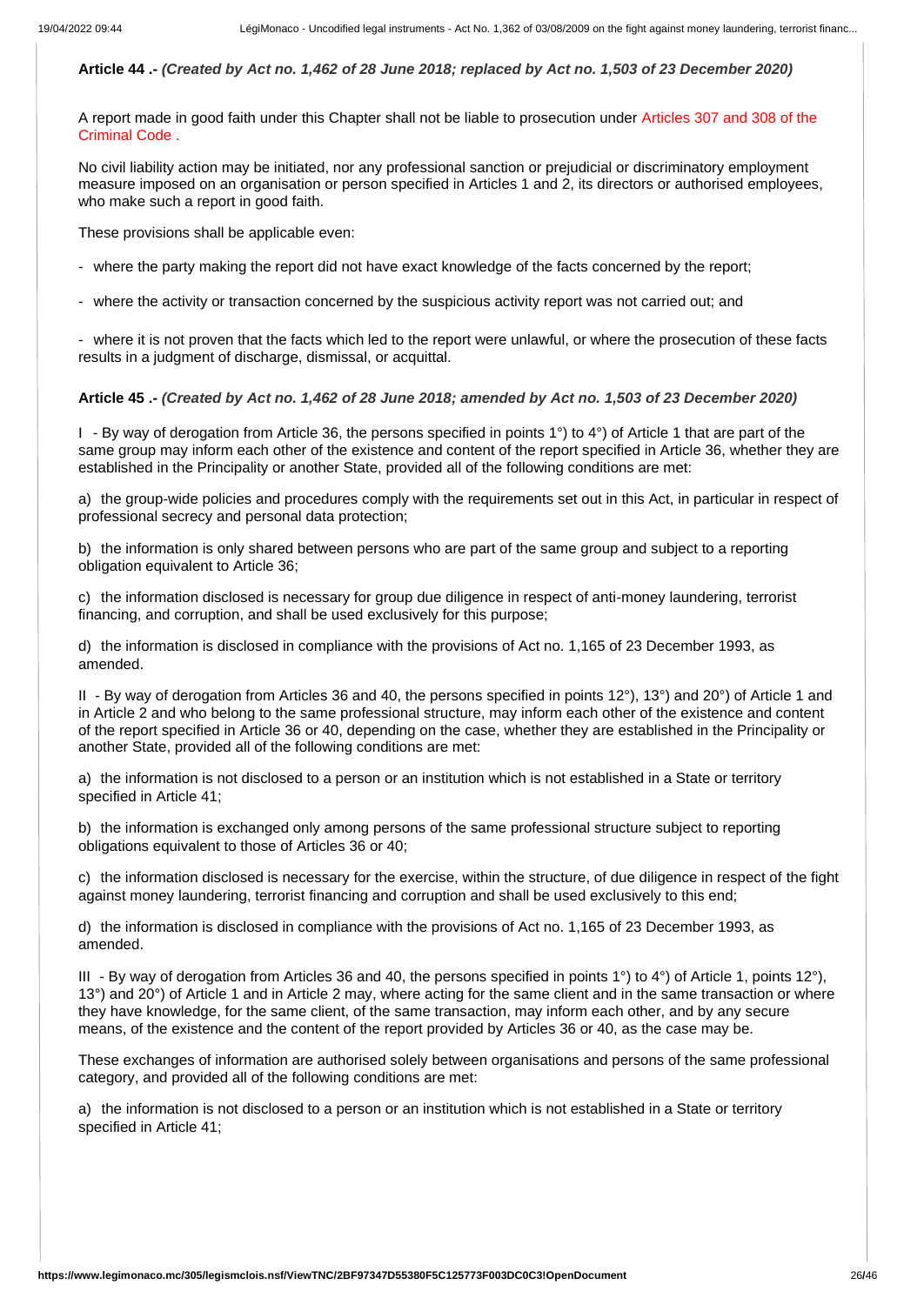**Article 44 .-** ***(Created by Act no. 1,462 of 28 June 2018; replaced by Act no. 1,503 of 23 December 2020)***

A report made in good faith under this Chapter shall not be liable to prosecution under Articles 307 and 308 of the Criminal Code .

No civil liability action may be initiated, nor any professional sanction or prejudicial or discriminatory employment measure imposed on an organisation or person specified in Articles 1 and 2, its directors or authorised employees, who make such a report in good faith.

These provisions shall be applicable even:

- where the party making the report did not have exact knowledge of the facts concerned by the report;

- where the activity or transaction concerned by the suspicious activity report was not carried out; and

- where it is not proven that the facts which led to the report were unlawful, or where the prosecution of these facts results in a judgment of discharge, dismissal, or acquittal.

**Article 45 .-** ***(Created by Act no. 1,462 of 28 June 2018; amended by Act no. 1,503 of 23 December 2020)***

I - By way of derogation from Article 36, the persons specified in points 1°) to 4°) of Article 1 that are part of the same group may inform each other of the existence and content of the report specified in Article 36, whether they are established in the Principality or another State, provided all of the following conditions are met:

a) the group-wide policies and procedures comply with the requirements set out in this Act, in particular in respect of professional secrecy and personal data protection;

b) the information is only shared between persons who are part of the same group and subject to a reporting obligation equivalent to Article 36;

c) the information disclosed is necessary for group due diligence in respect of anti-money laundering, terrorist financing, and corruption, and shall be used exclusively for this purpose;

d) the information is disclosed in compliance with the provisions of Act no. 1,165 of 23 December 1993, as amended.

II - By way of derogation from Articles 36 and 40, the persons specified in points 12°), 13°) and 20°) of Article 1 and in Article 2 and who belong to the same professional structure, may inform each other of the existence and content of the report specified in Article 36 or 40, depending on the case, whether they are established in the Principality or another State, provided all of the following conditions are met:

a) the information is not disclosed to a person or an institution which is not established in a State or territory specified in Article 41;

b) the information is exchanged only among persons of the same professional structure subject to reporting obligations equivalent to those of Articles 36 or 40;

c) the information disclosed is necessary for the exercise, within the structure, of due diligence in respect of the fight against money laundering, terrorist financing and corruption and shall be used exclusively to this end;

d) the information is disclosed in compliance with the provisions of Act no. 1,165 of 23 December 1993, as amended.

III - By way of derogation from Articles 36 and 40, the persons specified in points 1°) to 4°) of Article 1, points 12°), 13°) and 20°) of Article 1 and in Article 2 may, where acting for the same client and in the same transaction or where they have knowledge, for the same client, of the same transaction, may inform each other, and by any secure means, of the existence and the content of the report provided by Articles 36 or 40, as the case may be.

These exchanges of information are authorised solely between organisations and persons of the same professional category, and provided all of the following conditions are met:

a) the information is not disclosed to a person or an institution which is not established in a State or territory specified in Article 41;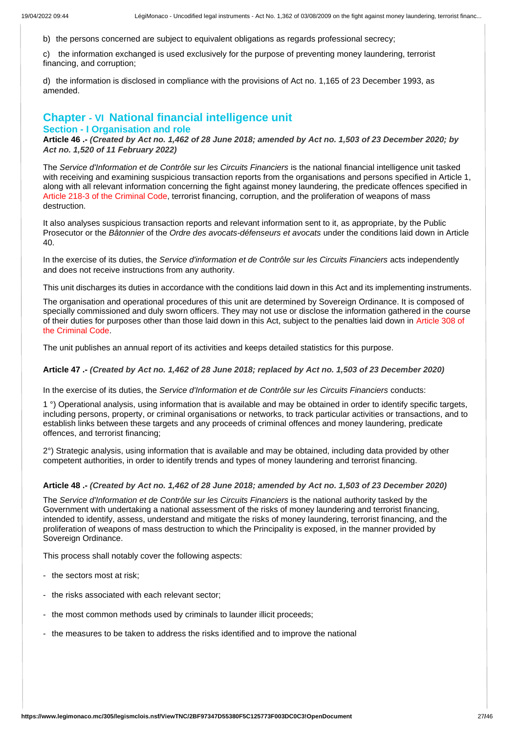b) the persons concerned are subject to equivalent obligations as regards professional secrecy;

c) the information exchanged is used exclusively for the purpose of preventing money laundering, terrorist financing, and corruption;

d) the information is disclosed in compliance with the provisions of Act no. 1,165 of 23 December 1993, as amended.

## Chapter - VI National financial intelligence unit

### Section - I Organisation and role

**Article 46 .-** ***(Created by Act no. 1,462 of 28 June 2018; amended by Act no. 1,503 of 23 December 2020; by Act no. 1,520 of 11 February 2022)***

The *Service d'Information et de Contrôle sur les Circuits Financiers* is the national financial intelligence unit tasked with receiving and examining suspicious transaction reports from the organisations and persons specified in Article 1, along with all relevant information concerning the fight against money laundering, the predicate offences specified in Article 218-3 of the Criminal Code, terrorist financing, corruption, and the proliferation of weapons of mass destruction.

It also analyses suspicious transaction reports and relevant information sent to it, as appropriate, by the Public Prosecutor or the *Bâtonnier* of the *Ordre des avocats-défenseurs et avocats* under the conditions laid down in Article 40.

In the exercise of its duties, the *Service d'information et de Contrôle sur les Circuits Financiers* acts independently and does not receive instructions from any authority.

This unit discharges its duties in accordance with the conditions laid down in this Act and its implementing instruments.

The organisation and operational procedures of this unit are determined by Sovereign Ordinance. It is composed of specially commissioned and duly sworn officers. They may not use or disclose the information gathered in the course of their duties for purposes other than those laid down in this Act, subject to the penalties laid down in Article 308 of the Criminal Code.

The unit publishes an annual report of its activities and keeps detailed statistics for this purpose.

**Article 47 .-** ***(Created by Act no. 1,462 of 28 June 2018; replaced by Act no. 1,503 of 23 December 2020)***

In the exercise of its duties, the *Service d'Information et de Contrôle sur les Circuits Financiers* conducts:

1 °) Operational analysis, using information that is available and may be obtained in order to identify specific targets, including persons, property, or criminal organisations or networks, to track particular activities or transactions, and to establish links between these targets and any proceeds of criminal offences and money laundering, predicate offences, and terrorist financing;

2°) Strategic analysis, using information that is available and may be obtained, including data provided by other competent authorities, in order to identify trends and types of money laundering and terrorist financing.

**Article 48 .-** ***(Created by Act no. 1,462 of 28 June 2018; amended by Act no. 1,503 of 23 December 2020)***

The *Service d'Information et de Contrôle sur les Circuits Financiers* is the national authority tasked by the Government with undertaking a national assessment of the risks of money laundering and terrorist financing, intended to identify, assess, understand and mitigate the risks of money laundering, terrorist financing, and the proliferation of weapons of mass destruction to which the Principality is exposed, in the manner provided by Sovereign Ordinance.

This process shall notably cover the following aspects:

- the sectors most at risk;
- the risks associated with each relevant sector;
- the most common methods used by criminals to launder illicit proceeds;
- the measures to be taken to address the risks identified and to improve the national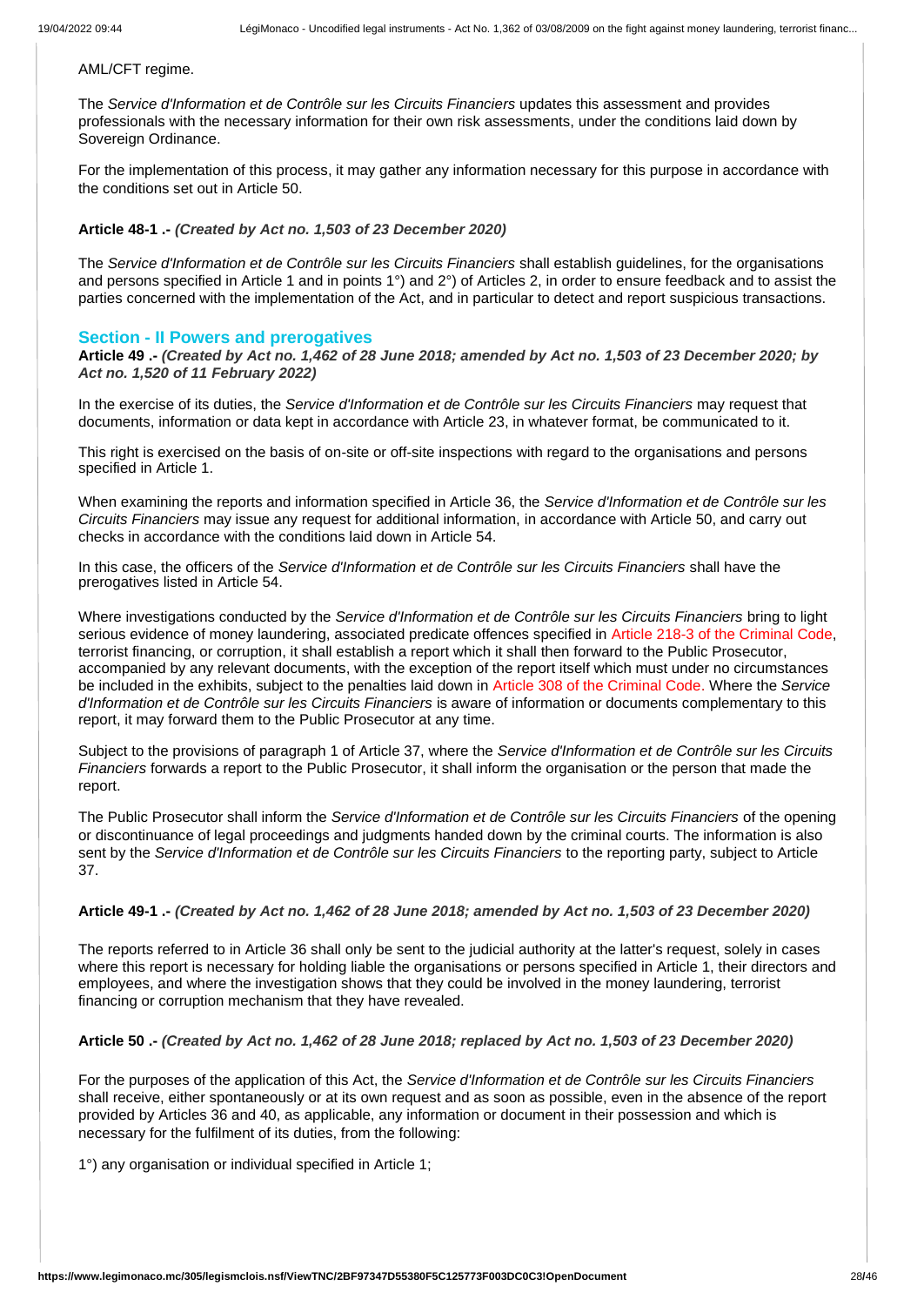AML/CFT regime.

The *Service d'Information et de Contrôle sur les Circuits Financiers* updates this assessment and provides professionals with the necessary information for their own risk assessments, under the conditions laid down by Sovereign Ordinance.

For the implementation of this process, it may gather any information necessary for this purpose in accordance with the conditions set out in Article 50.

**Article 48-1 .-** ***(Created by Act no. 1,503 of 23 December 2020)***

The *Service d'Information et de Contrôle sur les Circuits Financiers* shall establish guidelines, for the organisations and persons specified in Article 1 and in points 1°) and 2°) of Articles 2, in order to ensure feedback and to assist the parties concerned with the implementation of the Act, and in particular to detect and report suspicious transactions.

## Section - II Powers and prerogatives

**Article 49 .-** ***(Created by Act no. 1,462 of 28 June 2018; amended by Act no. 1,503 of 23 December 2020; by Act no. 1,520 of 11 February 2022)***

In the exercise of its duties, the *Service d'Information et de Contrôle sur les Circuits Financiers* may request that documents, information or data kept in accordance with Article 23, in whatever format, be communicated to it.

This right is exercised on the basis of on-site or off-site inspections with regard to the organisations and persons specified in Article 1.

When examining the reports and information specified in Article 36, the *Service d'Information et de Contrôle sur les Circuits Financiers* may issue any request for additional information, in accordance with Article 50, and carry out checks in accordance with the conditions laid down in Article 54.

In this case, the officers of the *Service d'Information et de Contrôle sur les Circuits Financiers* shall have the prerogatives listed in Article 54.

Where investigations conducted by the *Service d'Information et de Contrôle sur les Circuits Financiers* bring to light serious evidence of money laundering, associated predicate offences specified in Article 218-3 of the Criminal Code, terrorist financing, or corruption, it shall establish a report which it shall then forward to the Public Prosecutor, accompanied by any relevant documents, with the exception of the report itself which must under no circumstances be included in the exhibits, subject to the penalties laid down in Article 308 of the Criminal Code. Where the *Service d'Information et de Contrôle sur les Circuits Financiers* is aware of information or documents complementary to this report, it may forward them to the Public Prosecutor at any time.

Subject to the provisions of paragraph 1 of Article 37, where the *Service d'Information et de Contrôle sur les Circuits Financiers* forwards a report to the Public Prosecutor, it shall inform the organisation or the person that made the report.

The Public Prosecutor shall inform the *Service d'Information et de Contrôle sur les Circuits Financiers* of the opening or discontinuance of legal proceedings and judgments handed down by the criminal courts. The information is also sent by the *Service d'Information et de Contrôle sur les Circuits Financiers* to the reporting party, subject to Article 37.

**Article 49-1 .-** ***(Created by Act no. 1,462 of 28 June 2018; amended by Act no. 1,503 of 23 December 2020)***

The reports referred to in Article 36 shall only be sent to the judicial authority at the latter's request, solely in cases where this report is necessary for holding liable the organisations or persons specified in Article 1, their directors and employees, and where the investigation shows that they could be involved in the money laundering, terrorist financing or corruption mechanism that they have revealed.

**Article 50 .-** ***(Created by Act no. 1,462 of 28 June 2018; replaced by Act no. 1,503 of 23 December 2020)***

For the purposes of the application of this Act, the *Service d'Information et de Contrôle sur les Circuits Financiers* shall receive, either spontaneously or at its own request and as soon as possible, even in the absence of the report provided by Articles 36 and 40, as applicable, any information or document in their possession and which is necessary for the fulfilment of its duties, from the following:

1°) any organisation or individual specified in Article 1;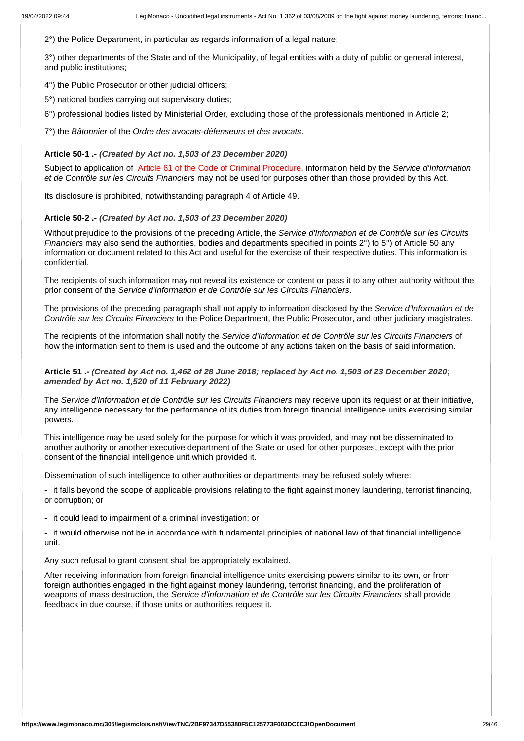2°) the Police Department, in particular as regards information of a legal nature;

3°) other departments of the State and of the Municipality, of legal entities with a duty of public or general interest, and public institutions;

4°) the Public Prosecutor or other judicial officers;

5°) national bodies carrying out supervisory duties;

6°) professional bodies listed by Ministerial Order, excluding those of the professionals mentioned in Article 2;

7°) the *Bâtonnier* of the *Ordre des avocats-défenseurs et des avocats*.

**Article 50-1 .-** ***(Created by Act no. 1,503 of 23 December 2020)***

Subject to application of Article 61 of the Code of Criminal Procedure, information held by the *Service d'Information et de Contrôle sur les Circuits Financiers* may not be used for purposes other than those provided by this Act.

Its disclosure is prohibited, notwithstanding paragraph 4 of Article 49.

**Article 50-2 .-** ***(Created by Act no. 1,503 of 23 December 2020)***

Without prejudice to the provisions of the preceding Article, the *Service d'Information et de Contrôle sur les Circuits Financiers* may also send the authorities, bodies and departments specified in points 2°) to 5°) of Article 50 any information or document related to this Act and useful for the exercise of their respective duties. This information is confidential.

The recipients of such information may not reveal its existence or content or pass it to any other authority without the prior consent of the *Service d'Information et de Contrôle sur les Circuits Financiers*.

The provisions of the preceding paragraph shall not apply to information disclosed by the *Service d'Information et de Contrôle sur les Circuits Financiers* to the Police Department, the Public Prosecutor, and other judiciary magistrates.

The recipients of the information shall notify the *Service d'Information et de Contrôle sur les Circuits Financiers* of how the information sent to them is used and the outcome of any actions taken on the basis of said information.

**Article 51 .-** ***(Created by Act no. 1,462 of 28 June 2018; replaced by Act no. 1,503 of 23 December 2020*****;** ***amended by Act no. 1,520 of 11 February 2022)***

The *Service d'Information et de Contrôle sur les Circuits Financiers* may receive upon its request or at their initiative, any intelligence necessary for the performance of its duties from foreign financial intelligence units exercising similar powers.

This intelligence may be used solely for the purpose for which it was provided, and may not be disseminated to another authority or another executive department of the State or used for other purposes, except with the prior consent of the financial intelligence unit which provided it.

Dissemination of such intelligence to other authorities or departments may be refused solely where:

- it falls beyond the scope of applicable provisions relating to the fight against money laundering, terrorist financing, or corruption; or

- it could lead to impairment of a criminal investigation; or

- it would otherwise not be in accordance with fundamental principles of national law of that financial intelligence unit.

Any such refusal to grant consent shall be appropriately explained.

After receiving information from foreign financial intelligence units exercising powers similar to its own, or from foreign authorities engaged in the fight against money laundering, terrorist financing, and the proliferation of weapons of mass destruction, the *Service d'information et de Contrôle sur les Circuits Financiers* shall provide feedback in due course, if those units or authorities request it.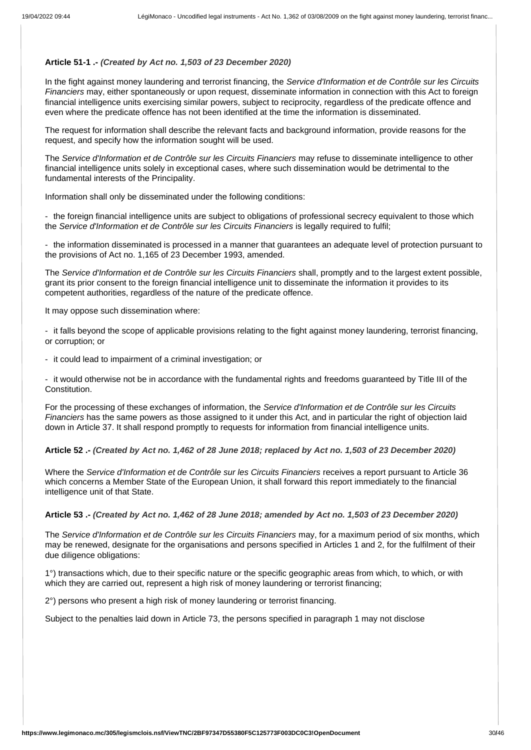**Article 51-1 .-** ***(Created by Act no. 1,503 of 23 December 2020)***

In the fight against money laundering and terrorist financing, the *Service d'Information et de Contrôle sur les Circuits Financiers* may, either spontaneously or upon request, disseminate information in connection with this Act to foreign financial intelligence units exercising similar powers, subject to reciprocity, regardless of the predicate offence and even where the predicate offence has not been identified at the time the information is disseminated.

The request for information shall describe the relevant facts and background information, provide reasons for the request, and specify how the information sought will be used.

The *Service d'Information et de Contrôle sur les Circuits Financiers* may refuse to disseminate intelligence to other financial intelligence units solely in exceptional cases, where such dissemination would be detrimental to the fundamental interests of the Principality.

Information shall only be disseminated under the following conditions:

- the foreign financial intelligence units are subject to obligations of professional secrecy equivalent to those which the *Service d'Information et de Contrôle sur les Circuits Financiers* is legally required to fulfil;

- the information disseminated is processed in a manner that guarantees an adequate level of protection pursuant to the provisions of Act no. 1,165 of 23 December 1993, amended.

The *Service d'Information et de Contrôle sur les Circuits Financiers* shall, promptly and to the largest extent possible, grant its prior consent to the foreign financial intelligence unit to disseminate the information it provides to its competent authorities, regardless of the nature of the predicate offence.

It may oppose such dissemination where:

- it falls beyond the scope of applicable provisions relating to the fight against money laundering, terrorist financing, or corruption; or

- it could lead to impairment of a criminal investigation; or

- it would otherwise not be in accordance with the fundamental rights and freedoms guaranteed by Title III of the Constitution.

For the processing of these exchanges of information, the *Service d'Information et de Contrôle sur les Circuits Financiers* has the same powers as those assigned to it under this Act, and in particular the right of objection laid down in Article 37. It shall respond promptly to requests for information from financial intelligence units.

**Article 52 .-** ***(Created by Act no. 1,462 of 28 June 2018; replaced by Act no. 1,503 of 23 December 2020)***

Where the *Service d'Information et de Contrôle sur les Circuits Financiers* receives a report pursuant to Article 36 which concerns a Member State of the European Union, it shall forward this report immediately to the financial intelligence unit of that State.

**Article 53 .-** ***(Created by Act no. 1,462 of 28 June 2018; amended by Act no. 1,503 of 23 December 2020)***

The *Service d'Information et de Contrôle sur les Circuits Financiers* may, for a maximum period of six months, which may be renewed, designate for the organisations and persons specified in Articles 1 and 2, for the fulfilment of their due diligence obligations:

1°) transactions which, due to their specific nature or the specific geographic areas from which, to which, or with which they are carried out, represent a high risk of money laundering or terrorist financing;

2°) persons who present a high risk of money laundering or terrorist financing.

Subject to the penalties laid down in Article 73, the persons specified in paragraph 1 may not disclose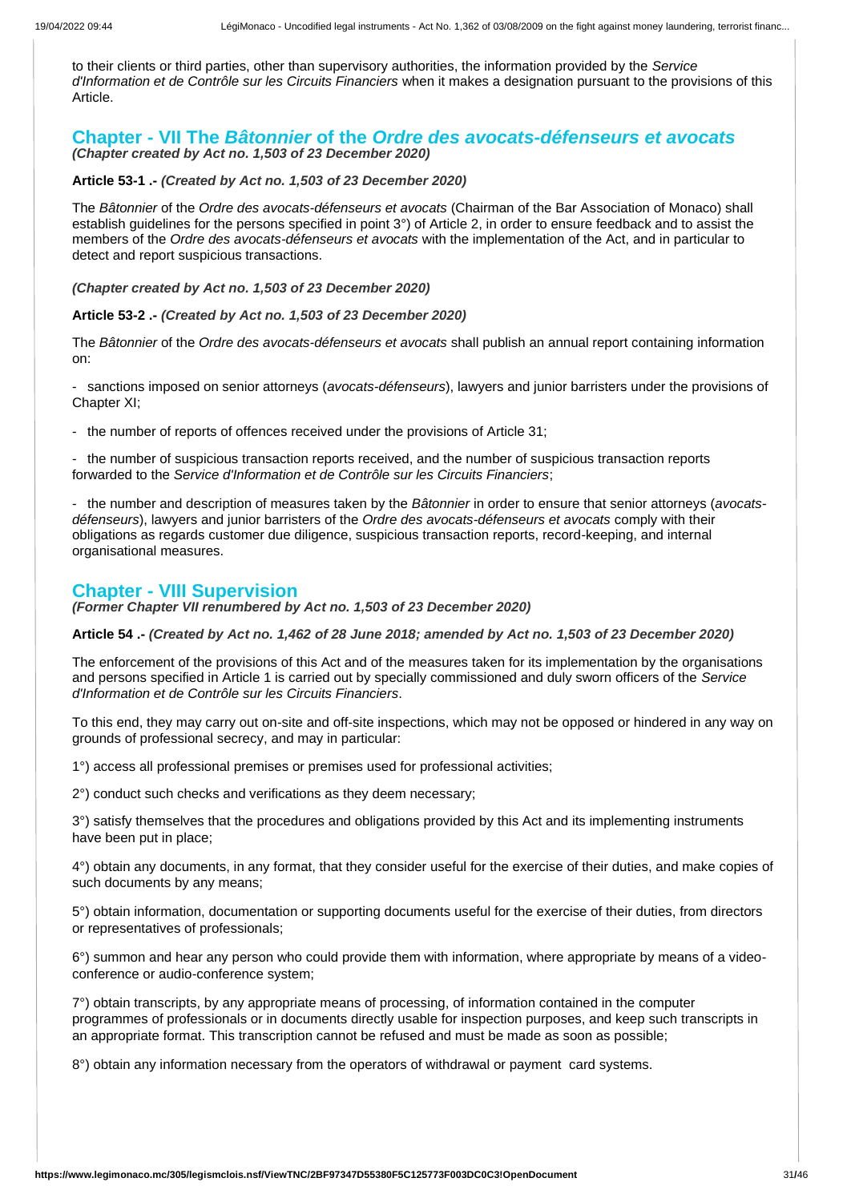to their clients or third parties, other than supervisory authorities, the information provided by the *Service d'Information et de Contrôle sur les Circuits Financiers* when it makes a designation pursuant to the provisions of this Article.

## Chapter - VII The *Bâtonnier* of the *Ordre des avocats-défenseurs et avocats*

***(Chapter created by Act no. 1,503 of 23 December 2020)***

**Article 53-1 .-** ***(Created by Act no. 1,503 of 23 December 2020)***

The *Bâtonnier* of the *Ordre des avocats-défenseurs et avocats* (Chairman of the Bar Association of Monaco) shall establish guidelines for the persons specified in point 3°) of Article 2, in order to ensure feedback and to assist the members of the *Ordre des avocats-défenseurs et avocats* with the implementation of the Act, and in particular to detect and report suspicious transactions.

***(Chapter created by Act no. 1,503 of 23 December 2020)***

**Article 53-2 .-** ***(Created by Act no. 1,503 of 23 December 2020)***

The *Bâtonnier* of the *Ordre des avocats-défenseurs et avocats* shall publish an annual report containing information on:

- sanctions imposed on senior attorneys (*avocats-défenseurs*), lawyers and junior barristers under the provisions of Chapter XI;

- the number of reports of offences received under the provisions of Article 31;

- the number of suspicious transaction reports received, and the number of suspicious transaction reports forwarded to the *Service d'Information et de Contrôle sur les Circuits Financiers*;

- the number and description of measures taken by the *Bâtonnier* in order to ensure that senior attorneys (*avocats-défenseurs*), lawyers and junior barristers of the *Ordre des avocats-défenseurs et avocats* comply with their obligations as regards customer due diligence, suspicious transaction reports, record-keeping, and internal organisational measures.

## Chapter - VIII Supervision

***(Former Chapter VII renumbered by Act no. 1,503 of 23 December 2020)***

**Article 54 .-** ***(Created by Act no. 1,462 of 28 June 2018; amended by Act no. 1,503 of 23 December 2020)***

The enforcement of the provisions of this Act and of the measures taken for its implementation by the organisations and persons specified in Article 1 is carried out by specially commissioned and duly sworn officers of the *Service d'Information et de Contrôle sur les Circuits Financiers*.

To this end, they may carry out on-site and off-site inspections, which may not be opposed or hindered in any way on grounds of professional secrecy, and may in particular:

1°) access all professional premises or premises used for professional activities;

2°) conduct such checks and verifications as they deem necessary;

3°) satisfy themselves that the procedures and obligations provided by this Act and its implementing instruments have been put in place;

4°) obtain any documents, in any format, that they consider useful for the exercise of their duties, and make copies of such documents by any means;

5°) obtain information, documentation or supporting documents useful for the exercise of their duties, from directors or representatives of professionals;

6°) summon and hear any person who could provide them with information, where appropriate by means of a video-conference or audio-conference system;

7°) obtain transcripts, by any appropriate means of processing, of information contained in the computer programmes of professionals or in documents directly usable for inspection purposes, and keep such transcripts in an appropriate format. This transcription cannot be refused and must be made as soon as possible;

8°) obtain any information necessary from the operators of withdrawal or payment card systems.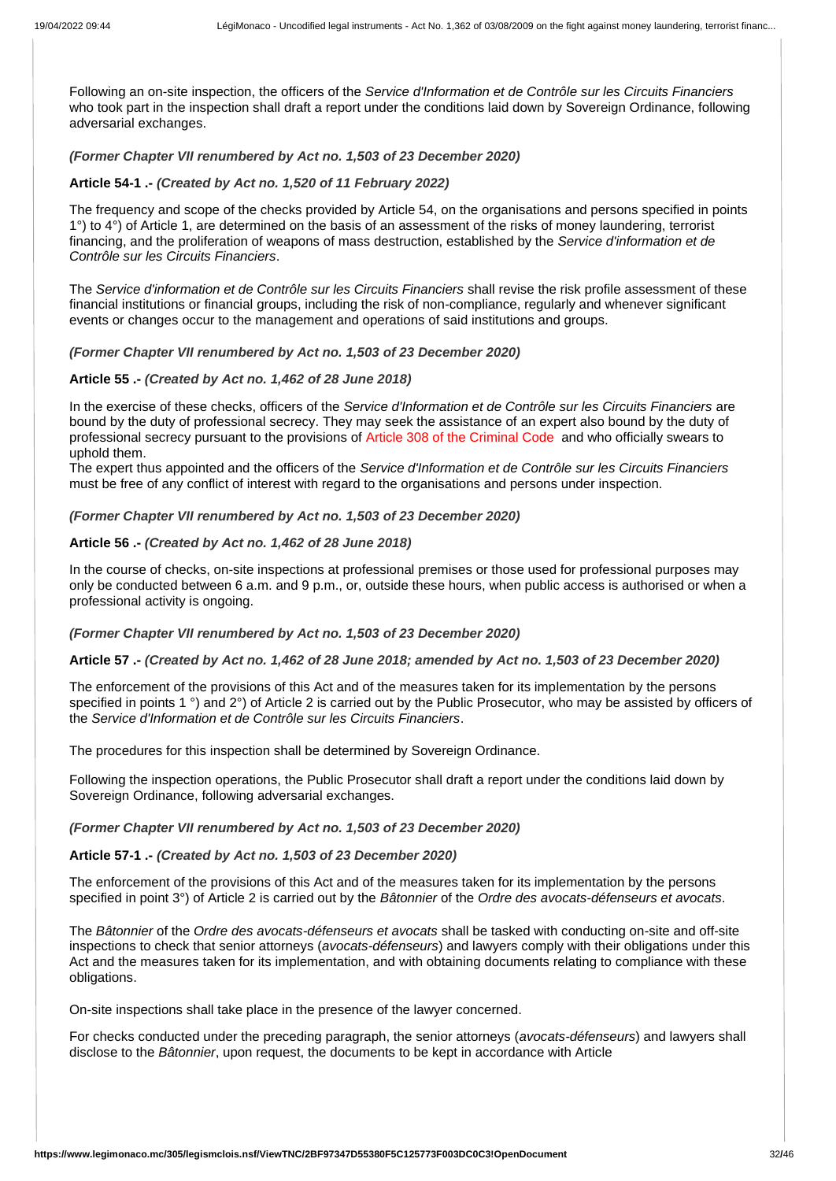Following an on-site inspection, the officers of the *Service d'Information et de Contrôle sur les Circuits Financiers* who took part in the inspection shall draft a report under the conditions laid down by Sovereign Ordinance, following adversarial exchanges.

***(Former Chapter VII renumbered by Act no. 1,503 of 23 December 2020)***

**Article 54-1 .-** ***(Created by Act no. 1,520 of 11 February 2022)***

The frequency and scope of the checks provided by Article 54, on the organisations and persons specified in points 1°) to 4°) of Article 1, are determined on the basis of an assessment of the risks of money laundering, terrorist financing, and the proliferation of weapons of mass destruction, established by the *Service d'information et de Contrôle sur les Circuits Financiers*.

The *Service d'information et de Contrôle sur les Circuits Financiers* shall revise the risk profile assessment of these financial institutions or financial groups, including the risk of non-compliance, regularly and whenever significant events or changes occur to the management and operations of said institutions and groups.

***(Former Chapter VII renumbered by Act no. 1,503 of 23 December 2020)***

**Article 55 .-** ***(Created by Act no. 1,462 of 28 June 2018)***

In the exercise of these checks, officers of the *Service d'Information et de Contrôle sur les Circuits Financiers* are bound by the duty of professional secrecy. They may seek the assistance of an expert also bound by the duty of professional secrecy pursuant to the provisions of Article 308 of the Criminal Code and who officially swears to uphold them.
The expert thus appointed and the officers of the *Service d'Information et de Contrôle sur les Circuits Financiers* must be free of any conflict of interest with regard to the organisations and persons under inspection.

***(Former Chapter VII renumbered by Act no. 1,503 of 23 December 2020)***

**Article 56 .-** ***(Created by Act no. 1,462 of 28 June 2018)***

In the course of checks, on-site inspections at professional premises or those used for professional purposes may only be conducted between 6 a.m. and 9 p.m., or, outside these hours, when public access is authorised or when a professional activity is ongoing.

***(Former Chapter VII renumbered by Act no. 1,503 of 23 December 2020)***

**Article 57 .-** ***(Created by Act no. 1,462 of 28 June 2018; amended by Act no. 1,503 of 23 December 2020)***

The enforcement of the provisions of this Act and of the measures taken for its implementation by the persons specified in points 1 °) and 2°) of Article 2 is carried out by the Public Prosecutor, who may be assisted by officers of the *Service d'Information et de Contrôle sur les Circuits Financiers*.

The procedures for this inspection shall be determined by Sovereign Ordinance.

Following the inspection operations, the Public Prosecutor shall draft a report under the conditions laid down by Sovereign Ordinance, following adversarial exchanges.

***(Former Chapter VII renumbered by Act no. 1,503 of 23 December 2020)***

**Article 57-1 .-** ***(Created by Act no. 1,503 of 23 December 2020)***

The enforcement of the provisions of this Act and of the measures taken for its implementation by the persons specified in point 3°) of Article 2 is carried out by the *Bâtonnier* of the *Ordre des avocats-défenseurs et avocats*.

The *Bâtonnier* of the *Ordre des avocats-défenseurs et avocats* shall be tasked with conducting on-site and off-site inspections to check that senior attorneys (*avocats-défenseurs*) and lawyers comply with their obligations under this Act and the measures taken for its implementation, and with obtaining documents relating to compliance with these obligations.

On-site inspections shall take place in the presence of the lawyer concerned.

For checks conducted under the preceding paragraph, the senior attorneys (*avocats-défenseurs*) and lawyers shall disclose to the *Bâtonnier*, upon request, the documents to be kept in accordance with Article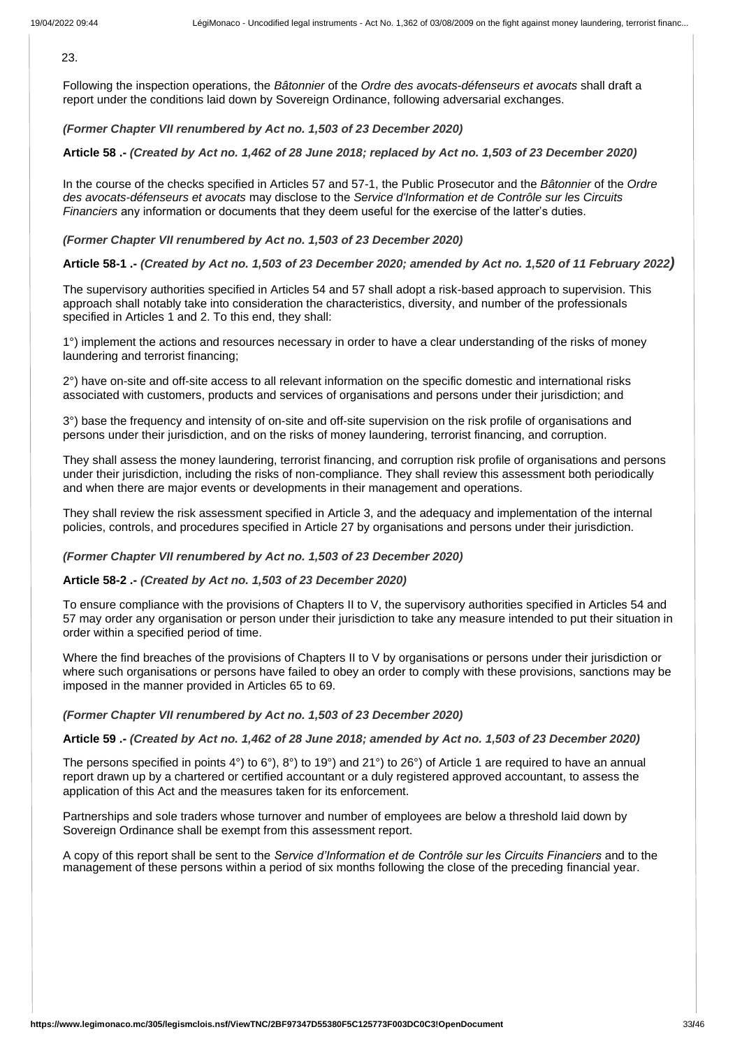23.

Following the inspection operations, the *Bâtonnier* of the *Ordre des avocats-défenseurs et avocats* shall draft a report under the conditions laid down by Sovereign Ordinance, following adversarial exchanges.

***(Former Chapter VII renumbered by Act no. 1,503 of 23 December 2020)***

**Article 58 .-** ***(Created by Act no. 1,462 of 28 June 2018; replaced by Act no. 1,503 of 23 December 2020)***

In the course of the checks specified in Articles 57 and 57-1, the Public Prosecutor and the *Bâtonnier* of the *Ordre des avocats-défenseurs et avocats* may disclose to the *Service d'Information et de Contrôle sur les Circuits Financiers* any information or documents that they deem useful for the exercise of the latter's duties.

***(Former Chapter VII renumbered by Act no. 1,503 of 23 December 2020)***

**Article 58-1 .-** ***(Created by Act no. 1,503 of 23 December 2020; amended by Act no. 1,520 of 11 February 2022)***

The supervisory authorities specified in Articles 54 and 57 shall adopt a risk-based approach to supervision. This approach shall notably take into consideration the characteristics, diversity, and number of the professionals specified in Articles 1 and 2. To this end, they shall:

1°) implement the actions and resources necessary in order to have a clear understanding of the risks of money laundering and terrorist financing;

2°) have on-site and off-site access to all relevant information on the specific domestic and international risks associated with customers, products and services of organisations and persons under their jurisdiction; and

3°) base the frequency and intensity of on-site and off-site supervision on the risk profile of organisations and persons under their jurisdiction, and on the risks of money laundering, terrorist financing, and corruption.

They shall assess the money laundering, terrorist financing, and corruption risk profile of organisations and persons under their jurisdiction, including the risks of non-compliance. They shall review this assessment both periodically and when there are major events or developments in their management and operations.

They shall review the risk assessment specified in Article 3, and the adequacy and implementation of the internal policies, controls, and procedures specified in Article 27 by organisations and persons under their jurisdiction.

***(Former Chapter VII renumbered by Act no. 1,503 of 23 December 2020)***

**Article 58-2 .-** ***(Created by Act no. 1,503 of 23 December 2020)***

To ensure compliance with the provisions of Chapters II to V, the supervisory authorities specified in Articles 54 and 57 may order any organisation or person under their jurisdiction to take any measure intended to put their situation in order within a specified period of time.

Where the find breaches of the provisions of Chapters II to V by organisations or persons under their jurisdiction or where such organisations or persons have failed to obey an order to comply with these provisions, sanctions may be imposed in the manner provided in Articles 65 to 69.

***(Former Chapter VII renumbered by Act no. 1,503 of 23 December 2020)***

**Article 59 .-** ***(Created by Act no. 1,462 of 28 June 2018; amended by Act no. 1,503 of 23 December 2020)***

The persons specified in points 4°) to 6°), 8°) to 19°) and 21°) to 26°) of Article 1 are required to have an annual report drawn up by a chartered or certified accountant or a duly registered approved accountant, to assess the application of this Act and the measures taken for its enforcement.

Partnerships and sole traders whose turnover and number of employees are below a threshold laid down by Sovereign Ordinance shall be exempt from this assessment report.

A copy of this report shall be sent to the *Service d'Information et de Contrôle sur les Circuits Financiers* and to the management of these persons within a period of six months following the close of the preceding financial year.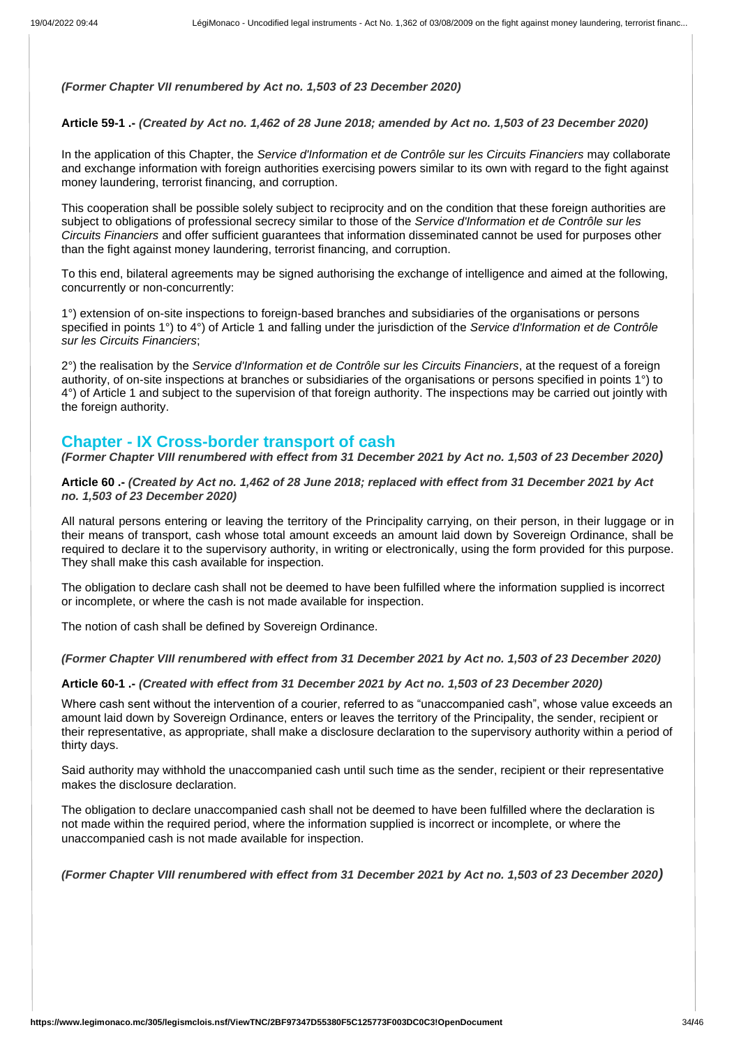*(Former Chapter VII renumbered by Act no. 1,503 of 23 December 2020)*

**Article 59-1 .-** ***(Created by Act no. 1,462 of 28 June 2018; amended by Act no. 1,503 of 23 December 2020)***

In the application of this Chapter, the *Service d'Information et de Contrôle sur les Circuits Financiers* may collaborate and exchange information with foreign authorities exercising powers similar to its own with regard to the fight against money laundering, terrorist financing, and corruption.

This cooperation shall be possible solely subject to reciprocity and on the condition that these foreign authorities are subject to obligations of professional secrecy similar to those of the *Service d'Information et de Contrôle sur les Circuits Financiers* and offer sufficient guarantees that information disseminated cannot be used for purposes other than the fight against money laundering, terrorist financing, and corruption.

To this end, bilateral agreements may be signed authorising the exchange of intelligence and aimed at the following, concurrently or non-concurrently:

1°) extension of on-site inspections to foreign-based branches and subsidiaries of the organisations or persons specified in points 1°) to 4°) of Article 1 and falling under the jurisdiction of the *Service d'Information et de Contrôle sur les Circuits Financiers*;

2°) the realisation by the *Service d'Information et de Contrôle sur les Circuits Financiers*, at the request of a foreign authority, of on-site inspections at branches or subsidiaries of the organisations or persons specified in points 1°) to 4°) of Article 1 and subject to the supervision of that foreign authority. The inspections may be carried out jointly with the foreign authority.

## Chapter - IX Cross-border transport of cash

***(Former Chapter VIII renumbered with effect from 31 December 2021 by Act no. 1,503 of 23 December 2020)***

**Article 60 .-** ***(Created by Act no. 1,462 of 28 June 2018; replaced with effect from 31 December 2021 by Act no. 1,503 of 23 December 2020)***

All natural persons entering or leaving the territory of the Principality carrying, on their person, in their luggage or in their means of transport, cash whose total amount exceeds an amount laid down by Sovereign Ordinance, shall be required to declare it to the supervisory authority, in writing or electronically, using the form provided for this purpose. They shall make this cash available for inspection.

The obligation to declare cash shall not be deemed to have been fulfilled where the information supplied is incorrect or incomplete, or where the cash is not made available for inspection.

The notion of cash shall be defined by Sovereign Ordinance.

***(Former Chapter VIII renumbered with effect from 31 December 2021 by Act no. 1,503 of 23 December 2020)***

**Article 60-1 .-** ***(Created with effect from 31 December 2021 by Act no. 1,503 of 23 December 2020)***

Where cash sent without the intervention of a courier, referred to as "unaccompanied cash", whose value exceeds an amount laid down by Sovereign Ordinance, enters or leaves the territory of the Principality, the sender, recipient or their representative, as appropriate, shall make a disclosure declaration to the supervisory authority within a period of thirty days.

Said authority may withhold the unaccompanied cash until such time as the sender, recipient or their representative makes the disclosure declaration.

The obligation to declare unaccompanied cash shall not be deemed to have been fulfilled where the declaration is not made within the required period, where the information supplied is incorrect or incomplete, or where the unaccompanied cash is not made available for inspection.

***(Former Chapter VIII renumbered with effect from 31 December 2021 by Act no. 1,503 of 23 December 2020)***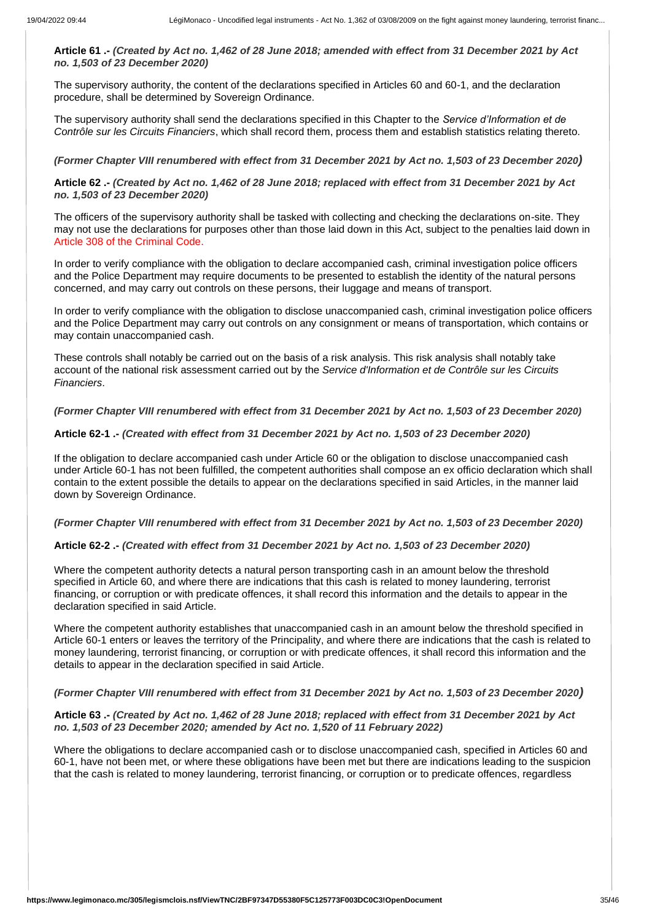**Article 61 .-** ***(Created by Act no. 1,462 of 28 June 2018; amended with effect from 31 December 2021 by Act no. 1,503 of 23 December 2020)***

The supervisory authority, the content of the declarations specified in Articles 60 and 60-1, and the declaration procedure, shall be determined by Sovereign Ordinance.

The supervisory authority shall send the declarations specified in this Chapter to the *Service d'Information et de Contrôle sur les Circuits Financiers*, which shall record them, process them and establish statistics relating thereto.

***(Former Chapter VIII renumbered with effect from 31 December 2021 by Act no. 1,503 of 23 December 2020)***

**Article 62 .-** ***(Created by Act no. 1,462 of 28 June 2018; replaced with effect from 31 December 2021 by Act no. 1,503 of 23 December 2020)***

The officers of the supervisory authority shall be tasked with collecting and checking the declarations on-site. They may not use the declarations for purposes other than those laid down in this Act, subject to the penalties laid down in Article 308 of the Criminal Code.

In order to verify compliance with the obligation to declare accompanied cash, criminal investigation police officers and the Police Department may require documents to be presented to establish the identity of the natural persons concerned, and may carry out controls on these persons, their luggage and means of transport.

In order to verify compliance with the obligation to disclose unaccompanied cash, criminal investigation police officers and the Police Department may carry out controls on any consignment or means of transportation, which contains or may contain unaccompanied cash.

These controls shall notably be carried out on the basis of a risk analysis. This risk analysis shall notably take account of the national risk assessment carried out by the *Service d'Information et de Contrôle sur les Circuits Financiers*.

***(Former Chapter VIII renumbered with effect from 31 December 2021 by Act no. 1,503 of 23 December 2020)***

**Article 62-1 .-** ***(Created with effect from 31 December 2021 by Act no. 1,503 of 23 December 2020)***

If the obligation to declare accompanied cash under Article 60 or the obligation to disclose unaccompanied cash under Article 60-1 has not been fulfilled, the competent authorities shall compose an ex officio declaration which shall contain to the extent possible the details to appear on the declarations specified in said Articles, in the manner laid down by Sovereign Ordinance.

***(Former Chapter VIII renumbered with effect from 31 December 2021 by Act no. 1,503 of 23 December 2020)***

**Article 62-2 .-** ***(Created with effect from 31 December 2021 by Act no. 1,503 of 23 December 2020)***

Where the competent authority detects a natural person transporting cash in an amount below the threshold specified in Article 60, and where there are indications that this cash is related to money laundering, terrorist financing, or corruption or with predicate offences, it shall record this information and the details to appear in the declaration specified in said Article.

Where the competent authority establishes that unaccompanied cash in an amount below the threshold specified in Article 60-1 enters or leaves the territory of the Principality, and where there are indications that the cash is related to money laundering, terrorist financing, or corruption or with predicate offences, it shall record this information and the details to appear in the declaration specified in said Article.

***(Former Chapter VIII renumbered with effect from 31 December 2021 by Act no. 1,503 of 23 December 2020)***

**Article 63 .-** ***(Created by Act no. 1,462 of 28 June 2018; replaced with effect from 31 December 2021 by Act no. 1,503 of 23 December 2020; amended by Act no. 1,520 of 11 February 2022)***

Where the obligations to declare accompanied cash or to disclose unaccompanied cash, specified in Articles 60 and 60-1, have not been met, or where these obligations have been met but there are indications leading to the suspicion that the cash is related to money laundering, terrorist financing, or corruption or to predicate offences, regardless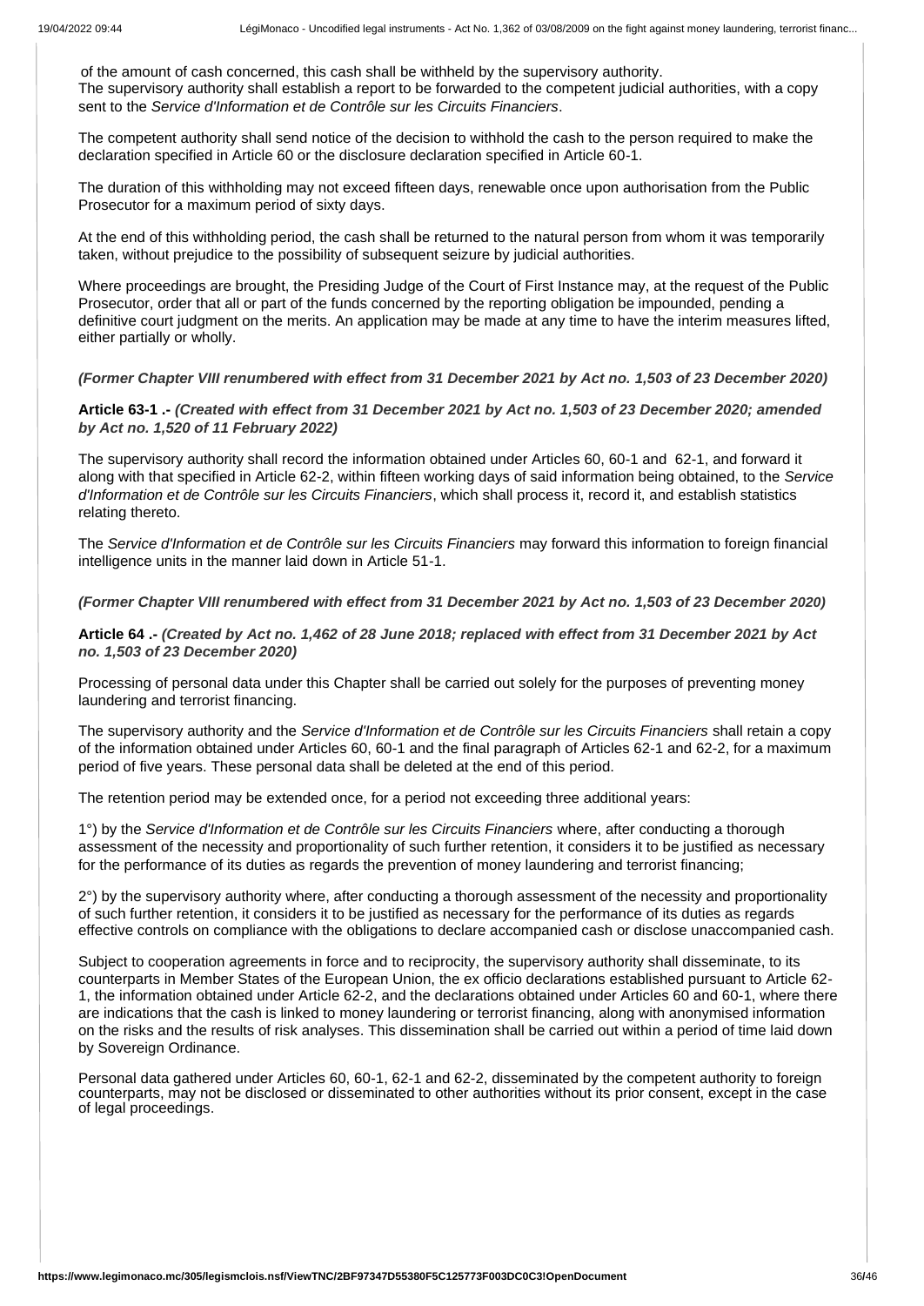of the amount of cash concerned, this cash shall be withheld by the supervisory authority.
The supervisory authority shall establish a report to be forwarded to the competent judicial authorities, with a copy sent to the *Service d'Information et de Contrôle sur les Circuits Financiers*.

The competent authority shall send notice of the decision to withhold the cash to the person required to make the declaration specified in Article 60 or the disclosure declaration specified in Article 60-1.

The duration of this withholding may not exceed fifteen days, renewable once upon authorisation from the Public Prosecutor for a maximum period of sixty days.

At the end of this withholding period, the cash shall be returned to the natural person from whom it was temporarily taken, without prejudice to the possibility of subsequent seizure by judicial authorities.

Where proceedings are brought, the Presiding Judge of the Court of First Instance may, at the request of the Public Prosecutor, order that all or part of the funds concerned by the reporting obligation be impounded, pending a definitive court judgment on the merits. An application may be made at any time to have the interim measures lifted, either partially or wholly.

***(Former Chapter VIII renumbered with effect from 31 December 2021 by Act no. 1,503 of 23 December 2020)***

**Article 63-1 .-** ***(Created with effect from 31 December 2021 by Act no. 1,503 of 23 December 2020; amended by Act no. 1,520 of 11 February 2022)***

The supervisory authority shall record the information obtained under Articles 60, 60-1 and 62-1, and forward it along with that specified in Article 62-2, within fifteen working days of said information being obtained, to the *Service d'Information et de Contrôle sur les Circuits Financiers*, which shall process it, record it, and establish statistics relating thereto.

The *Service d'Information et de Contrôle sur les Circuits Financiers* may forward this information to foreign financial intelligence units in the manner laid down in Article 51-1.

***(Former Chapter VIII renumbered with effect from 31 December 2021 by Act no. 1,503 of 23 December 2020)***

**Article 64 .-** ***(Created by Act no. 1,462 of 28 June 2018; replaced with effect from 31 December 2021 by Act no. 1,503 of 23 December 2020)***

Processing of personal data under this Chapter shall be carried out solely for the purposes of preventing money laundering and terrorist financing.

The supervisory authority and the *Service d'Information et de Contrôle sur les Circuits Financiers* shall retain a copy of the information obtained under Articles 60, 60-1 and the final paragraph of Articles 62-1 and 62-2, for a maximum period of five years. These personal data shall be deleted at the end of this period.

The retention period may be extended once, for a period not exceeding three additional years:

1°) by the *Service d'Information et de Contrôle sur les Circuits Financiers* where, after conducting a thorough assessment of the necessity and proportionality of such further retention, it considers it to be justified as necessary for the performance of its duties as regards the prevention of money laundering and terrorist financing;

2°) by the supervisory authority where, after conducting a thorough assessment of the necessity and proportionality of such further retention, it considers it to be justified as necessary for the performance of its duties as regards effective controls on compliance with the obligations to declare accompanied cash or disclose unaccompanied cash.

Subject to cooperation agreements in force and to reciprocity, the supervisory authority shall disseminate, to its counterparts in Member States of the European Union, the ex officio declarations established pursuant to Article 62-1, the information obtained under Article 62-2, and the declarations obtained under Articles 60 and 60-1, where there are indications that the cash is linked to money laundering or terrorist financing, along with anonymised information on the risks and the results of risk analyses. This dissemination shall be carried out within a period of time laid down by Sovereign Ordinance.

Personal data gathered under Articles 60, 60-1, 62-1 and 62-2, disseminated by the competent authority to foreign counterparts, may not be disclosed or disseminated to other authorities without its prior consent, except in the case of legal proceedings.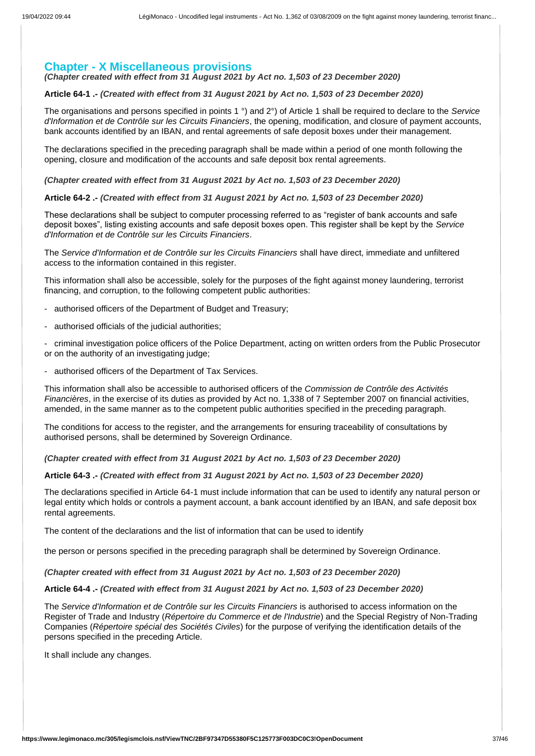## Chapter - X Miscellaneous provisions

***(Chapter created with effect from 31 August 2021 by Act no. 1,503 of 23 December 2020)***

**Article 64-1 .-** ***(Created with effect from 31 August 2021 by Act no. 1,503 of 23 December 2020)***

The organisations and persons specified in points 1 °) and 2°) of Article 1 shall be required to declare to the *Service d'Information et de Contrôle sur les Circuits Financiers*, the opening, modification, and closure of payment accounts, bank accounts identified by an IBAN, and rental agreements of safe deposit boxes under their management.

The declarations specified in the preceding paragraph shall be made within a period of one month following the opening, closure and modification of the accounts and safe deposit box rental agreements.

***(Chapter created with effect from 31 August 2021 by Act no. 1,503 of 23 December 2020)***

**Article 64-2 .-** ***(Created with effect from 31 August 2021 by Act no. 1,503 of 23 December 2020)***

These declarations shall be subject to computer processing referred to as "register of bank accounts and safe deposit boxes", listing existing accounts and safe deposit boxes open. This register shall be kept by the *Service d'Information et de Contrôle sur les Circuits Financiers*.

The *Service d'Information et de Contrôle sur les Circuits Financiers* shall have direct, immediate and unfiltered access to the information contained in this register.

This information shall also be accessible, solely for the purposes of the fight against money laundering, terrorist financing, and corruption, to the following competent public authorities:

- authorised officers of the Department of Budget and Treasury;
- authorised officials of the judicial authorities;
- criminal investigation police officers of the Police Department, acting on written orders from the Public Prosecutor or on the authority of an investigating judge;
- authorised officers of the Department of Tax Services.

This information shall also be accessible to authorised officers of the *Commission de Contrôle des Activités Financières*, in the exercise of its duties as provided by Act no. 1,338 of 7 September 2007 on financial activities, amended, in the same manner as to the competent public authorities specified in the preceding paragraph.

The conditions for access to the register, and the arrangements for ensuring traceability of consultations by authorised persons, shall be determined by Sovereign Ordinance.

***(Chapter created with effect from 31 August 2021 by Act no. 1,503 of 23 December 2020)***

**Article 64-3 .-** ***(Created with effect from 31 August 2021 by Act no. 1,503 of 23 December 2020)***

The declarations specified in Article 64-1 must include information that can be used to identify any natural person or legal entity which holds or controls a payment account, a bank account identified by an IBAN, and safe deposit box rental agreements.

The content of the declarations and the list of information that can be used to identify

the person or persons specified in the preceding paragraph shall be determined by Sovereign Ordinance.

***(Chapter created with effect from 31 August 2021 by Act no. 1,503 of 23 December 2020)***

**Article 64-4 .-** ***(Created with effect from 31 August 2021 by Act no. 1,503 of 23 December 2020)***

The *Service d'Information et de Contrôle sur les Circuits Financiers* is authorised to access information on the Register of Trade and Industry (*Répertoire du Commerce et de l'Industrie*) and the Special Registry of Non-Trading Companies (*Répertoire spécial des Sociétés Civiles*) for the purpose of verifying the identification details of the persons specified in the preceding Article.

It shall include any changes.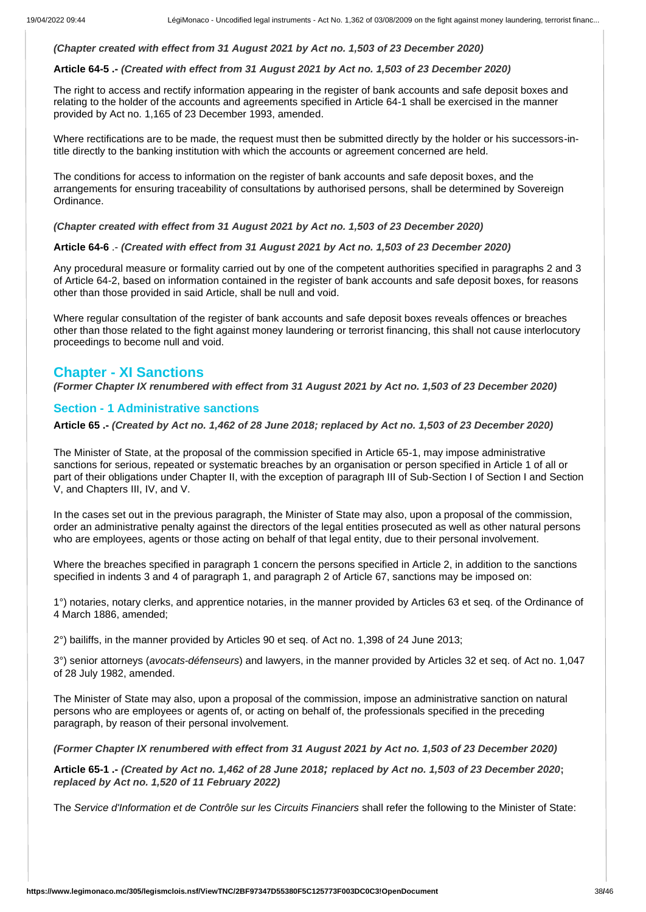***(Chapter created with effect from 31 August 2021 by Act no. 1,503 of 23 December 2020)***

**Article 64-5 .-** ***(Created with effect from 31 August 2021 by Act no. 1,503 of 23 December 2020)***

The right to access and rectify information appearing in the register of bank accounts and safe deposit boxes and relating to the holder of the accounts and agreements specified in Article 64-1 shall be exercised in the manner provided by Act no. 1,165 of 23 December 1993, amended.

Where rectifications are to be made, the request must then be submitted directly by the holder or his successors-in-title directly to the banking institution with which the accounts or agreement concerned are held.

The conditions for access to information on the register of bank accounts and safe deposit boxes, and the arrangements for ensuring traceability of consultations by authorised persons, shall be determined by Sovereign Ordinance.

***(Chapter created with effect from 31 August 2021 by Act no. 1,503 of 23 December 2020)***

**Article 64-6** .- ***(Created with effect from 31 August 2021 by Act no. 1,503 of 23 December 2020)***

Any procedural measure or formality carried out by one of the competent authorities specified in paragraphs 2 and 3 of Article 64-2, based on information contained in the register of bank accounts and safe deposit boxes, for reasons other than those provided in said Article, shall be null and void.

Where regular consultation of the register of bank accounts and safe deposit boxes reveals offences or breaches other than those related to the fight against money laundering or terrorist financing, this shall not cause interlocutory proceedings to become null and void.

## Chapter - XI Sanctions

***(Former Chapter IX renumbered with effect from 31 August 2021 by Act no. 1,503 of 23 December 2020)***

### Section - 1 Administrative sanctions

**Article 65 .-** ***(Created by Act no. 1,462 of 28 June 2018; replaced by Act no. 1,503 of 23 December 2020)***

The Minister of State, at the proposal of the commission specified in Article 65-1, may impose administrative sanctions for serious, repeated or systematic breaches by an organisation or person specified in Article 1 of all or part of their obligations under Chapter II, with the exception of paragraph III of Sub-Section I of Section I and Section V, and Chapters III, IV, and V.

In the cases set out in the previous paragraph, the Minister of State may also, upon a proposal of the commission, order an administrative penalty against the directors of the legal entities prosecuted as well as other natural persons who are employees, agents or those acting on behalf of that legal entity, due to their personal involvement.

Where the breaches specified in paragraph 1 concern the persons specified in Article 2, in addition to the sanctions specified in indents 3 and 4 of paragraph 1, and paragraph 2 of Article 67, sanctions may be imposed on:

1°) notaries, notary clerks, and apprentice notaries, in the manner provided by Articles 63 et seq. of the Ordinance of 4 March 1886, amended;

2°) bailiffs, in the manner provided by Articles 90 et seq. of Act no. 1,398 of 24 June 2013;

3°) senior attorneys (*avocats-défenseurs*) and lawyers, in the manner provided by Articles 32 et seq. of Act no. 1,047 of 28 July 1982, amended.

The Minister of State may also, upon a proposal of the commission, impose an administrative sanction on natural persons who are employees or agents of, or acting on behalf of, the professionals specified in the preceding paragraph, by reason of their personal involvement.

***(Former Chapter IX renumbered with effect from 31 August 2021 by Act no. 1,503 of 23 December 2020)***

**Article 65-1 .-** ***(Created by Act no. 1,462 of 28 June 2018; replaced by Act no. 1,503 of 23 December 2020; replaced by Act no. 1,520 of 11 February 2022)***

The *Service d'Information et de Contrôle sur les Circuits Financiers* shall refer the following to the Minister of State: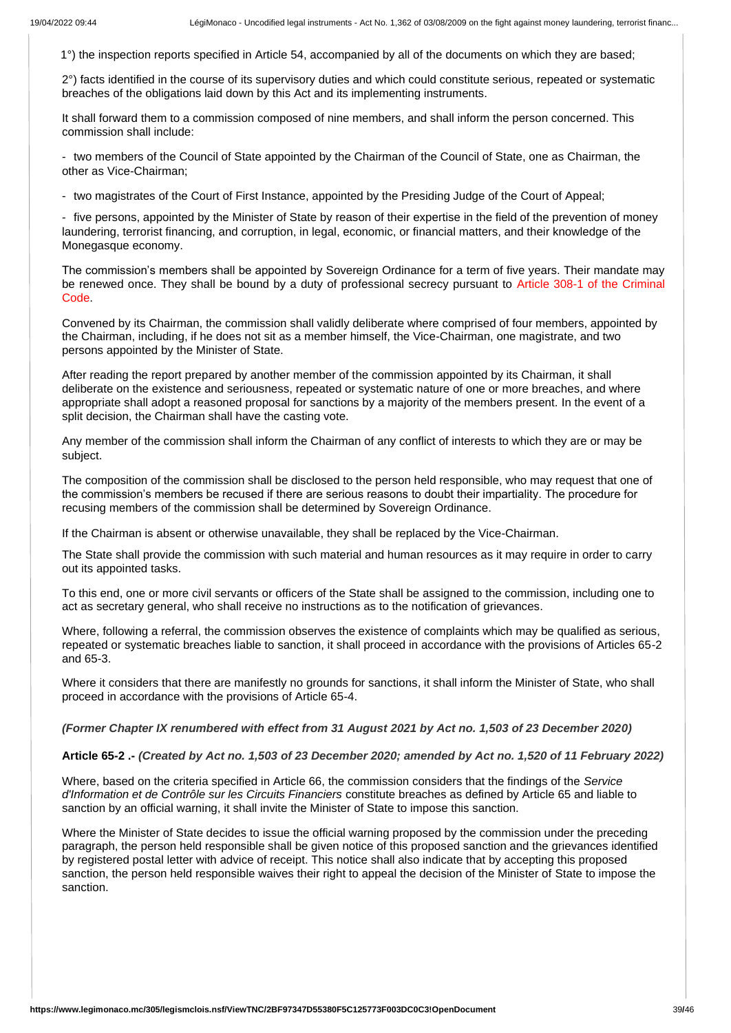1°) the inspection reports specified in Article 54, accompanied by all of the documents on which they are based;

2°) facts identified in the course of its supervisory duties and which could constitute serious, repeated or systematic breaches of the obligations laid down by this Act and its implementing instruments.

It shall forward them to a commission composed of nine members, and shall inform the person concerned. This commission shall include:

- two members of the Council of State appointed by the Chairman of the Council of State, one as Chairman, the other as Vice-Chairman;

- two magistrates of the Court of First Instance, appointed by the Presiding Judge of the Court of Appeal;

- five persons, appointed by the Minister of State by reason of their expertise in the field of the prevention of money laundering, terrorist financing, and corruption, in legal, economic, or financial matters, and their knowledge of the Monegasque economy.

The commission's members shall be appointed by Sovereign Ordinance for a term of five years. Their mandate may be renewed once. They shall be bound by a duty of professional secrecy pursuant to Article 308-1 of the Criminal Code.

Convened by its Chairman, the commission shall validly deliberate where comprised of four members, appointed by the Chairman, including, if he does not sit as a member himself, the Vice-Chairman, one magistrate, and two persons appointed by the Minister of State.

After reading the report prepared by another member of the commission appointed by its Chairman, it shall deliberate on the existence and seriousness, repeated or systematic nature of one or more breaches, and where appropriate shall adopt a reasoned proposal for sanctions by a majority of the members present. In the event of a split decision, the Chairman shall have the casting vote.

Any member of the commission shall inform the Chairman of any conflict of interests to which they are or may be subject.

The composition of the commission shall be disclosed to the person held responsible, who may request that one of the commission's members be recused if there are serious reasons to doubt their impartiality. The procedure for recusing members of the commission shall be determined by Sovereign Ordinance.

If the Chairman is absent or otherwise unavailable, they shall be replaced by the Vice-Chairman.

The State shall provide the commission with such material and human resources as it may require in order to carry out its appointed tasks.

To this end, one or more civil servants or officers of the State shall be assigned to the commission, including one to act as secretary general, who shall receive no instructions as to the notification of grievances.

Where, following a referral, the commission observes the existence of complaints which may be qualified as serious, repeated or systematic breaches liable to sanction, it shall proceed in accordance with the provisions of Articles 65-2 and 65-3.

Where it considers that there are manifestly no grounds for sanctions, it shall inform the Minister of State, who shall proceed in accordance with the provisions of Article 65-4.

***(Former Chapter IX renumbered with effect from 31 August 2021 by Act no. 1,503 of 23 December 2020)***

**Article 65-2 .-** ***(Created by Act no. 1,503 of 23 December 2020; amended by Act no. 1,520 of 11 February 2022)***

Where, based on the criteria specified in Article 66, the commission considers that the findings of the *Service d'Information et de Contrôle sur les Circuits Financiers* constitute breaches as defined by Article 65 and liable to sanction by an official warning, it shall invite the Minister of State to impose this sanction.

Where the Minister of State decides to issue the official warning proposed by the commission under the preceding paragraph, the person held responsible shall be given notice of this proposed sanction and the grievances identified by registered postal letter with advice of receipt. This notice shall also indicate that by accepting this proposed sanction, the person held responsible waives their right to appeal the decision of the Minister of State to impose the sanction.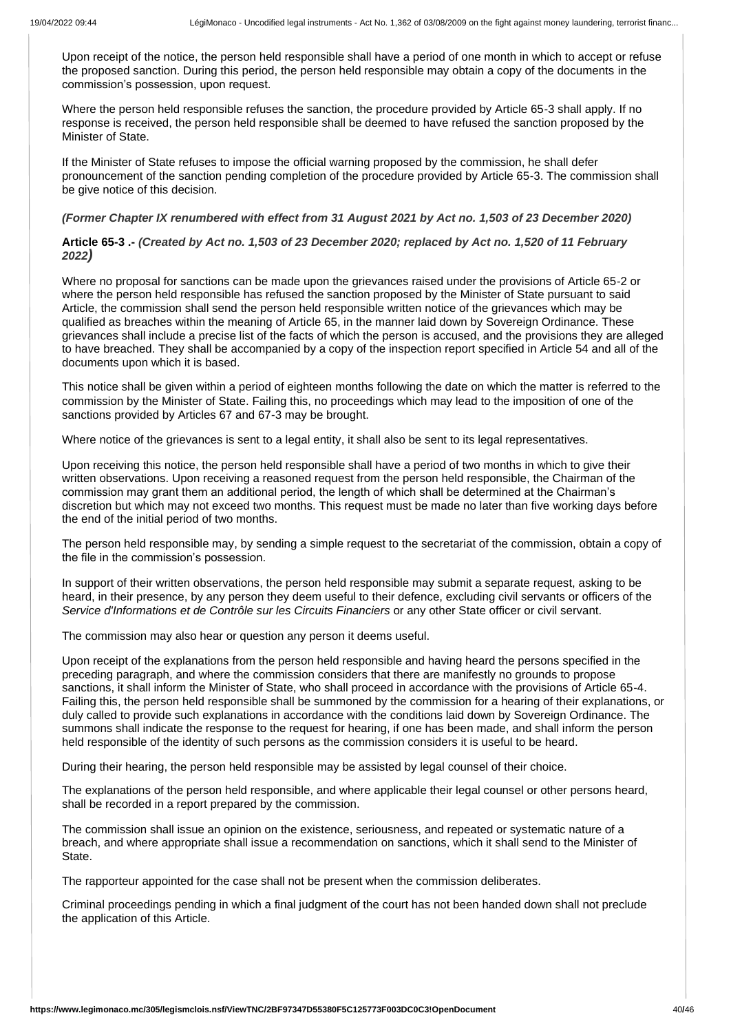Upon receipt of the notice, the person held responsible shall have a period of one month in which to accept or refuse the proposed sanction. During this period, the person held responsible may obtain a copy of the documents in the commission's possession, upon request.

Where the person held responsible refuses the sanction, the procedure provided by Article 65-3 shall apply. If no response is received, the person held responsible shall be deemed to have refused the sanction proposed by the Minister of State.

If the Minister of State refuses to impose the official warning proposed by the commission, he shall defer pronouncement of the sanction pending completion of the procedure provided by Article 65-3. The commission shall be give notice of this decision.

***(Former Chapter IX renumbered with effect from 31 August 2021 by Act no. 1,503 of 23 December 2020)***

**Article 65-3 .-** ***(Created by Act no. 1,503 of 23 December 2020; replaced by Act no. 1,520 of 11 February 2022)***

Where no proposal for sanctions can be made upon the grievances raised under the provisions of Article 65-2 or where the person held responsible has refused the sanction proposed by the Minister of State pursuant to said Article, the commission shall send the person held responsible written notice of the grievances which may be qualified as breaches within the meaning of Article 65, in the manner laid down by Sovereign Ordinance. These grievances shall include a precise list of the facts of which the person is accused, and the provisions they are alleged to have breached. They shall be accompanied by a copy of the inspection report specified in Article 54 and all of the documents upon which it is based.

This notice shall be given within a period of eighteen months following the date on which the matter is referred to the commission by the Minister of State. Failing this, no proceedings which may lead to the imposition of one of the sanctions provided by Articles 67 and 67-3 may be brought.

Where notice of the grievances is sent to a legal entity, it shall also be sent to its legal representatives.

Upon receiving this notice, the person held responsible shall have a period of two months in which to give their written observations. Upon receiving a reasoned request from the person held responsible, the Chairman of the commission may grant them an additional period, the length of which shall be determined at the Chairman's discretion but which may not exceed two months. This request must be made no later than five working days before the end of the initial period of two months.

The person held responsible may, by sending a simple request to the secretariat of the commission, obtain a copy of the file in the commission's possession.

In support of their written observations, the person held responsible may submit a separate request, asking to be heard, in their presence, by any person they deem useful to their defence, excluding civil servants or officers of the *Service d'Informations et de Contrôle sur les Circuits Financiers* or any other State officer or civil servant.

The commission may also hear or question any person it deems useful.

Upon receipt of the explanations from the person held responsible and having heard the persons specified in the preceding paragraph, and where the commission considers that there are manifestly no grounds to propose sanctions, it shall inform the Minister of State, who shall proceed in accordance with the provisions of Article 65-4. Failing this, the person held responsible shall be summoned by the commission for a hearing of their explanations, or duly called to provide such explanations in accordance with the conditions laid down by Sovereign Ordinance. The summons shall indicate the response to the request for hearing, if one has been made, and shall inform the person held responsible of the identity of such persons as the commission considers it is useful to be heard.

During their hearing, the person held responsible may be assisted by legal counsel of their choice.

The explanations of the person held responsible, and where applicable their legal counsel or other persons heard, shall be recorded in a report prepared by the commission.

The commission shall issue an opinion on the existence, seriousness, and repeated or systematic nature of a breach, and where appropriate shall issue a recommendation on sanctions, which it shall send to the Minister of State.

The rapporteur appointed for the case shall not be present when the commission deliberates.

Criminal proceedings pending in which a final judgment of the court has not been handed down shall not preclude the application of this Article.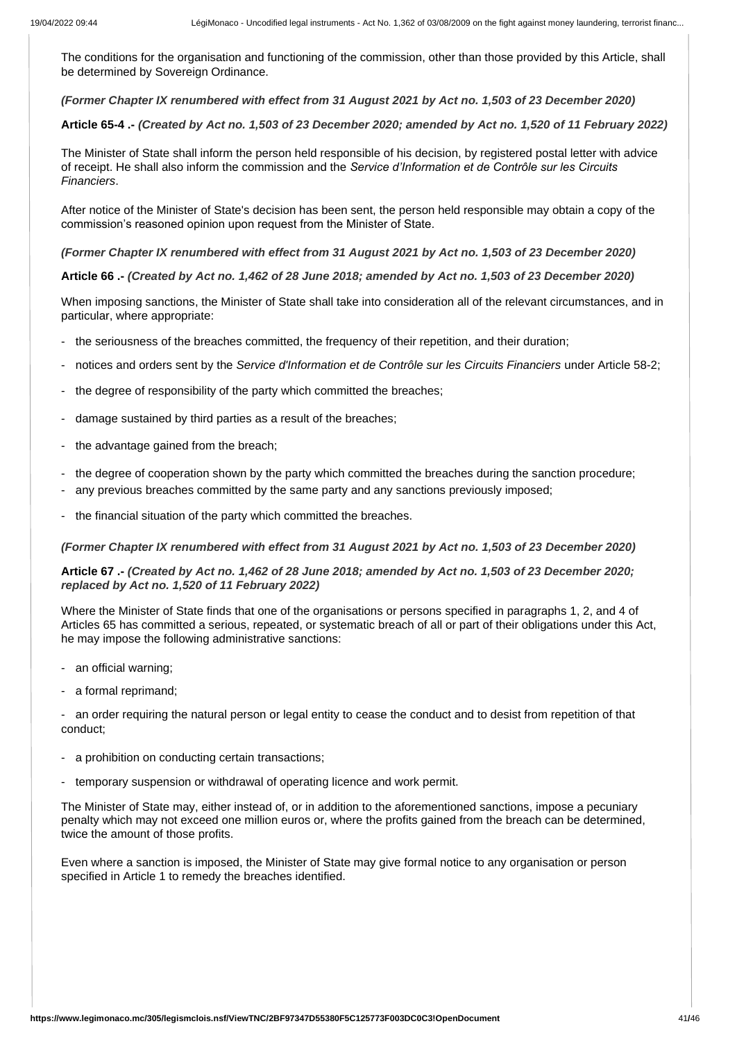The conditions for the organisation and functioning of the commission, other than those provided by this Article, shall be determined by Sovereign Ordinance.

***(Former Chapter IX renumbered with effect from 31 August 2021 by Act no. 1,503 of 23 December 2020)***

**Article 65-4 .-** ***(Created by Act no. 1,503 of 23 December 2020; amended by Act no. 1,520 of 11 February 2022)***

The Minister of State shall inform the person held responsible of his decision, by registered postal letter with advice of receipt. He shall also inform the commission and the *Service d'Information et de Contrôle sur les Circuits Financiers*.

After notice of the Minister of State's decision has been sent, the person held responsible may obtain a copy of the commission's reasoned opinion upon request from the Minister of State.

***(Former Chapter IX renumbered with effect from 31 August 2021 by Act no. 1,503 of 23 December 2020)***

**Article 66 .-** ***(Created by Act no. 1,462 of 28 June 2018; amended by Act no. 1,503 of 23 December 2020)***

When imposing sanctions, the Minister of State shall take into consideration all of the relevant circumstances, and in particular, where appropriate:

- the seriousness of the breaches committed, the frequency of their repetition, and their duration;
- notices and orders sent by the *Service d'Information et de Contrôle sur les Circuits Financiers* under Article 58-2;
- the degree of responsibility of the party which committed the breaches;
- damage sustained by third parties as a result of the breaches;
- the advantage gained from the breach;
- the degree of cooperation shown by the party which committed the breaches during the sanction procedure;
- any previous breaches committed by the same party and any sanctions previously imposed;
- the financial situation of the party which committed the breaches.

***(Former Chapter IX renumbered with effect from 31 August 2021 by Act no. 1,503 of 23 December 2020)***

**Article 67 .-** ***(Created by Act no. 1,462 of 28 June 2018; amended by Act no. 1,503 of 23 December 2020; replaced by Act no. 1,520 of 11 February 2022)***

Where the Minister of State finds that one of the organisations or persons specified in paragraphs 1, 2, and 4 of Articles 65 has committed a serious, repeated, or systematic breach of all or part of their obligations under this Act, he may impose the following administrative sanctions:

- an official warning;
- a formal reprimand;
- an order requiring the natural person or legal entity to cease the conduct and to desist from repetition of that conduct;
- a prohibition on conducting certain transactions;
- temporary suspension or withdrawal of operating licence and work permit.

The Minister of State may, either instead of, or in addition to the aforementioned sanctions, impose a pecuniary penalty which may not exceed one million euros or, where the profits gained from the breach can be determined, twice the amount of those profits.

Even where a sanction is imposed, the Minister of State may give formal notice to any organisation or person specified in Article 1 to remedy the breaches identified.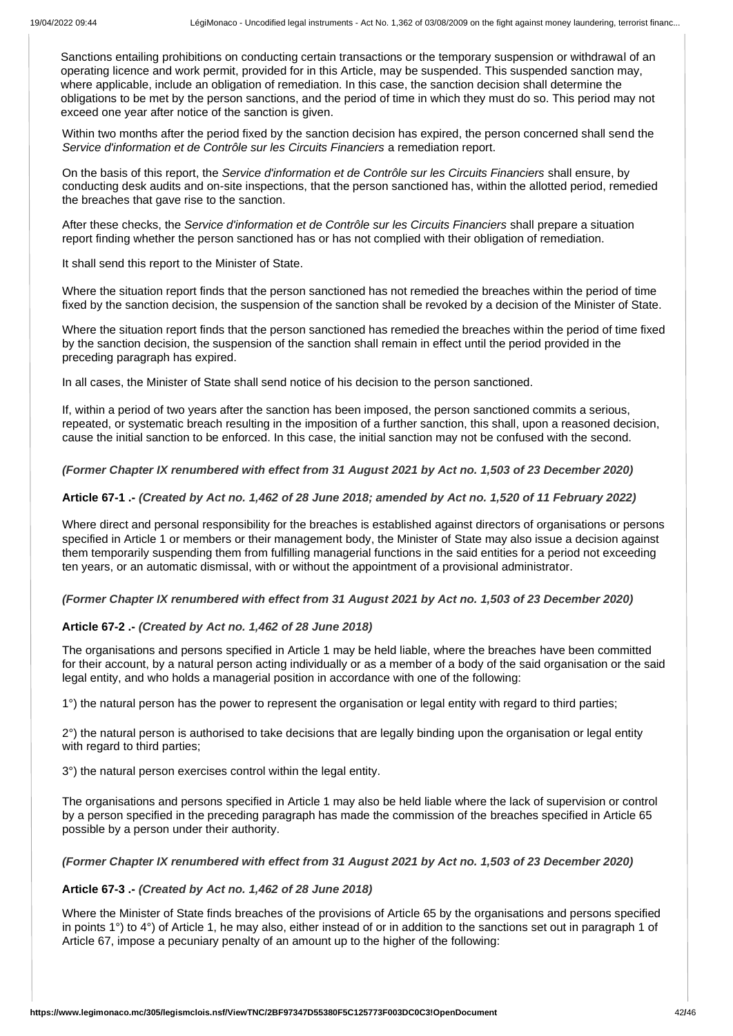Sanctions entailing prohibitions on conducting certain transactions or the temporary suspension or withdrawal of an operating licence and work permit, provided for in this Article, may be suspended. This suspended sanction may, where applicable, include an obligation of remediation. In this case, the sanction decision shall determine the obligations to be met by the person sanctions, and the period of time in which they must do so. This period may not exceed one year after notice of the sanction is given.

Within two months after the period fixed by the sanction decision has expired, the person concerned shall send the *Service d'information et de Contrôle sur les Circuits Financiers* a remediation report.

On the basis of this report, the *Service d'information et de Contrôle sur les Circuits Financiers* shall ensure, by conducting desk audits and on-site inspections, that the person sanctioned has, within the allotted period, remedied the breaches that gave rise to the sanction.

After these checks, the *Service d'information et de Contrôle sur les Circuits Financiers* shall prepare a situation report finding whether the person sanctioned has or has not complied with their obligation of remediation.

It shall send this report to the Minister of State.

Where the situation report finds that the person sanctioned has not remedied the breaches within the period of time fixed by the sanction decision, the suspension of the sanction shall be revoked by a decision of the Minister of State.

Where the situation report finds that the person sanctioned has remedied the breaches within the period of time fixed by the sanction decision, the suspension of the sanction shall remain in effect until the period provided in the preceding paragraph has expired.

In all cases, the Minister of State shall send notice of his decision to the person sanctioned.

If, within a period of two years after the sanction has been imposed, the person sanctioned commits a serious, repeated, or systematic breach resulting in the imposition of a further sanction, this shall, upon a reasoned decision, cause the initial sanction to be enforced. In this case, the initial sanction may not be confused with the second.

***(Former Chapter IX renumbered with effect from 31 August 2021 by Act no. 1,503 of 23 December 2020)***

**Article 67-1 .-** ***(Created by Act no. 1,462 of 28 June 2018; amended by Act no. 1,520 of 11 February 2022)***

Where direct and personal responsibility for the breaches is established against directors of organisations or persons specified in Article 1 or members or their management body, the Minister of State may also issue a decision against them temporarily suspending them from fulfilling managerial functions in the said entities for a period not exceeding ten years, or an automatic dismissal, with or without the appointment of a provisional administrator.

***(Former Chapter IX renumbered with effect from 31 August 2021 by Act no. 1,503 of 23 December 2020)***

**Article 67-2 .-** ***(Created by Act no. 1,462 of 28 June 2018)***

The organisations and persons specified in Article 1 may be held liable, where the breaches have been committed for their account, by a natural person acting individually or as a member of a body of the said organisation or the said legal entity, and who holds a managerial position in accordance with one of the following:

1°) the natural person has the power to represent the organisation or legal entity with regard to third parties;

2°) the natural person is authorised to take decisions that are legally binding upon the organisation or legal entity with regard to third parties;

3°) the natural person exercises control within the legal entity.

The organisations and persons specified in Article 1 may also be held liable where the lack of supervision or control by a person specified in the preceding paragraph has made the commission of the breaches specified in Article 65 possible by a person under their authority.

***(Former Chapter IX renumbered with effect from 31 August 2021 by Act no. 1,503 of 23 December 2020)***

**Article 67-3 .-** ***(Created by Act no. 1,462 of 28 June 2018)***

Where the Minister of State finds breaches of the provisions of Article 65 by the organisations and persons specified in points 1°) to 4°) of Article 1, he may also, either instead of or in addition to the sanctions set out in paragraph 1 of Article 67, impose a pecuniary penalty of an amount up to the higher of the following: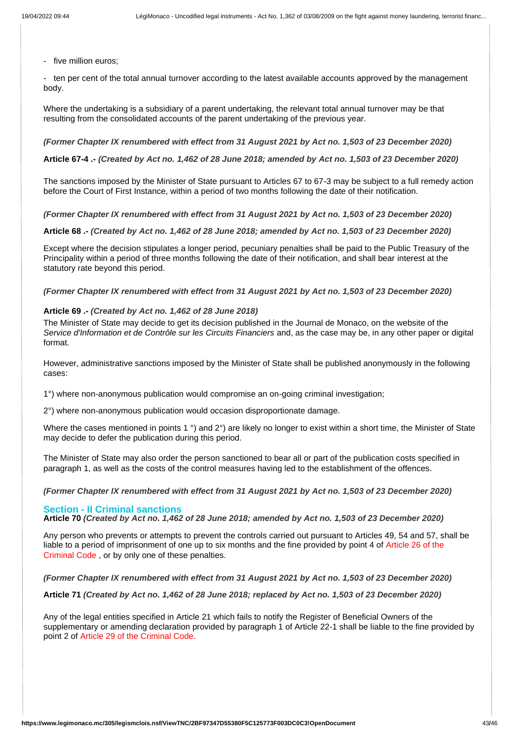- five million euros;

- ten per cent of the total annual turnover according to the latest available accounts approved by the management body.

Where the undertaking is a subsidiary of a parent undertaking, the relevant total annual turnover may be that resulting from the consolidated accounts of the parent undertaking of the previous year.

***(Former Chapter IX renumbered with effect from 31 August 2021 by Act no. 1,503 of 23 December 2020)***

**Article 67-4 .-** ***(Created by Act no. 1,462 of 28 June 2018; amended by Act no. 1,503 of 23 December 2020)***

The sanctions imposed by the Minister of State pursuant to Articles 67 to 67-3 may be subject to a full remedy action before the Court of First Instance, within a period of two months following the date of their notification.

***(Former Chapter IX renumbered with effect from 31 August 2021 by Act no. 1,503 of 23 December 2020)***

**Article 68 .-** ***(Created by Act no. 1,462 of 28 June 2018; amended by Act no. 1,503 of 23 December 2020)***

Except where the decision stipulates a longer period, pecuniary penalties shall be paid to the Public Treasury of the Principality within a period of three months following the date of their notification, and shall bear interest at the statutory rate beyond this period.

***(Former Chapter IX renumbered with effect from 31 August 2021 by Act no. 1,503 of 23 December 2020)***

**Article 69 .-** ***(Created by Act no. 1,462 of 28 June 2018)***

The Minister of State may decide to get its decision published in the Journal de Monaco, on the website of the *Service d'Information et de Contrôle sur les Circuits Financiers* and, as the case may be, in any other paper or digital format.

However, administrative sanctions imposed by the Minister of State shall be published anonymously in the following cases:

1°) where non-anonymous publication would compromise an on-going criminal investigation;

2°) where non-anonymous publication would occasion disproportionate damage.

Where the cases mentioned in points 1 °) and 2°) are likely no longer to exist within a short time, the Minister of State may decide to defer the publication during this period.

The Minister of State may also order the person sanctioned to bear all or part of the publication costs specified in paragraph 1, as well as the costs of the control measures having led to the establishment of the offences.

***(Former Chapter IX renumbered with effect from 31 August 2021 by Act no. 1,503 of 23 December 2020)***

## Section - II Criminal sanctions

**Article 70** ***(Created by Act no. 1,462 of 28 June 2018; amended by Act no. 1,503 of 23 December 2020)***

Any person who prevents or attempts to prevent the controls carried out pursuant to Articles 49, 54 and 57, shall be liable to a period of imprisonment of one up to six months and the fine provided by point 4 of Article 26 of the Criminal Code , or by only one of these penalties.

***(Former Chapter IX renumbered with effect from 31 August 2021 by Act no. 1,503 of 23 December 2020)***

**Article 71** ***(Created by Act no. 1,462 of 28 June 2018; replaced by Act no. 1,503 of 23 December 2020)***

Any of the legal entities specified in Article 21 which fails to notify the Register of Beneficial Owners of the supplementary or amending declaration provided by paragraph 1 of Article 22-1 shall be liable to the fine provided by point 2 of Article 29 of the Criminal Code.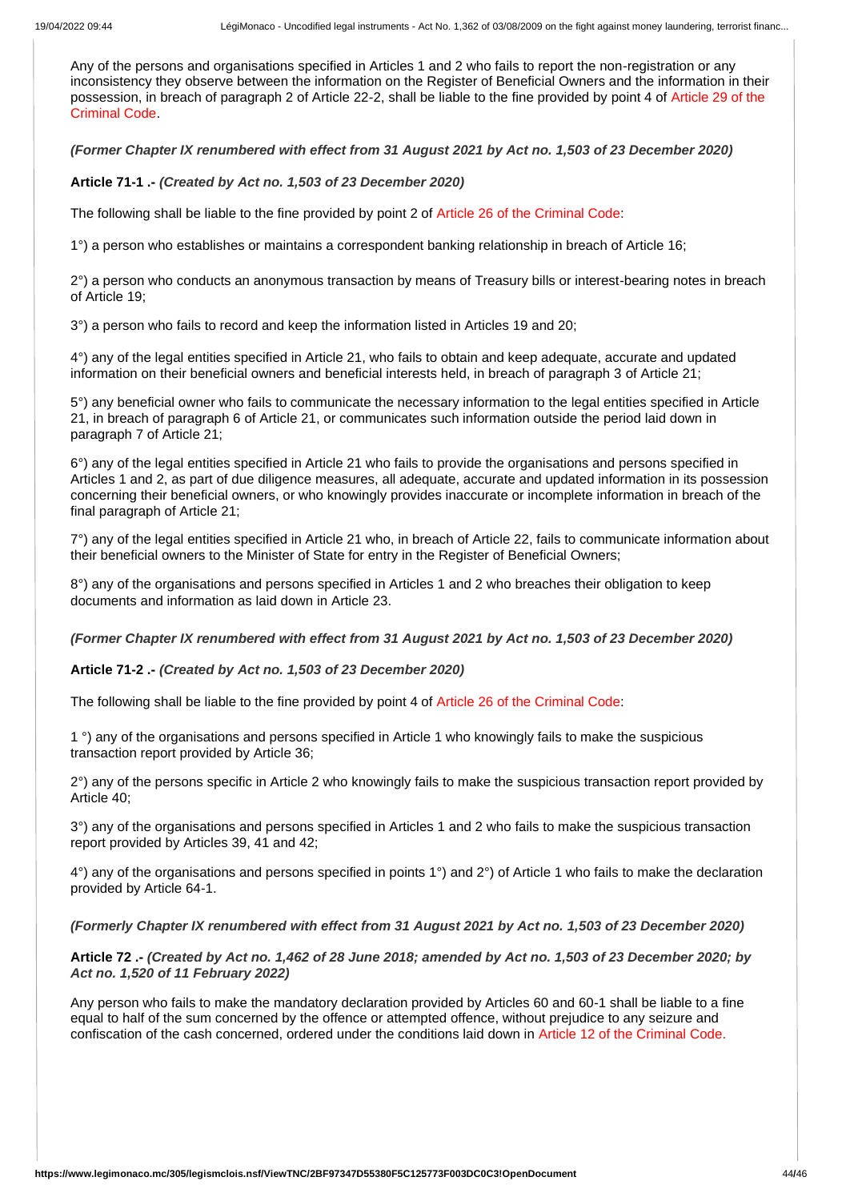Any of the persons and organisations specified in Articles 1 and 2 who fails to report the non-registration or any inconsistency they observe between the information on the Register of Beneficial Owners and the information in their possession, in breach of paragraph 2 of Article 22-2, shall be liable to the fine provided by point 4 of Article 29 of the Criminal Code.

***(Former Chapter IX renumbered with effect from 31 August 2021 by Act no. 1,503 of 23 December 2020)***

**Article 71-1 .-** ***(Created by Act no. 1,503 of 23 December 2020)***

The following shall be liable to the fine provided by point 2 of Article 26 of the Criminal Code:

1°) a person who establishes or maintains a correspondent banking relationship in breach of Article 16;

2°) a person who conducts an anonymous transaction by means of Treasury bills or interest-bearing notes in breach of Article 19;

3°) a person who fails to record and keep the information listed in Articles 19 and 20;

4°) any of the legal entities specified in Article 21, who fails to obtain and keep adequate, accurate and updated information on their beneficial owners and beneficial interests held, in breach of paragraph 3 of Article 21;

5°) any beneficial owner who fails to communicate the necessary information to the legal entities specified in Article 21, in breach of paragraph 6 of Article 21, or communicates such information outside the period laid down in paragraph 7 of Article 21;

6°) any of the legal entities specified in Article 21 who fails to provide the organisations and persons specified in Articles 1 and 2, as part of due diligence measures, all adequate, accurate and updated information in its possession concerning their beneficial owners, or who knowingly provides inaccurate or incomplete information in breach of the final paragraph of Article 21;

7°) any of the legal entities specified in Article 21 who, in breach of Article 22, fails to communicate information about their beneficial owners to the Minister of State for entry in the Register of Beneficial Owners;

8°) any of the organisations and persons specified in Articles 1 and 2 who breaches their obligation to keep documents and information as laid down in Article 23.

***(Former Chapter IX renumbered with effect from 31 August 2021 by Act no. 1,503 of 23 December 2020)***

**Article 71-2 .-** ***(Created by Act no. 1,503 of 23 December 2020)***

The following shall be liable to the fine provided by point 4 of Article 26 of the Criminal Code:

1 °) any of the organisations and persons specified in Article 1 who knowingly fails to make the suspicious transaction report provided by Article 36;

2°) any of the persons specific in Article 2 who knowingly fails to make the suspicious transaction report provided by Article 40;

3°) any of the organisations and persons specified in Articles 1 and 2 who fails to make the suspicious transaction report provided by Articles 39, 41 and 42;

4°) any of the organisations and persons specified in points 1°) and 2°) of Article 1 who fails to make the declaration provided by Article 64-1.

***(Formerly Chapter IX renumbered with effect from 31 August 2021 by Act no. 1,503 of 23 December 2020)***

**Article 72 .-** ***(Created by Act no. 1,462 of 28 June 2018; amended by Act no. 1,503 of 23 December 2020; by Act no. 1,520 of 11 February 2022)***

Any person who fails to make the mandatory declaration provided by Articles 60 and 60-1 shall be liable to a fine equal to half of the sum concerned by the offence or attempted offence, without prejudice to any seizure and confiscation of the cash concerned, ordered under the conditions laid down in Article 12 of the Criminal Code.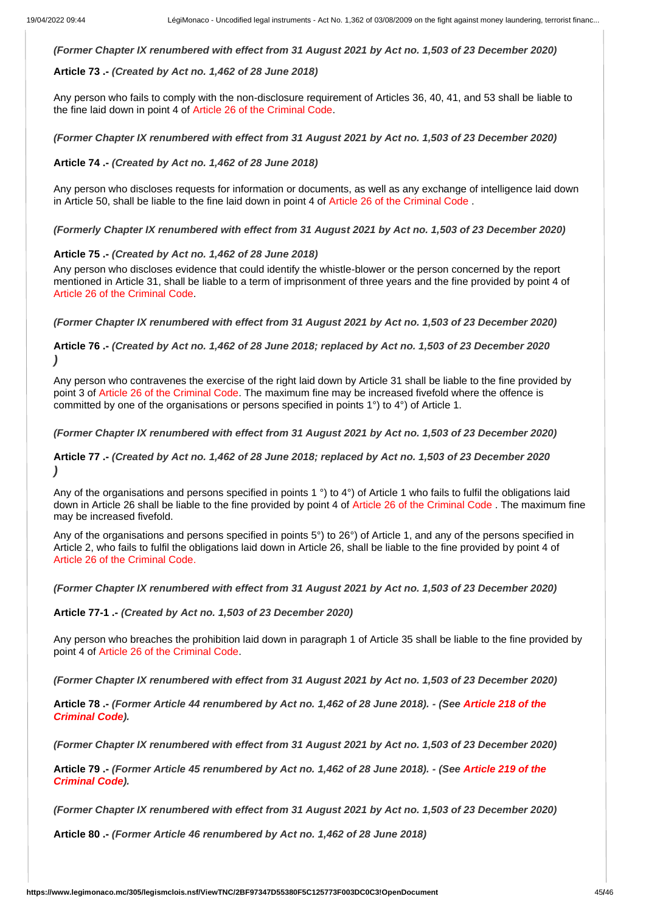***(Former Chapter IX renumbered with effect from 31 August 2021 by Act no. 1,503 of 23 December 2020)***

**Article 73 .-** ***(Created by Act no. 1,462 of 28 June 2018)***

Any person who fails to comply with the non-disclosure requirement of Articles 36, 40, 41, and 53 shall be liable to the fine laid down in point 4 of Article 26 of the Criminal Code.

***(Former Chapter IX renumbered with effect from 31 August 2021 by Act no. 1,503 of 23 December 2020)***

**Article 74 .-** ***(Created by Act no. 1,462 of 28 June 2018)***

Any person who discloses requests for information or documents, as well as any exchange of intelligence laid down in Article 50, shall be liable to the fine laid down in point 4 of Article 26 of the Criminal Code .

***(Formerly Chapter IX renumbered with effect from 31 August 2021 by Act no. 1,503 of 23 December 2020)***

**Article 75 .-** ***(Created by Act no. 1,462 of 28 June 2018)***

Any person who discloses evidence that could identify the whistle-blower or the person concerned by the report mentioned in Article 31, shall be liable to a term of imprisonment of three years and the fine provided by point 4 of Article 26 of the Criminal Code.

***(Former Chapter IX renumbered with effect from 31 August 2021 by Act no. 1,503 of 23 December 2020)***

**Article 76 .-** ***(Created by Act no. 1,462 of 28 June 2018; replaced by Act no. 1,503 of 23 December 2020 )***

Any person who contravenes the exercise of the right laid down by Article 31 shall be liable to the fine provided by point 3 of Article 26 of the Criminal Code. The maximum fine may be increased fivefold where the offence is committed by one of the organisations or persons specified in points 1°) to 4°) of Article 1.

***(Former Chapter IX renumbered with effect from 31 August 2021 by Act no. 1,503 of 23 December 2020)***

**Article 77 .-** ***(Created by Act no. 1,462 of 28 June 2018; replaced by Act no. 1,503 of 23 December 2020 )***

Any of the organisations and persons specified in points 1 °) to 4°) of Article 1 who fails to fulfil the obligations laid down in Article 26 shall be liable to the fine provided by point 4 of Article 26 of the Criminal Code . The maximum fine may be increased fivefold.

Any of the organisations and persons specified in points 5°) to 26°) of Article 1, and any of the persons specified in Article 2, who fails to fulfil the obligations laid down in Article 26, shall be liable to the fine provided by point 4 of Article 26 of the Criminal Code.

***(Former Chapter IX renumbered with effect from 31 August 2021 by Act no. 1,503 of 23 December 2020)***

**Article 77-1 .-** ***(Created by Act no. 1,503 of 23 December 2020)***

Any person who breaches the prohibition laid down in paragraph 1 of Article 35 shall be liable to the fine provided by point 4 of Article 26 of the Criminal Code.

***(Former Chapter IX renumbered with effect from 31 August 2021 by Act no. 1,503 of 23 December 2020)***

**Article 78 .-** ***(Former Article 44 renumbered by Act no. 1,462 of 28 June 2018). - (See Article 218 of the Criminal Code).***

***(Former Chapter IX renumbered with effect from 31 August 2021 by Act no. 1,503 of 23 December 2020)***

**Article 79 .-** ***(Former Article 45 renumbered by Act no. 1,462 of 28 June 2018). - (See Article 219 of the Criminal Code).***

***(Former Chapter IX renumbered with effect from 31 August 2021 by Act no. 1,503 of 23 December 2020)***

**Article 80 .-** ***(Former Article 46 renumbered by Act no. 1,462 of 28 June 2018)***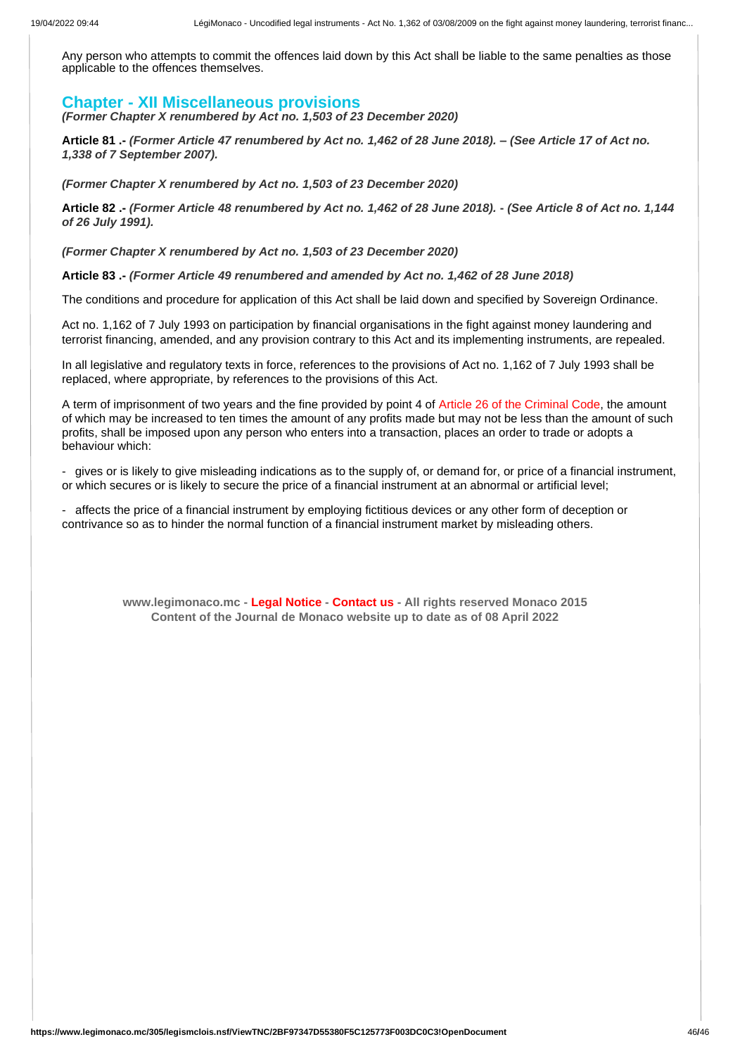Any person who attempts to commit the offences laid down by this Act shall be liable to the same penalties as those applicable to the offences themselves.

## Chapter - XII Miscellaneous provisions

***(Former Chapter X renumbered by Act no. 1,503 of 23 December 2020)***

**Article 81 .-** ***(Former Article 47 renumbered by Act no. 1,462 of 28 June 2018). – (See Article 17 of Act no. 1,338 of 7 September 2007).***

***(Former Chapter X renumbered by Act no. 1,503 of 23 December 2020)***

**Article 82 .-** ***(Former Article 48 renumbered by Act no. 1,462 of 28 June 2018). - (See Article 8 of Act no. 1,144 of 26 July 1991).***

***(Former Chapter X renumbered by Act no. 1,503 of 23 December 2020)***

**Article 83 .-** ***(Former Article 49 renumbered and amended by Act no. 1,462 of 28 June 2018)***

The conditions and procedure for application of this Act shall be laid down and specified by Sovereign Ordinance.

Act no. 1,162 of 7 July 1993 on participation by financial organisations in the fight against money laundering and terrorist financing, amended, and any provision contrary to this Act and its implementing instruments, are repealed.

In all legislative and regulatory texts in force, references to the provisions of Act no. 1,162 of 7 July 1993 shall be replaced, where appropriate, by references to the provisions of this Act.

A term of imprisonment of two years and the fine provided by point 4 of Article 26 of the Criminal Code, the amount of which may be increased to ten times the amount of any profits made but may not be less than the amount of such profits, shall be imposed upon any person who enters into a transaction, places an order to trade or adopts a behaviour which:

- gives or is likely to give misleading indications as to the supply of, or demand for, or price of a financial instrument, or which secures or is likely to secure the price of a financial instrument at an abnormal or artificial level;

- affects the price of a financial instrument by employing fictitious devices or any other form of deception or contrivance so as to hinder the normal function of a financial instrument market by misleading others.